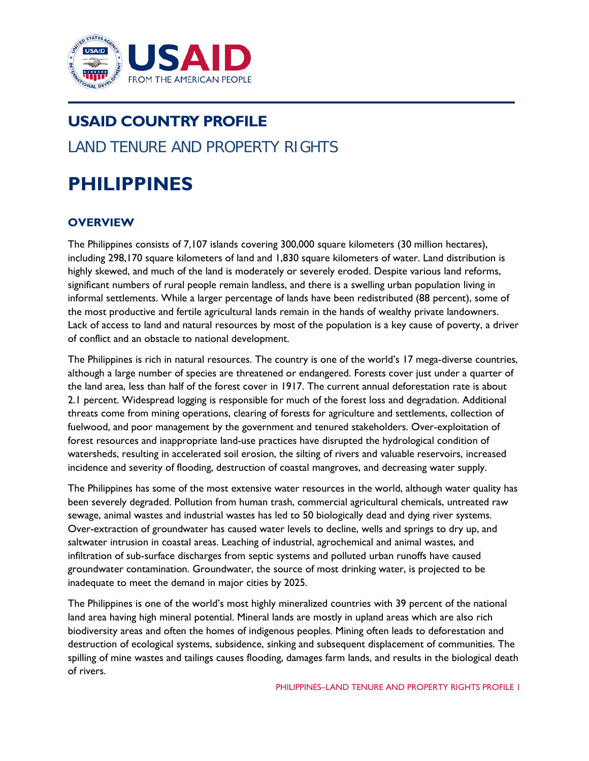# USAID COUNTRY PROFILE

## LAND TENURE AND PROPERTY RIGHTS

# PHILIPPINES

## OVERVIEW

The Philippines consists of 7,107 islands covering 300,000 square kilometers (30 million hectares), including 298,170 square kilometers of land and 1,830 square kilometers of water. Land distribution is highly skewed, and much of the land is moderately or severely eroded. Despite various land reforms, significant numbers of rural people remain landless, and there is a swelling urban population living in informal settlements. While a larger percentage of lands have been redistributed (88 percent), some of the most productive and fertile agricultural lands remain in the hands of wealthy private landowners. Lack of access to land and natural resources by most of the population is a key cause of poverty, a driver of conflict and an obstacle to national development.

The Philippines is rich in natural resources. The country is one of the world's 17 mega-diverse countries, although a large number of species are threatened or endangered. Forests cover just under a quarter of the land area, less than half of the forest cover in 1917. The current annual deforestation rate is about 2.1 percent. Widespread logging is responsible for much of the forest loss and degradation. Additional threats come from mining operations, clearing of forests for agriculture and settlements, collection of fuelwood, and poor management by the government and tenured stakeholders. Over-exploitation of forest resources and inappropriate land-use practices have disrupted the hydrological condition of watersheds, resulting in accelerated soil erosion, the silting of rivers and valuable reservoirs, increased incidence and severity of flooding, destruction of coastal mangroves, and decreasing water supply.

The Philippines has some of the most extensive water resources in the world, although water quality has been severely degraded. Pollution from human trash, commercial agricultural chemicals, untreated raw sewage, animal wastes and industrial wastes has led to 50 biologically dead and dying river systems. Over-extraction of groundwater has caused water levels to decline, wells and springs to dry up, and saltwater intrusion in coastal areas. Leaching of industrial, agrochemical and animal wastes, and infiltration of sub-surface discharges from septic systems and polluted urban runoffs have caused groundwater contamination. Groundwater, the source of most drinking water, is projected to be inadequate to meet the demand in major cities by 2025.

The Philippines is one of the world's most highly mineralized countries with 39 percent of the national land area having high mineral potential. Mineral lands are mostly in upland areas which are also rich biodiversity areas and often the homes of indigenous peoples. Mining often leads to deforestation and destruction of ecological systems, subsidence, sinking and subsequent displacement of communities. The spilling of mine wastes and tailings causes flooding, damages farm lands, and results in the biological death of rivers.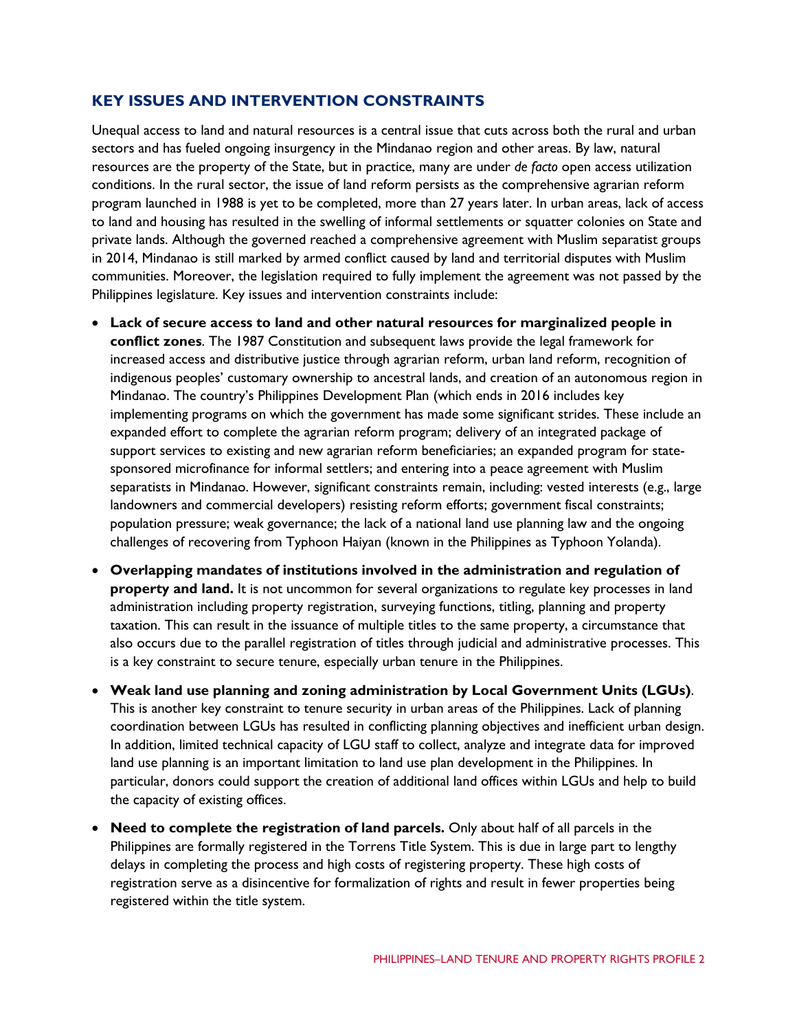## KEY ISSUES AND INTERVENTION CONSTRAINTS

Unequal access to land and natural resources is a central issue that cuts across both the rural and urban sectors and has fueled ongoing insurgency in the Mindanao region and other areas. By law, natural resources are the property of the State, but in practice, many are under *de facto* open access utilization conditions. In the rural sector, the issue of land reform persists as the comprehensive agrarian reform program launched in 1988 is yet to be completed, more than 27 years later. In urban areas, lack of access to land and housing has resulted in the swelling of informal settlements or squatter colonies on State and private lands. Although the governed reached a comprehensive agreement with Muslim separatist groups in 2014, Mindanao is still marked by armed conflict caused by land and territorial disputes with Muslim communities. Moreover, the legislation required to fully implement the agreement was not passed by the Philippines legislature. Key issues and intervention constraints include:

- **Lack of secure access to land and other natural resources for marginalized people in conflict zones**. The 1987 Constitution and subsequent laws provide the legal framework for increased access and distributive justice through agrarian reform, urban land reform, recognition of indigenous peoples' customary ownership to ancestral lands, and creation of an autonomous region in Mindanao. The country's Philippines Development Plan (which ends in 2016 includes key implementing programs on which the government has made some significant strides. These include an expanded effort to complete the agrarian reform program; delivery of an integrated package of support services to existing and new agrarian reform beneficiaries; an expanded program for state-sponsored microfinance for informal settlers; and entering into a peace agreement with Muslim separatists in Mindanao. However, significant constraints remain, including: vested interests (e.g., large landowners and commercial developers) resisting reform efforts; government fiscal constraints; population pressure; weak governance; the lack of a national land use planning law and the ongoing challenges of recovering from Typhoon Haiyan (known in the Philippines as Typhoon Yolanda).
- **Overlapping mandates of institutions involved in the administration and regulation of property and land.** It is not uncommon for several organizations to regulate key processes in land administration including property registration, surveying functions, titling, planning and property taxation. This can result in the issuance of multiple titles to the same property, a circumstance that also occurs due to the parallel registration of titles through judicial and administrative processes. This is a key constraint to secure tenure, especially urban tenure in the Philippines.
- **Weak land use planning and zoning administration by Local Government Units (LGUs)**. This is another key constraint to tenure security in urban areas of the Philippines. Lack of planning coordination between LGUs has resulted in conflicting planning objectives and inefficient urban design. In addition, limited technical capacity of LGU staff to collect, analyze and integrate data for improved land use planning is an important limitation to land use plan development in the Philippines. In particular, donors could support the creation of additional land offices within LGUs and help to build the capacity of existing offices.
- **Need to complete the registration of land parcels.** Only about half of all parcels in the Philippines are formally registered in the Torrens Title System. This is due in large part to lengthy delays in completing the process and high costs of registering property. These high costs of registration serve as a disincentive for formalization of rights and result in fewer properties being registered within the title system.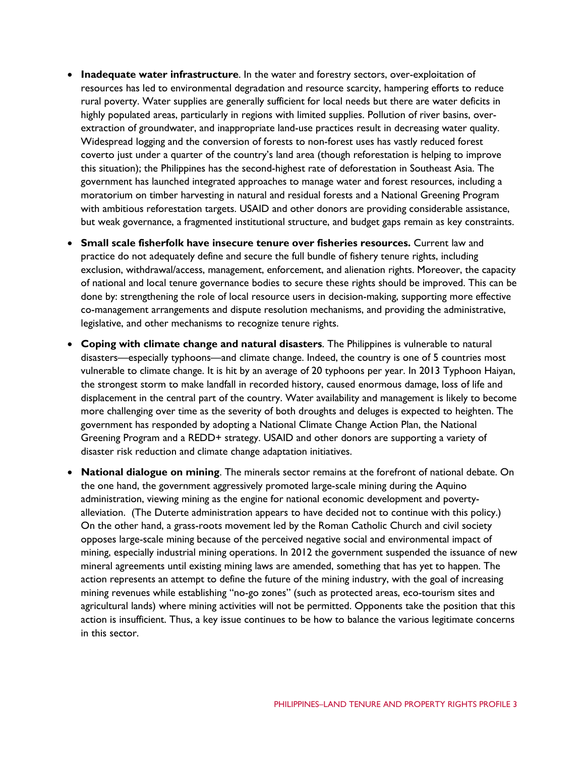- **Inadequate water infrastructure**. In the water and forestry sectors, over-exploitation of resources has led to environmental degradation and resource scarcity, hampering efforts to reduce rural poverty. Water supplies are generally sufficient for local needs but there are water deficits in highly populated areas, particularly in regions with limited supplies. Pollution of river basins, over-extraction of groundwater, and inappropriate land-use practices result in decreasing water quality. Widespread logging and the conversion of forests to non-forest uses has vastly reduced forest coverto just under a quarter of the country's land area (though reforestation is helping to improve this situation); the Philippines has the second-highest rate of deforestation in Southeast Asia. The government has launched integrated approaches to manage water and forest resources, including a moratorium on timber harvesting in natural and residual forests and a National Greening Program with ambitious reforestation targets. USAID and other donors are providing considerable assistance, but weak governance, a fragmented institutional structure, and budget gaps remain as key constraints.

- **Small scale fisherfolk have insecure tenure over fisheries resources.** Current law and practice do not adequately define and secure the full bundle of fishery tenure rights, including exclusion, withdrawal/access, management, enforcement, and alienation rights. Moreover, the capacity of national and local tenure governance bodies to secure these rights should be improved. This can be done by: strengthening the role of local resource users in decision-making, supporting more effective co-management arrangements and dispute resolution mechanisms, and providing the administrative, legislative, and other mechanisms to recognize tenure rights.

- **Coping with climate change and natural disasters**. The Philippines is vulnerable to natural disasters—especially typhoons—and climate change. Indeed, the country is one of 5 countries most vulnerable to climate change. It is hit by an average of 20 typhoons per year. In 2013 Typhoon Haiyan, the strongest storm to make landfall in recorded history, caused enormous damage, loss of life and displacement in the central part of the country. Water availability and management is likely to become more challenging over time as the severity of both droughts and deluges is expected to heighten. The government has responded by adopting a National Climate Change Action Plan, the National Greening Program and a REDD+ strategy. USAID and other donors are supporting a variety of disaster risk reduction and climate change adaptation initiatives.

- **National dialogue on mining**. The minerals sector remains at the forefront of national debate. On the one hand, the government aggressively promoted large-scale mining during the Aquino administration, viewing mining as the engine for national economic development and poverty-alleviation. (The Duterte administration appears to have decided not to continue with this policy.) On the other hand, a grass-roots movement led by the Roman Catholic Church and civil society opposes large-scale mining because of the perceived negative social and environmental impact of mining, especially industrial mining operations. In 2012 the government suspended the issuance of new mineral agreements until existing mining laws are amended, something that has yet to happen. The action represents an attempt to define the future of the mining industry, with the goal of increasing mining revenues while establishing "no-go zones" (such as protected areas, eco-tourism sites and agricultural lands) where mining activities will not be permitted. Opponents take the position that this action is insufficient. Thus, a key issue continues to be how to balance the various legitimate concerns in this sector.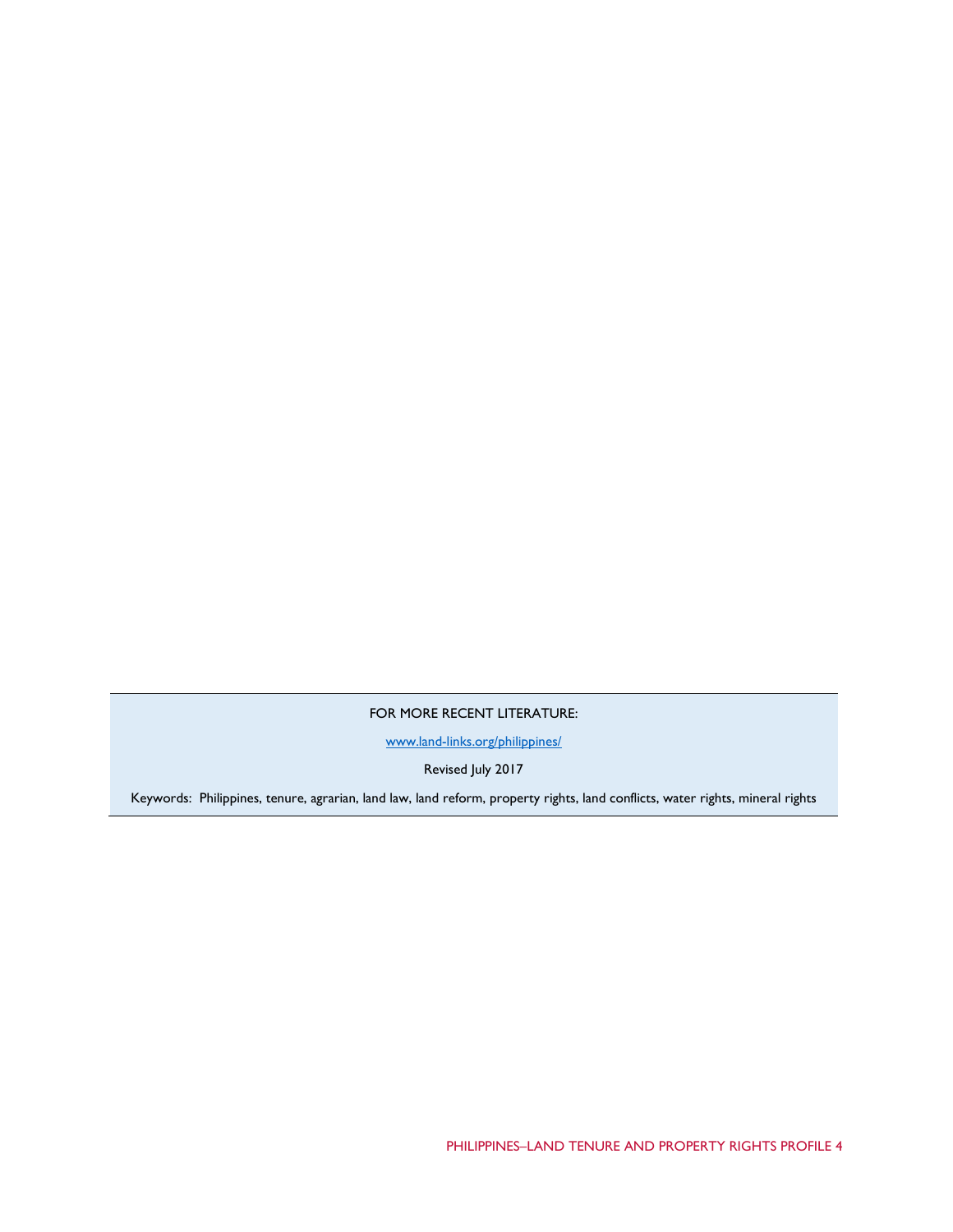FOR MORE RECENT LITERATURE:

[www.land-links.org/philippines/](http://www.land-links.org/philippines/)

Revised July 2017

Keywords: Philippines, tenure, agrarian, land law, land reform, property rights, land conflicts, water rights, mineral rights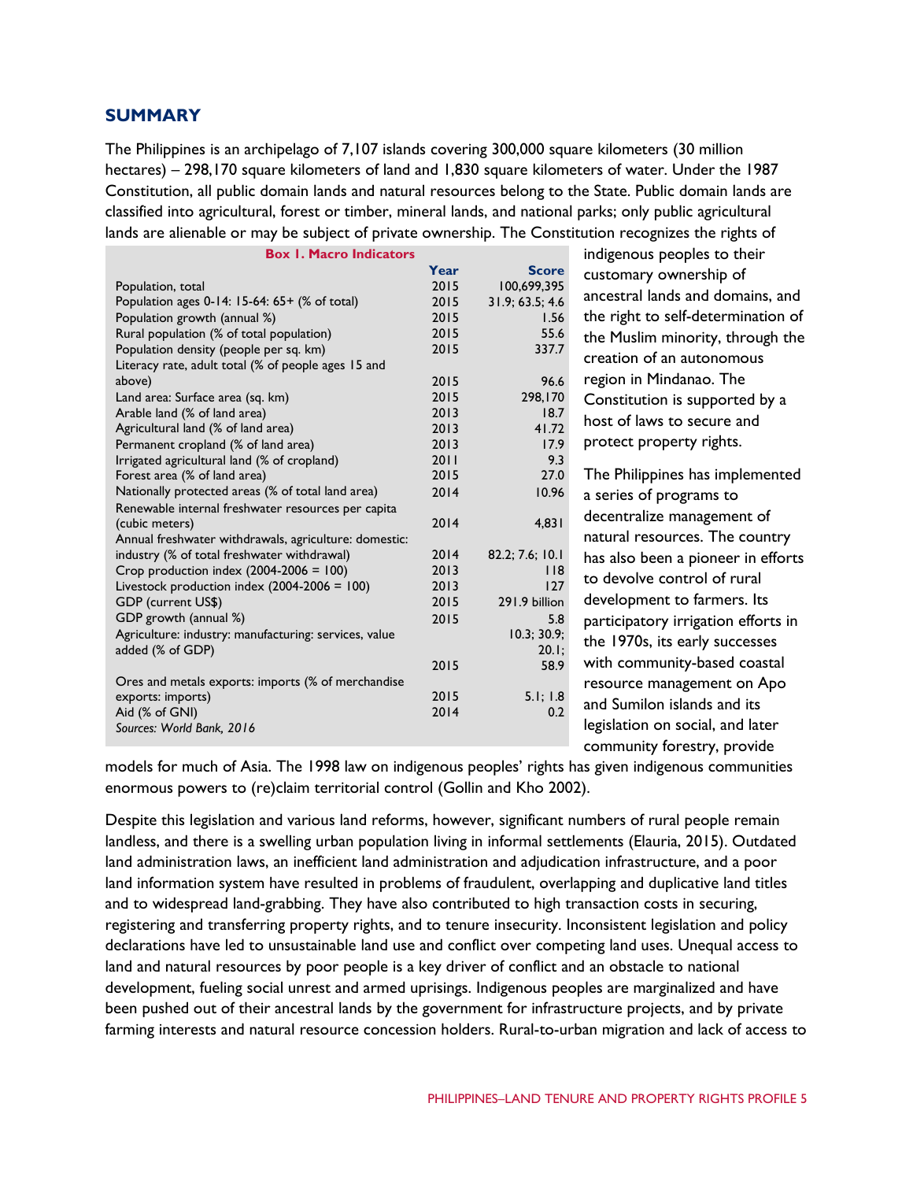## SUMMARY

The Philippines is an archipelago of 7,107 islands covering 300,000 square kilometers (30 million hectares) – 298,170 square kilometers of land and 1,830 square kilometers of water. Under the 1987 Constitution, all public domain lands and natural resources belong to the State. Public domain lands are classified into agricultural, forest or timber, mineral lands, and national parks; only public agricultural lands are alienable or may be subject of private ownership. The Constitution recognizes the rights of indigenous peoples to their customary ownership of ancestral lands and domains, and the right to self-determination of the Muslim minority, through the creation of an autonomous region in Mindanao. The Constitution is supported by a host of laws to secure and protect property rights.

**Box 1. Macro Indicators**

| | Year | Score |
|---|---|---|
| Population, total | 2015 | 100,699,395 |
| Population ages 0-14: 15-64: 65+ (% of total) | 2015 | 31.9; 63.5; 4.6 |
| Population growth (annual %) | 2015 | 1.56 |
| Rural population (% of total population) | 2015 | 55.6 |
| Population density (people per sq. km) | 2015 | 337.7 |
| Literacy rate, adult total (% of people ages 15 and above) | 2015 | 96.6 |
| Land area: Surface area (sq. km) | 2015 | 298,170 |
| Arable land (% of land area) | 2013 | 18.7 |
| Agricultural land (% of land area) | 2013 | 41.72 |
| Permanent cropland (% of land area) | 2013 | 17.9 |
| Irrigated agricultural land (% of cropland) | 2011 | 9.3 |
| Forest area (% of land area) | 2015 | 27.0 |
| Nationally protected areas (% of total land area) | 2014 | 10.96 |
| Renewable internal freshwater resources per capita (cubic meters) | 2014 | 4,831 |
| Annual freshwater withdrawals, agriculture: domestic: industry (% of total freshwater withdrawal) | 2014 | 82.2; 7.6; 10.1 |
| Crop production index (2004-2006 = 100) | 2013 | 118 |
| Livestock production index (2004-2006 = 100) | 2013 | 127 |
| GDP (current US$) | 2015 | 291.9 billion |
| GDP growth (annual %) | 2015 | 5.8 |
| Agriculture: industry: manufacturing: services, value added (% of GDP) | 2015 | 10.3; 30.9; 20.1; 58.9 |
| Ores and metals exports: imports (% of merchandise exports: imports) | 2015 | 5.1; 1.8 |
| Aid (% of GNI) | 2014 | 0.2 |

*Sources: World Bank, 2016*

The Philippines has implemented a series of programs to decentralize management of natural resources. The country has also been a pioneer in efforts to devolve control of rural development to farmers. Its participatory irrigation efforts in the 1970s, its early successes with community-based coastal resource management on Apo and Sumilon islands and its legislation on social, and later community forestry, provide models for much of Asia. The 1998 law on indigenous peoples' rights has given indigenous communities enormous powers to (re)claim territorial control (Gollin and Kho 2002).

Despite this legislation and various land reforms, however, significant numbers of rural people remain landless, and there is a swelling urban population living in informal settlements (Elauria, 2015). Outdated land administration laws, an inefficient land administration and adjudication infrastructure, and a poor land information system have resulted in problems of fraudulent, overlapping and duplicative land titles and to widespread land-grabbing. They have also contributed to high transaction costs in securing, registering and transferring property rights, and to tenure insecurity. Inconsistent legislation and policy declarations have led to unsustainable land use and conflict over competing land uses. Unequal access to land and natural resources by poor people is a key driver of conflict and an obstacle to national development, fueling social unrest and armed uprisings. Indigenous peoples are marginalized and have been pushed out of their ancestral lands by the government for infrastructure projects, and by private farming interests and natural resource concession holders. Rural-to-urban migration and lack of access to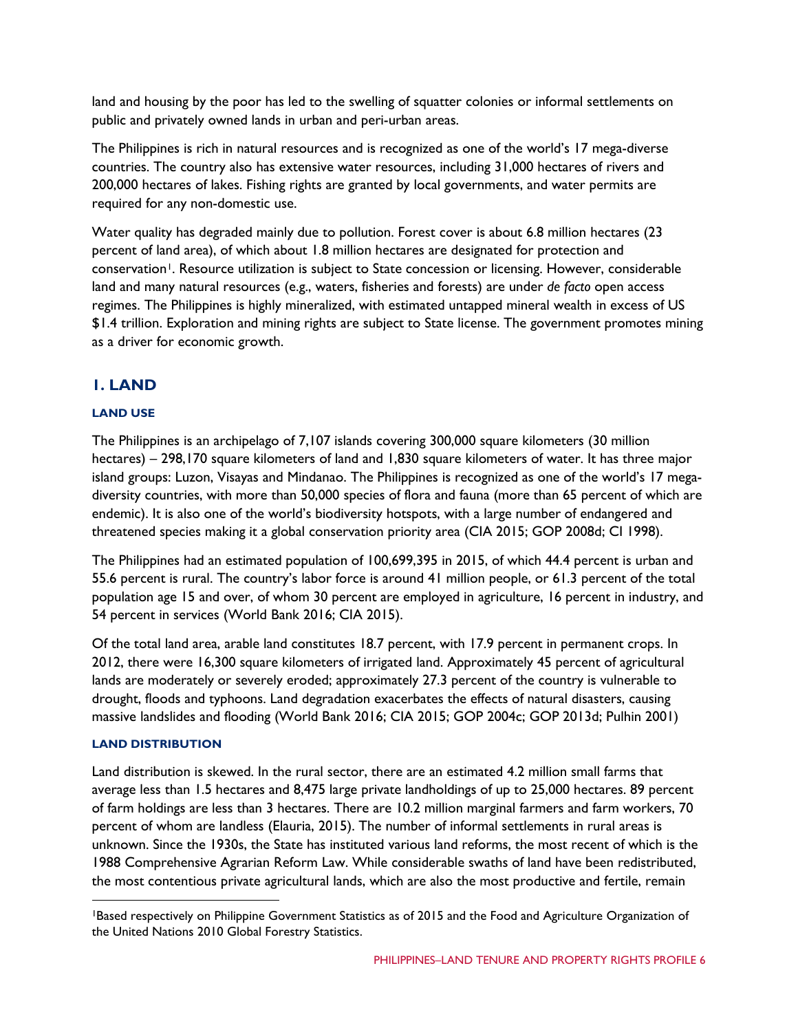land and housing by the poor has led to the swelling of squatter colonies or informal settlements on public and privately owned lands in urban and peri-urban areas.

The Philippines is rich in natural resources and is recognized as one of the world's 17 mega-diverse countries. The country also has extensive water resources, including 31,000 hectares of rivers and 200,000 hectares of lakes. Fishing rights are granted by local governments, and water permits are required for any non-domestic use.

Water quality has degraded mainly due to pollution. Forest cover is about 6.8 million hectares (23 percent of land area), of which about 1.8 million hectares are designated for protection and conservation[1]. Resource utilization is subject to State concession or licensing. However, considerable land and many natural resources (e.g., waters, fisheries and forests) are under *de facto* open access regimes. The Philippines is highly mineralized, with estimated untapped mineral wealth in excess of US $1.4 trillion. Exploration and mining rights are subject to State license. The government promotes mining as a driver for economic growth.

## 1. LAND

### LAND USE

The Philippines is an archipelago of 7,107 islands covering 300,000 square kilometers (30 million hectares) – 298,170 square kilometers of land and 1,830 square kilometers of water. It has three major island groups: Luzon, Visayas and Mindanao. The Philippines is recognized as one of the world's 17 mega-diversity countries, with more than 50,000 species of flora and fauna (more than 65 percent of which are endemic). It is also one of the world's biodiversity hotspots, with a large number of endangered and threatened species making it a global conservation priority area (CIA 2015; GOP 2008d; CI 1998).

The Philippines had an estimated population of 100,699,395 in 2015, of which 44.4 percent is urban and 55.6 percent is rural. The country's labor force is around 41 million people, or 61.3 percent of the total population age 15 and over, of whom 30 percent are employed in agriculture, 16 percent in industry, and 54 percent in services (World Bank 2016; CIA 2015).

Of the total land area, arable land constitutes 18.7 percent, with 17.9 percent in permanent crops. In 2012, there were 16,300 square kilometers of irrigated land. Approximately 45 percent of agricultural lands are moderately or severely eroded; approximately 27.3 percent of the country is vulnerable to drought, floods and typhoons. Land degradation exacerbates the effects of natural disasters, causing massive landslides and flooding (World Bank 2016; CIA 2015; GOP 2004c; GOP 2013d; Pulhin 2001)

### LAND DISTRIBUTION

Land distribution is skewed. In the rural sector, there are an estimated 4.2 million small farms that average less than 1.5 hectares and 8,475 large private landholdings of up to 25,000 hectares. 89 percent of farm holdings are less than 3 hectares. There are 10.2 million marginal farmers and farm workers, 70 percent of whom are landless (Elauria, 2015). The number of informal settlements in rural areas is unknown. Since the 1930s, the State has instituted various land reforms, the most recent of which is the 1988 Comprehensive Agrarian Reform Law. While considerable swaths of land have been redistributed, the most contentious private agricultural lands, which are also the most productive and fertile, remain

[1]Based respectively on Philippine Government Statistics as of 2015 and the Food and Agriculture Organization of the United Nations 2010 Global Forestry Statistics.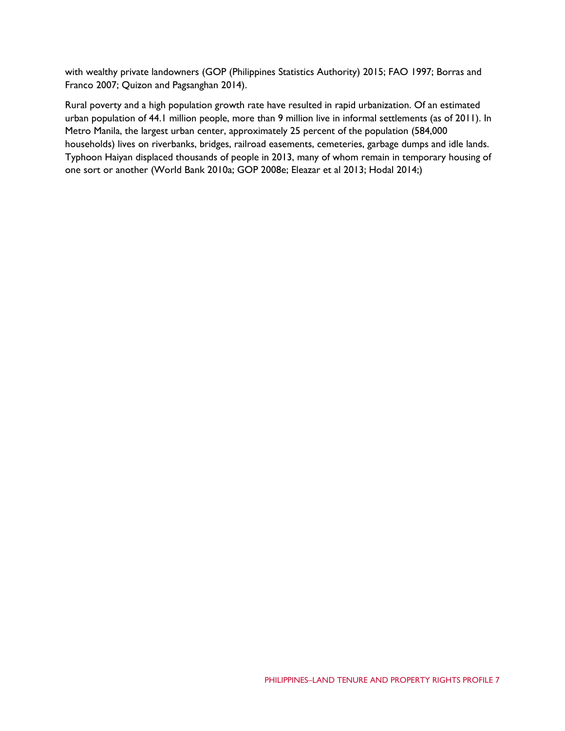with wealthy private landowners (GOP (Philippines Statistics Authority) 2015; FAO 1997; Borras and Franco 2007; Quizon and Pagsanghan 2014).

Rural poverty and a high population growth rate have resulted in rapid urbanization. Of an estimated urban population of 44.1 million people, more than 9 million live in informal settlements (as of 2011). In Metro Manila, the largest urban center, approximately 25 percent of the population (584,000 households) lives on riverbanks, bridges, railroad easements, cemeteries, garbage dumps and idle lands. Typhoon Haiyan displaced thousands of people in 2013, many of whom remain in temporary housing of one sort or another (World Bank 2010a; GOP 2008e; Eleazar et al 2013; Hodal 2014;)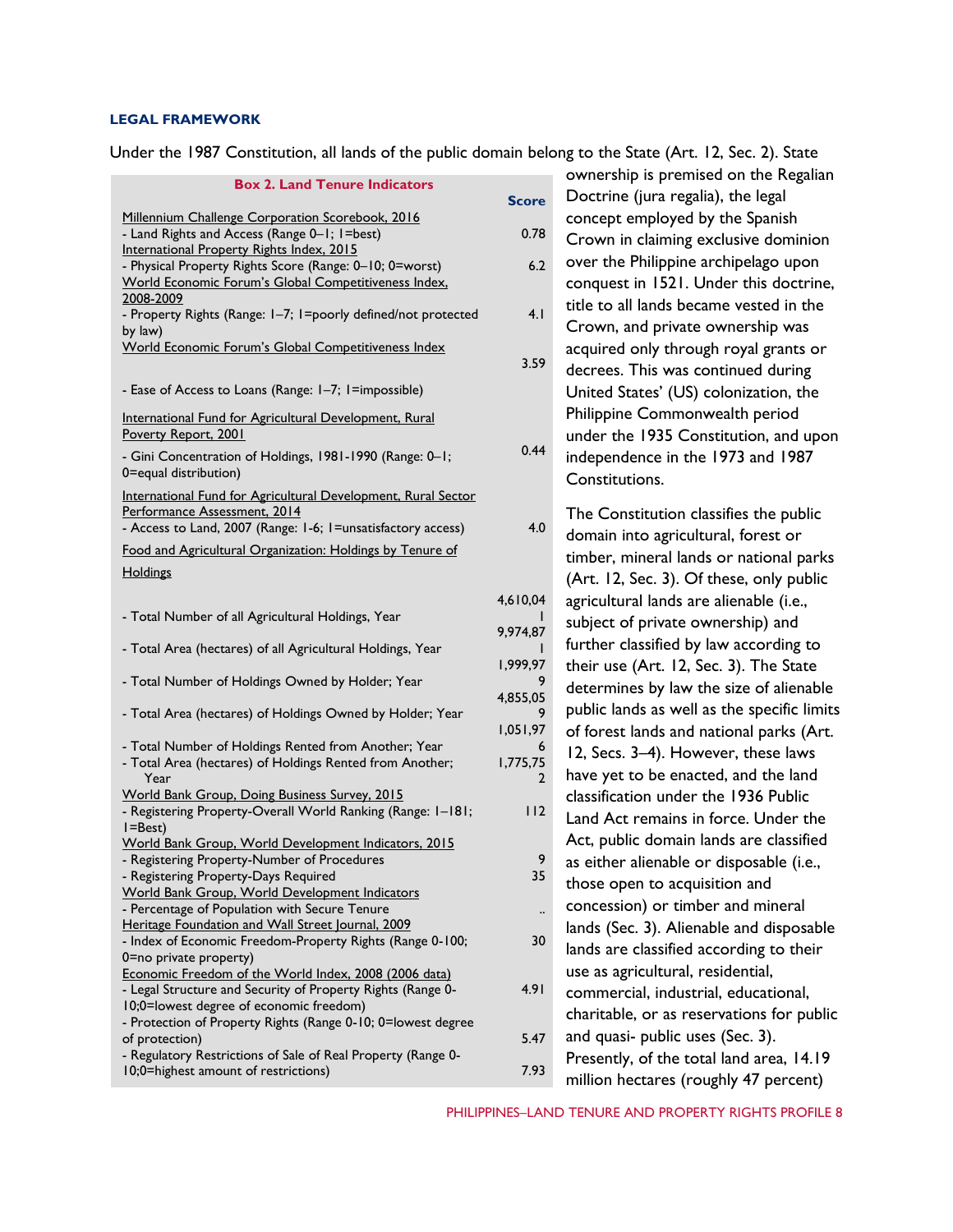### LEGAL FRAMEWORK

Under the 1987 Constitution, all lands of the public domain belong to the State (Art. 12, Sec. 2). State ownership is premised on the Regalian Doctrine (jura regalia), the legal concept employed by the Spanish Crown in claiming exclusive dominion over the Philippine archipelago upon conquest in 1521. Under this doctrine, title to all lands became vested in the Crown, and private ownership was acquired only through royal grants or decrees. This was continued during United States' (US) colonization, the Philippine Commonwealth period under the 1935 Constitution, and upon independence in the 1973 and 1987 Constitutions.

**Box 2. Land Tenure Indicators**

| | Score |
|---|---|
| Millennium Challenge Corporation Scorebook, 2016 | |
| - Land Rights and Access (Range 0–1; 1=best) | 0.78 |
| International Property Rights Index, 2015 | |
| - Physical Property Rights Score (Range: 0–10; 0=worst) | 6.2 |
| World Economic Forum's Global Competitiveness Index, 2008-2009 | |
| - Property Rights (Range: 1–7; 1=poorly defined/not protected by law) | 4.1 |
| World Economic Forum's Global Competitiveness Index | |
| - Ease of Access to Loans (Range: 1–7; 1=impossible) | 3.59 |
| International Fund for Agricultural Development, Rural Poverty Report, 2001 | |
| - Gini Concentration of Holdings, 1981-1990 (Range: 0–1; 0=equal distribution) | 0.44 |
| International Fund for Agricultural Development, Rural Sector Performance Assessment, 2014 | |
| - Access to Land, 2007 (Range: 1-6; 1=unsatisfactory access) | 4.0 |
| Food and Agricultural Organization: Holdings by Tenure of Holdings | |
| - Total Number of all Agricultural Holdings, Year | 4,610,041 |
| - Total Area (hectares) of all Agricultural Holdings, Year | 9,974,871 |
| - Total Number of Holdings Owned by Holder; Year | 1,999,979 |
| - Total Area (hectares) of Holdings Owned by Holder; Year | 4,855,059 |
| - Total Number of Holdings Rented from Another; Year | 1,051,976 |
| - Total Area (hectares) of Holdings Rented from Another; Year | 1,775,752 |
| World Bank Group, Doing Business Survey, 2015 | |
| - Registering Property-Overall World Ranking (Range: 1–181; 1=Best) | 112 |
| World Bank Group, World Development Indicators, 2015 | |
| - Registering Property-Number of Procedures | 9 |
| - Registering Property-Days Required | 35 |
| World Bank Group, World Development Indicators | |
| - Percentage of Population with Secure Tenure | .. |
| Heritage Foundation and Wall Street Journal, 2009 | |
| - Index of Economic Freedom-Property Rights (Range 0-100; 0=no private property) | 30 |
| Economic Freedom of the World Index, 2008 (2006 data) | |
| - Legal Structure and Security of Property Rights (Range 0-10;0=lowest degree of economic freedom) | 4.91 |
| - Protection of Property Rights (Range 0-10; 0=lowest degree of protection) | 5.47 |
| - Regulatory Restrictions of Sale of Real Property (Range 0-10;0=highest amount of restrictions) | 7.93 |

The Constitution classifies the public domain into agricultural, forest or timber, mineral lands or national parks (Art. 12, Sec. 3). Of these, only public agricultural lands are alienable (i.e., subject of private ownership) and further classified by law according to their use (Art. 12, Sec. 3). The State determines by law the size of alienable public lands as well as the specific limits of forest lands and national parks (Art. 12, Secs. 3–4). However, these laws have yet to be enacted, and the land classification under the 1936 Public Land Act remains in force. Under the Act, public domain lands are classified as either alienable or disposable (i.e., those open to acquisition and concession) or timber and mineral lands (Sec. 3). Alienable and disposable lands are classified according to their use as agricultural, residential, commercial, industrial, educational, charitable, or as reservations for public and quasi- public uses (Sec. 3). Presently, of the total land area, 14.19 million hectares (roughly 47 percent)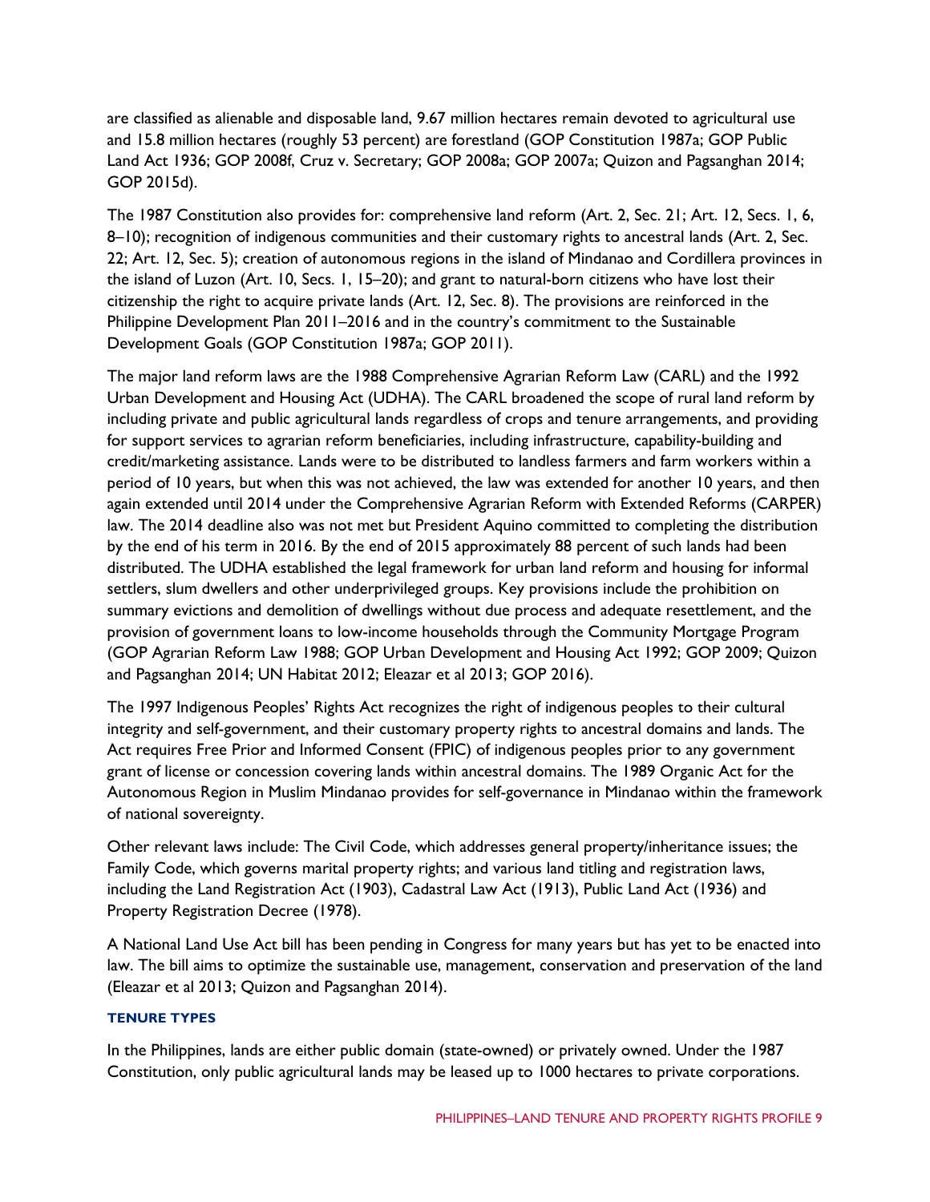are classified as alienable and disposable land, 9.67 million hectares remain devoted to agricultural use and 15.8 million hectares (roughly 53 percent) are forestland (GOP Constitution 1987a; GOP Public Land Act 1936; GOP 2008f, Cruz v. Secretary; GOP 2008a; GOP 2007a; Quizon and Pagsanghan 2014; GOP 2015d).

The 1987 Constitution also provides for: comprehensive land reform (Art. 2, Sec. 21; Art. 12, Secs. 1, 6, 8–10); recognition of indigenous communities and their customary rights to ancestral lands (Art. 2, Sec. 22; Art. 12, Sec. 5); creation of autonomous regions in the island of Mindanao and Cordillera provinces in the island of Luzon (Art. 10, Secs. 1, 15–20); and grant to natural-born citizens who have lost their citizenship the right to acquire private lands (Art. 12, Sec. 8). The provisions are reinforced in the Philippine Development Plan 2011–2016 and in the country's commitment to the Sustainable Development Goals (GOP Constitution 1987a; GOP 2011).

The major land reform laws are the 1988 Comprehensive Agrarian Reform Law (CARL) and the 1992 Urban Development and Housing Act (UDHA). The CARL broadened the scope of rural land reform by including private and public agricultural lands regardless of crops and tenure arrangements, and providing for support services to agrarian reform beneficiaries, including infrastructure, capability-building and credit/marketing assistance. Lands were to be distributed to landless farmers and farm workers within a period of 10 years, but when this was not achieved, the law was extended for another 10 years, and then again extended until 2014 under the Comprehensive Agrarian Reform with Extended Reforms (CARPER) law. The 2014 deadline also was not met but President Aquino committed to completing the distribution by the end of his term in 2016. By the end of 2015 approximately 88 percent of such lands had been distributed. The UDHA established the legal framework for urban land reform and housing for informal settlers, slum dwellers and other underprivileged groups. Key provisions include the prohibition on summary evictions and demolition of dwellings without due process and adequate resettlement, and the provision of government loans to low-income households through the Community Mortgage Program (GOP Agrarian Reform Law 1988; GOP Urban Development and Housing Act 1992; GOP 2009; Quizon and Pagsanghan 2014; UN Habitat 2012; Eleazar et al 2013; GOP 2016).

The 1997 Indigenous Peoples' Rights Act recognizes the right of indigenous peoples to their cultural integrity and self-government, and their customary property rights to ancestral domains and lands. The Act requires Free Prior and Informed Consent (FPIC) of indigenous peoples prior to any government grant of license or concession covering lands within ancestral domains. The 1989 Organic Act for the Autonomous Region in Muslim Mindanao provides for self-governance in Mindanao within the framework of national sovereignty.

Other relevant laws include: The Civil Code, which addresses general property/inheritance issues; the Family Code, which governs marital property rights; and various land titling and registration laws, including the Land Registration Act (1903), Cadastral Law Act (1913), Public Land Act (1936) and Property Registration Decree (1978).

A National Land Use Act bill has been pending in Congress for many years but has yet to be enacted into law. The bill aims to optimize the sustainable use, management, conservation and preservation of the land (Eleazar et al 2013; Quizon and Pagsanghan 2014).

### TENURE TYPES

In the Philippines, lands are either public domain (state-owned) or privately owned. Under the 1987 Constitution, only public agricultural lands may be leased up to 1000 hectares to private corporations.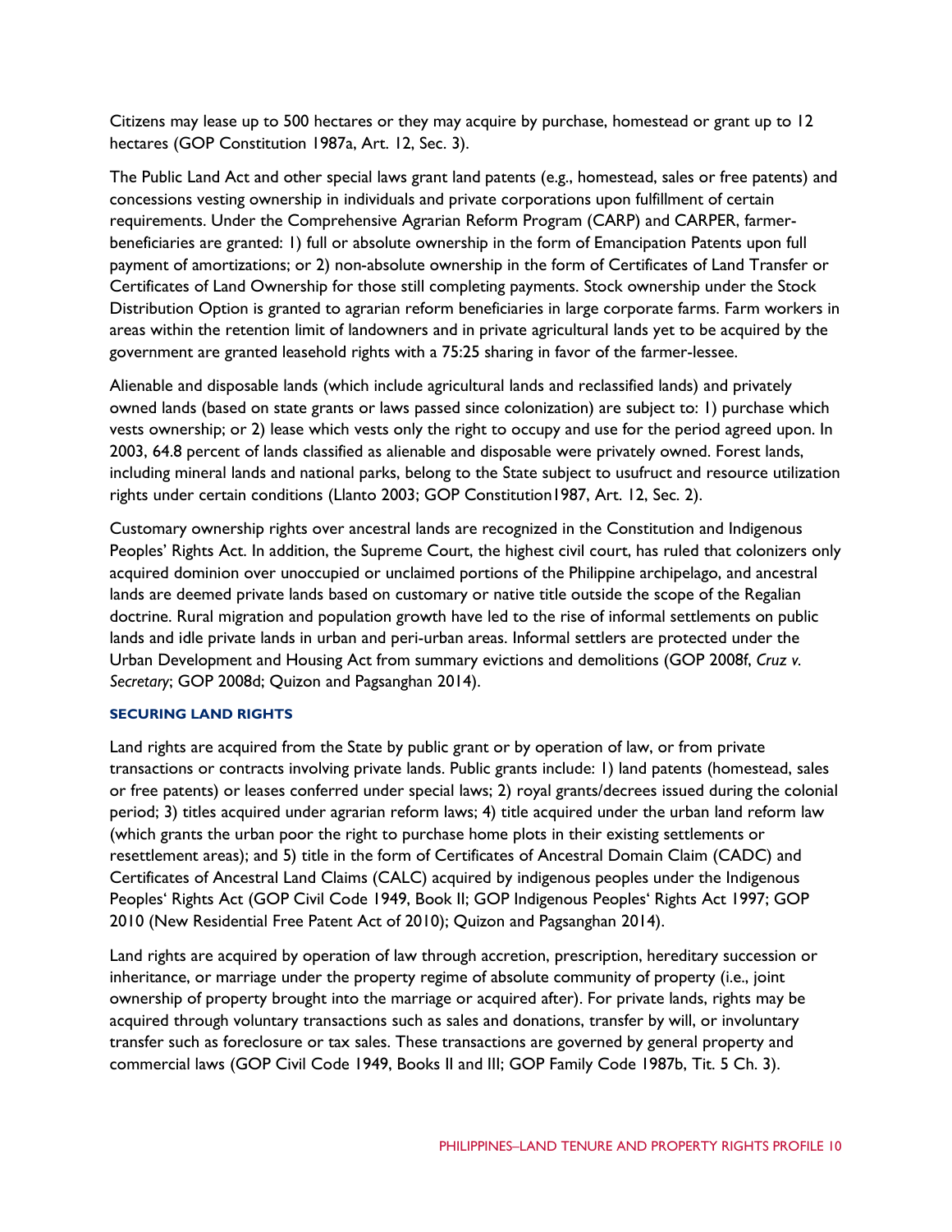Citizens may lease up to 500 hectares or they may acquire by purchase, homestead or grant up to 12 hectares (GOP Constitution 1987a, Art. 12, Sec. 3).

The Public Land Act and other special laws grant land patents (e.g., homestead, sales or free patents) and concessions vesting ownership in individuals and private corporations upon fulfillment of certain requirements. Under the Comprehensive Agrarian Reform Program (CARP) and CARPER, farmer-beneficiaries are granted: 1) full or absolute ownership in the form of Emancipation Patents upon full payment of amortizations; or 2) non-absolute ownership in the form of Certificates of Land Transfer or Certificates of Land Ownership for those still completing payments. Stock ownership under the Stock Distribution Option is granted to agrarian reform beneficiaries in large corporate farms. Farm workers in areas within the retention limit of landowners and in private agricultural lands yet to be acquired by the government are granted leasehold rights with a 75:25 sharing in favor of the farmer-lessee.

Alienable and disposable lands (which include agricultural lands and reclassified lands) and privately owned lands (based on state grants or laws passed since colonization) are subject to: 1) purchase which vests ownership; or 2) lease which vests only the right to occupy and use for the period agreed upon. In 2003, 64.8 percent of lands classified as alienable and disposable were privately owned. Forest lands, including mineral lands and national parks, belong to the State subject to usufruct and resource utilization rights under certain conditions (Llanto 2003; GOP Constitution1987, Art. 12, Sec. 2).

Customary ownership rights over ancestral lands are recognized in the Constitution and Indigenous Peoples' Rights Act. In addition, the Supreme Court, the highest civil court, has ruled that colonizers only acquired dominion over unoccupied or unclaimed portions of the Philippine archipelago, and ancestral lands are deemed private lands based on customary or native title outside the scope of the Regalian doctrine. Rural migration and population growth have led to the rise of informal settlements on public lands and idle private lands in urban and peri-urban areas. Informal settlers are protected under the Urban Development and Housing Act from summary evictions and demolitions (GOP 2008f, *Cruz v. Secretary*; GOP 2008d; Quizon and Pagsanghan 2014).

### SECURING LAND RIGHTS

Land rights are acquired from the State by public grant or by operation of law, or from private transactions or contracts involving private lands. Public grants include: 1) land patents (homestead, sales or free patents) or leases conferred under special laws; 2) royal grants/decrees issued during the colonial period; 3) titles acquired under agrarian reform laws; 4) title acquired under the urban land reform law (which grants the urban poor the right to purchase home plots in their existing settlements or resettlement areas); and 5) title in the form of Certificates of Ancestral Domain Claim (CADC) and Certificates of Ancestral Land Claims (CALC) acquired by indigenous peoples under the Indigenous Peoples' Rights Act (GOP Civil Code 1949, Book II; GOP Indigenous Peoples' Rights Act 1997; GOP 2010 (New Residential Free Patent Act of 2010); Quizon and Pagsanghan 2014).

Land rights are acquired by operation of law through accretion, prescription, hereditary succession or inheritance, or marriage under the property regime of absolute community of property (i.e., joint ownership of property brought into the marriage or acquired after). For private lands, rights may be acquired through voluntary transactions such as sales and donations, transfer by will, or involuntary transfer such as foreclosure or tax sales. These transactions are governed by general property and commercial laws (GOP Civil Code 1949, Books II and III; GOP Family Code 1987b, Tit. 5 Ch. 3).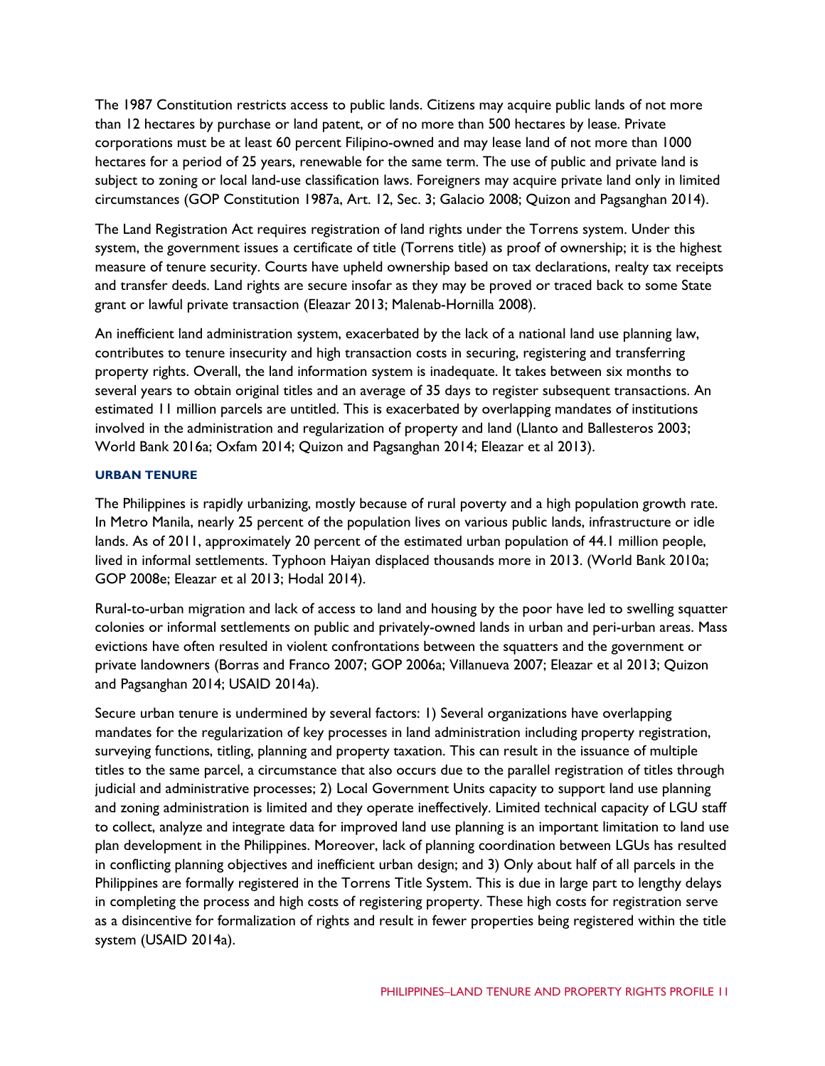The 1987 Constitution restricts access to public lands. Citizens may acquire public lands of not more than 12 hectares by purchase or land patent, or of no more than 500 hectares by lease. Private corporations must be at least 60 percent Filipino-owned and may lease land of not more than 1000 hectares for a period of 25 years, renewable for the same term. The use of public and private land is subject to zoning or local land-use classification laws. Foreigners may acquire private land only in limited circumstances (GOP Constitution 1987a, Art. 12, Sec. 3; Galacio 2008; Quizon and Pagsanghan 2014).

The Land Registration Act requires registration of land rights under the Torrens system. Under this system, the government issues a certificate of title (Torrens title) as proof of ownership; it is the highest measure of tenure security. Courts have upheld ownership based on tax declarations, realty tax receipts and transfer deeds. Land rights are secure insofar as they may be proved or traced back to some State grant or lawful private transaction (Eleazar 2013; Malenab-Hornilla 2008).

An inefficient land administration system, exacerbated by the lack of a national land use planning law, contributes to tenure insecurity and high transaction costs in securing, registering and transferring property rights. Overall, the land information system is inadequate. It takes between six months to several years to obtain original titles and an average of 35 days to register subsequent transactions. An estimated 11 million parcels are untitled. This is exacerbated by overlapping mandates of institutions involved in the administration and regularization of property and land (Llanto and Ballesteros 2003; World Bank 2016a; Oxfam 2014; Quizon and Pagsanghan 2014; Eleazar et al 2013).

### URBAN TENURE

The Philippines is rapidly urbanizing, mostly because of rural poverty and a high population growth rate. In Metro Manila, nearly 25 percent of the population lives on various public lands, infrastructure or idle lands. As of 2011, approximately 20 percent of the estimated urban population of 44.1 million people, lived in informal settlements. Typhoon Haiyan displaced thousands more in 2013. (World Bank 2010a; GOP 2008e; Eleazar et al 2013; Hodal 2014).

Rural-to-urban migration and lack of access to land and housing by the poor have led to swelling squatter colonies or informal settlements on public and privately-owned lands in urban and peri-urban areas. Mass evictions have often resulted in violent confrontations between the squatters and the government or private landowners (Borras and Franco 2007; GOP 2006a; Villanueva 2007; Eleazar et al 2013; Quizon and Pagsanghan 2014; USAID 2014a).

Secure urban tenure is undermined by several factors: 1) Several organizations have overlapping mandates for the regularization of key processes in land administration including property registration, surveying functions, titling, planning and property taxation. This can result in the issuance of multiple titles to the same parcel, a circumstance that also occurs due to the parallel registration of titles through judicial and administrative processes; 2) Local Government Units capacity to support land use planning and zoning administration is limited and they operate ineffectively. Limited technical capacity of LGU staff to collect, analyze and integrate data for improved land use planning is an important limitation to land use plan development in the Philippines. Moreover, lack of planning coordination between LGUs has resulted in conflicting planning objectives and inefficient urban design; and 3) Only about half of all parcels in the Philippines are formally registered in the Torrens Title System. This is due in large part to lengthy delays in completing the process and high costs of registering property. These high costs for registration serve as a disincentive for formalization of rights and result in fewer properties being registered within the title system (USAID 2014a).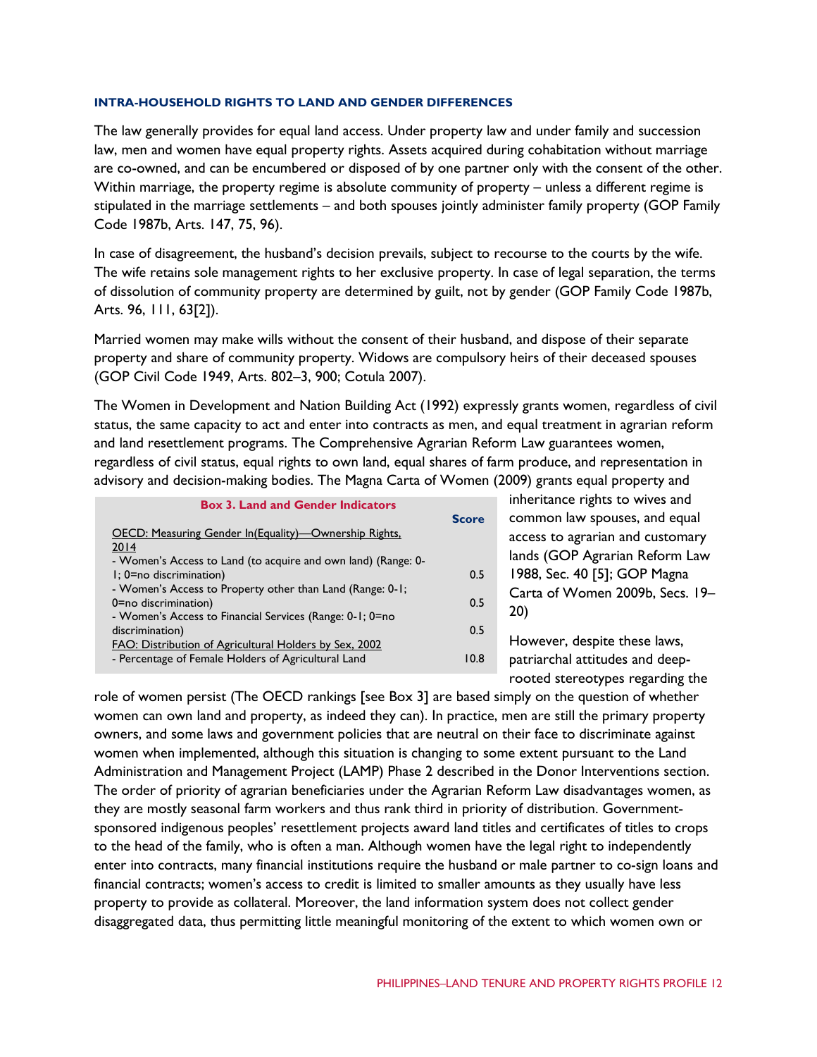### INTRA-HOUSEHOLD RIGHTS TO LAND AND GENDER DIFFERENCES

The law generally provides for equal land access. Under property law and under family and succession law, men and women have equal property rights. Assets acquired during cohabitation without marriage are co-owned, and can be encumbered or disposed of by one partner only with the consent of the other. Within marriage, the property regime is absolute community of property – unless a different regime is stipulated in the marriage settlements – and both spouses jointly administer family property (GOP Family Code 1987b, Arts. 147, 75, 96).

In case of disagreement, the husband's decision prevails, subject to recourse to the courts by the wife. The wife retains sole management rights to her exclusive property. In case of legal separation, the terms of dissolution of community property are determined by guilt, not by gender (GOP Family Code 1987b, Arts. 96, 111, 63[2]).

Married women may make wills without the consent of their husband, and dispose of their separate property and share of community property. Widows are compulsory heirs of their deceased spouses (GOP Civil Code 1949, Arts. 802–3, 900; Cotula 2007).

The Women in Development and Nation Building Act (1992) expressly grants women, regardless of civil status, the same capacity to act and enter into contracts as men, and equal treatment in agrarian reform and land resettlement programs. The Comprehensive Agrarian Reform Law guarantees women, regardless of civil status, equal rights to own land, equal shares of farm produce, and representation in advisory and decision-making bodies. The Magna Carta of Women (2009) grants equal property and inheritance rights to wives and common law spouses, and equal access to agrarian and customary lands (GOP Agrarian Reform Law 1988, Sec. 40 [5]; GOP Magna Carta of Women 2009b, Secs. 19–20)

**Box 3. Land and Gender Indicators**

| | Score |
|---|---|
| OECD: Measuring Gender In(Equality)—Ownership Rights, 2014 | |
| - Women's Access to Land (to acquire and own land) (Range: 0-1; 0=no discrimination) | 0.5 |
| - Women's Access to Property other than Land (Range: 0-1; 0=no discrimination) | 0.5 |
| - Women's Access to Financial Services (Range: 0-1; 0=no discrimination) | 0.5 |
| FAO: Distribution of Agricultural Holders by Sex, 2002 | |
| - Percentage of Female Holders of Agricultural Land | 10.8 |

However, despite these laws, patriarchal attitudes and deep-rooted stereotypes regarding the role of women persist (The OECD rankings [see Box 3] are based simply on the question of whether women can own land and property, as indeed they can). In practice, men are still the primary property owners, and some laws and government policies that are neutral on their face to discriminate against women when implemented, although this situation is changing to some extent pursuant to the Land Administration and Management Project (LAMP) Phase 2 described in the Donor Interventions section. The order of priority of agrarian beneficiaries under the Agrarian Reform Law disadvantages women, as they are mostly seasonal farm workers and thus rank third in priority of distribution. Government-sponsored indigenous peoples' resettlement projects award land titles and certificates of titles to crops to the head of the family, who is often a man. Although women have the legal right to independently enter into contracts, many financial institutions require the husband or male partner to co-sign loans and financial contracts; women's access to credit is limited to smaller amounts as they usually have less property to provide as collateral. Moreover, the land information system does not collect gender disaggregated data, thus permitting little meaningful monitoring of the extent to which women own or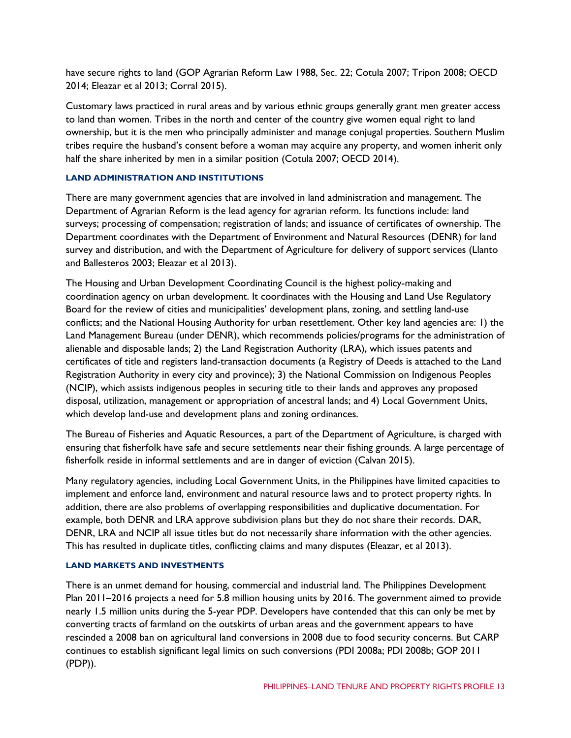have secure rights to land (GOP Agrarian Reform Law 1988, Sec. 22; Cotula 2007; Tripon 2008; OECD 2014; Eleazar et al 2013; Corral 2015).

Customary laws practiced in rural areas and by various ethnic groups generally grant men greater access to land than women. Tribes in the north and center of the country give women equal right to land ownership, but it is the men who principally administer and manage conjugal properties. Southern Muslim tribes require the husband's consent before a woman may acquire any property, and women inherit only half the share inherited by men in a similar position (Cotula 2007; OECD 2014).

#### LAND ADMINISTRATION AND INSTITUTIONS

There are many government agencies that are involved in land administration and management. The Department of Agrarian Reform is the lead agency for agrarian reform. Its functions include: land surveys; processing of compensation; registration of lands; and issuance of certificates of ownership. The Department coordinates with the Department of Environment and Natural Resources (DENR) for land survey and distribution, and with the Department of Agriculture for delivery of support services (Llanto and Ballesteros 2003; Eleazar et al 2013).

The Housing and Urban Development Coordinating Council is the highest policy-making and coordination agency on urban development. It coordinates with the Housing and Land Use Regulatory Board for the review of cities and municipalities' development plans, zoning, and settling land-use conflicts; and the National Housing Authority for urban resettlement. Other key land agencies are: 1) the Land Management Bureau (under DENR), which recommends policies/programs for the administration of alienable and disposable lands; 2) the Land Registration Authority (LRA), which issues patents and certificates of title and registers land-transaction documents (a Registry of Deeds is attached to the Land Registration Authority in every city and province); 3) the National Commission on Indigenous Peoples (NCIP), which assists indigenous peoples in securing title to their lands and approves any proposed disposal, utilization, management or appropriation of ancestral lands; and 4) Local Government Units, which develop land-use and development plans and zoning ordinances.

The Bureau of Fisheries and Aquatic Resources, a part of the Department of Agriculture, is charged with ensuring that fisherfolk have safe and secure settlements near their fishing grounds. A large percentage of fisherfolk reside in informal settlements and are in danger of eviction (Calvan 2015).

Many regulatory agencies, including Local Government Units, in the Philippines have limited capacities to implement and enforce land, environment and natural resource laws and to protect property rights. In addition, there are also problems of overlapping responsibilities and duplicative documentation. For example, both DENR and LRA approve subdivision plans but they do not share their records. DAR, DENR, LRA and NCIP all issue titles but do not necessarily share information with the other agencies. This has resulted in duplicate titles, conflicting claims and many disputes (Eleazar, et al 2013).

#### LAND MARKETS AND INVESTMENTS

There is an unmet demand for housing, commercial and industrial land. The Philippines Development Plan 2011–2016 projects a need for 5.8 million housing units by 2016. The government aimed to provide nearly 1.5 million units during the 5-year PDP. Developers have contended that this can only be met by converting tracts of farmland on the outskirts of urban areas and the government appears to have rescinded a 2008 ban on agricultural land conversions in 2008 due to food security concerns. But CARP continues to establish significant legal limits on such conversions (PDI 2008a; PDI 2008b; GOP 2011 (PDP)).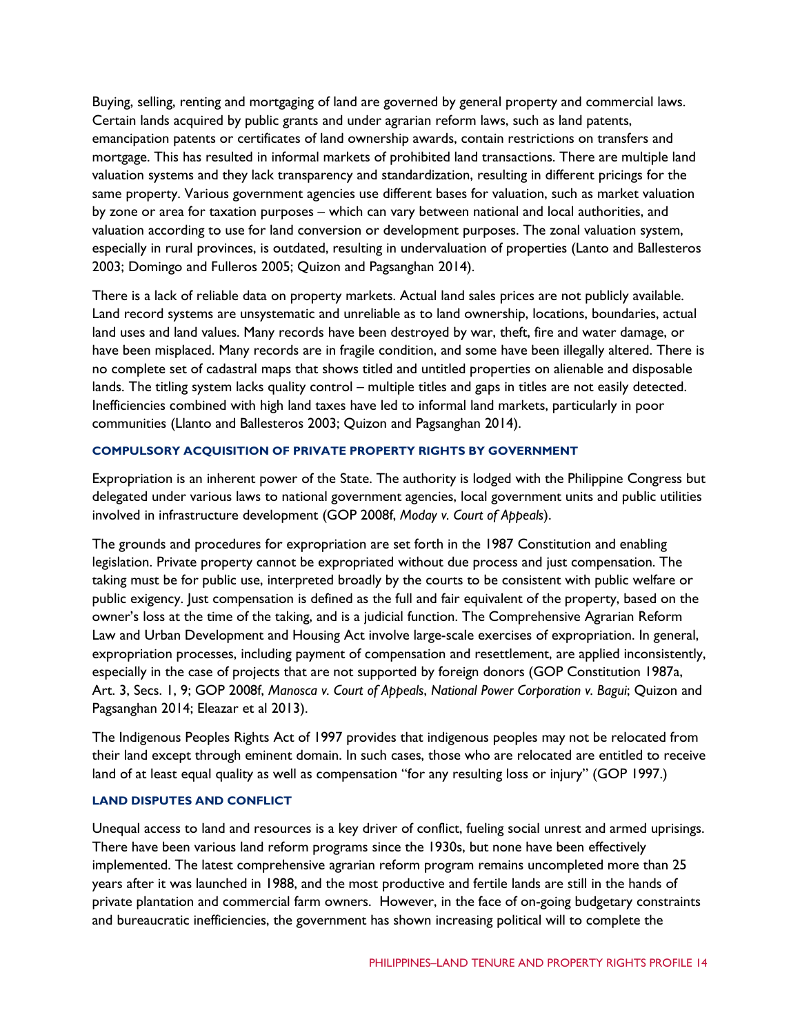Buying, selling, renting and mortgaging of land are governed by general property and commercial laws. Certain lands acquired by public grants and under agrarian reform laws, such as land patents, emancipation patents or certificates of land ownership awards, contain restrictions on transfers and mortgage. This has resulted in informal markets of prohibited land transactions. There are multiple land valuation systems and they lack transparency and standardization, resulting in different pricings for the same property. Various government agencies use different bases for valuation, such as market valuation by zone or area for taxation purposes – which can vary between national and local authorities, and valuation according to use for land conversion or development purposes. The zonal valuation system, especially in rural provinces, is outdated, resulting in undervaluation of properties (Lanto and Ballesteros 2003; Domingo and Fulleros 2005; Quizon and Pagsanghan 2014).

There is a lack of reliable data on property markets. Actual land sales prices are not publicly available. Land record systems are unsystematic and unreliable as to land ownership, locations, boundaries, actual land uses and land values. Many records have been destroyed by war, theft, fire and water damage, or have been misplaced. Many records are in fragile condition, and some have been illegally altered. There is no complete set of cadastral maps that shows titled and untitled properties on alienable and disposable lands. The titling system lacks quality control – multiple titles and gaps in titles are not easily detected. Inefficiencies combined with high land taxes have led to informal land markets, particularly in poor communities (Llanto and Ballesteros 2003; Quizon and Pagsanghan 2014).

#### COMPULSORY ACQUISITION OF PRIVATE PROPERTY RIGHTS BY GOVERNMENT

Expropriation is an inherent power of the State. The authority is lodged with the Philippine Congress but delegated under various laws to national government agencies, local government units and public utilities involved in infrastructure development (GOP 2008f, *Moday v. Court of Appeals*).

The grounds and procedures for expropriation are set forth in the 1987 Constitution and enabling legislation. Private property cannot be expropriated without due process and just compensation. The taking must be for public use, interpreted broadly by the courts to be consistent with public welfare or public exigency. Just compensation is defined as the full and fair equivalent of the property, based on the owner's loss at the time of the taking, and is a judicial function. The Comprehensive Agrarian Reform Law and Urban Development and Housing Act involve large-scale exercises of expropriation. In general, expropriation processes, including payment of compensation and resettlement, are applied inconsistently, especially in the case of projects that are not supported by foreign donors (GOP Constitution 1987a, Art. 3, Secs. 1, 9; GOP 2008f, *Manosca v. Court of Appeals*, *National Power Corporation v. Bagui*; Quizon and Pagsanghan 2014; Eleazar et al 2013).

The Indigenous Peoples Rights Act of 1997 provides that indigenous peoples may not be relocated from their land except through eminent domain. In such cases, those who are relocated are entitled to receive land of at least equal quality as well as compensation "for any resulting loss or injury" (GOP 1997.)

#### LAND DISPUTES AND CONFLICT

Unequal access to land and resources is a key driver of conflict, fueling social unrest and armed uprisings. There have been various land reform programs since the 1930s, but none have been effectively implemented. The latest comprehensive agrarian reform program remains uncompleted more than 25 years after it was launched in 1988, and the most productive and fertile lands are still in the hands of private plantation and commercial farm owners. However, in the face of on-going budgetary constraints and bureaucratic inefficiencies, the government has shown increasing political will to complete the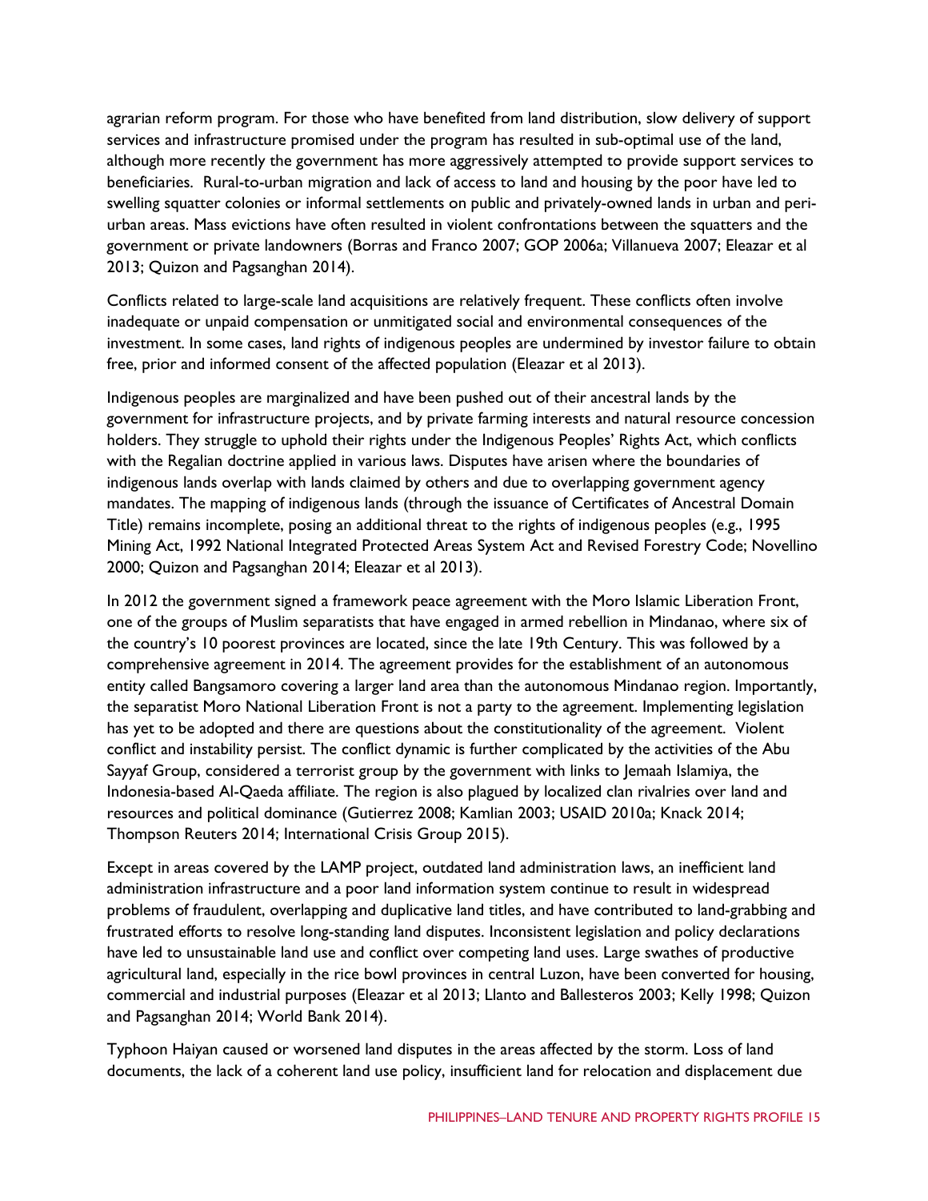agrarian reform program. For those who have benefited from land distribution, slow delivery of support services and infrastructure promised under the program has resulted in sub-optimal use of the land, although more recently the government has more aggressively attempted to provide support services to beneficiaries. Rural-to-urban migration and lack of access to land and housing by the poor have led to swelling squatter colonies or informal settlements on public and privately-owned lands in urban and peri-urban areas. Mass evictions have often resulted in violent confrontations between the squatters and the government or private landowners (Borras and Franco 2007; GOP 2006a; Villanueva 2007; Eleazar et al 2013; Quizon and Pagsanghan 2014).

Conflicts related to large-scale land acquisitions are relatively frequent. These conflicts often involve inadequate or unpaid compensation or unmitigated social and environmental consequences of the investment. In some cases, land rights of indigenous peoples are undermined by investor failure to obtain free, prior and informed consent of the affected population (Eleazar et al 2013).

Indigenous peoples are marginalized and have been pushed out of their ancestral lands by the government for infrastructure projects, and by private farming interests and natural resource concession holders. They struggle to uphold their rights under the Indigenous Peoples' Rights Act, which conflicts with the Regalian doctrine applied in various laws. Disputes have arisen where the boundaries of indigenous lands overlap with lands claimed by others and due to overlapping government agency mandates. The mapping of indigenous lands (through the issuance of Certificates of Ancestral Domain Title) remains incomplete, posing an additional threat to the rights of indigenous peoples (e.g., 1995 Mining Act, 1992 National Integrated Protected Areas System Act and Revised Forestry Code; Novellino 2000; Quizon and Pagsanghan 2014; Eleazar et al 2013).

In 2012 the government signed a framework peace agreement with the Moro Islamic Liberation Front, one of the groups of Muslim separatists that have engaged in armed rebellion in Mindanao, where six of the country's 10 poorest provinces are located, since the late 19th Century. This was followed by a comprehensive agreement in 2014. The agreement provides for the establishment of an autonomous entity called Bangsamoro covering a larger land area than the autonomous Mindanao region. Importantly, the separatist Moro National Liberation Front is not a party to the agreement. Implementing legislation has yet to be adopted and there are questions about the constitutionality of the agreement. Violent conflict and instability persist. The conflict dynamic is further complicated by the activities of the Abu Sayyaf Group, considered a terrorist group by the government with links to Jemaah Islamiya, the Indonesia-based Al-Qaeda affiliate. The region is also plagued by localized clan rivalries over land and resources and political dominance (Gutierrez 2008; Kamlian 2003; USAID 2010a; Knack 2014; Thompson Reuters 2014; International Crisis Group 2015).

Except in areas covered by the LAMP project, outdated land administration laws, an inefficient land administration infrastructure and a poor land information system continue to result in widespread problems of fraudulent, overlapping and duplicative land titles, and have contributed to land-grabbing and frustrated efforts to resolve long-standing land disputes. Inconsistent legislation and policy declarations have led to unsustainable land use and conflict over competing land uses. Large swathes of productive agricultural land, especially in the rice bowl provinces in central Luzon, have been converted for housing, commercial and industrial purposes (Eleazar et al 2013; Llanto and Ballesteros 2003; Kelly 1998; Quizon and Pagsanghan 2014; World Bank 2014).

Typhoon Haiyan caused or worsened land disputes in the areas affected by the storm. Loss of land documents, the lack of a coherent land use policy, insufficient land for relocation and displacement due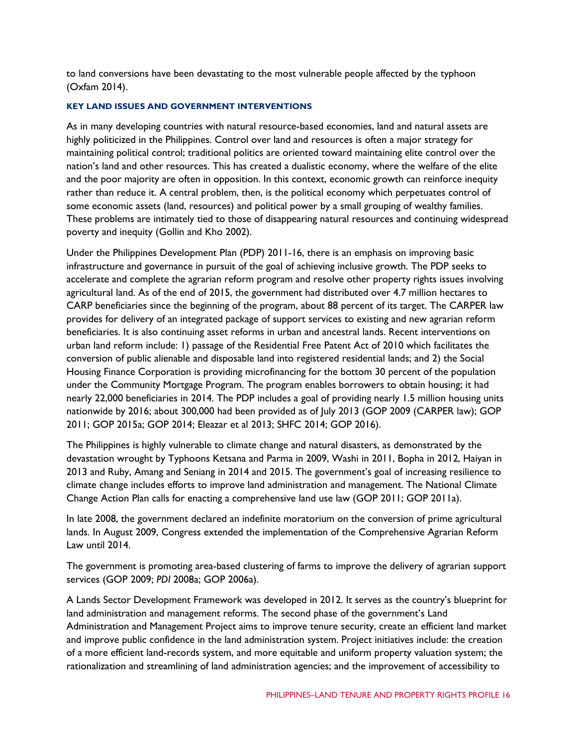to land conversions have been devastating to the most vulnerable people affected by the typhoon (Oxfam 2014).

### KEY LAND ISSUES AND GOVERNMENT INTERVENTIONS

As in many developing countries with natural resource-based economies, land and natural assets are highly politicized in the Philippines. Control over land and resources is often a major strategy for maintaining political control; traditional politics are oriented toward maintaining elite control over the nation's land and other resources. This has created a dualistic economy, where the welfare of the elite and the poor majority are often in opposition. In this context, economic growth can reinforce inequity rather than reduce it. A central problem, then, is the political economy which perpetuates control of some economic assets (land, resources) and political power by a small grouping of wealthy families. These problems are intimately tied to those of disappearing natural resources and continuing widespread poverty and inequity (Gollin and Kho 2002).

Under the Philippines Development Plan (PDP) 2011-16, there is an emphasis on improving basic infrastructure and governance in pursuit of the goal of achieving inclusive growth. The PDP seeks to accelerate and complete the agrarian reform program and resolve other property rights issues involving agricultural land. As of the end of 2015, the government had distributed over 4.7 million hectares to CARP beneficiaries since the beginning of the program, about 88 percent of its target. The CARPER law provides for delivery of an integrated package of support services to existing and new agrarian reform beneficiaries. It is also continuing asset reforms in urban and ancestral lands. Recent interventions on urban land reform include: 1) passage of the Residential Free Patent Act of 2010 which facilitates the conversion of public alienable and disposable land into registered residential lands; and 2) the Social Housing Finance Corporation is providing microfinancing for the bottom 30 percent of the population under the Community Mortgage Program. The program enables borrowers to obtain housing; it had nearly 22,000 beneficiaries in 2014. The PDP includes a goal of providing nearly 1.5 million housing units nationwide by 2016; about 300,000 had been provided as of July 2013 (GOP 2009 (CARPER law); GOP 2011; GOP 2015a; GOP 2014; Eleazar et al 2013; SHFC 2014; GOP 2016).

The Philippines is highly vulnerable to climate change and natural disasters, as demonstrated by the devastation wrought by Typhoons Ketsana and Parma in 2009, Washi in 2011, Bopha in 2012, Haiyan in 2013 and Ruby, Amang and Seniang in 2014 and 2015. The government's goal of increasing resilience to climate change includes efforts to improve land administration and management. The National Climate Change Action Plan calls for enacting a comprehensive land use law (GOP 2011; GOP 2011a).

In late 2008, the government declared an indefinite moratorium on the conversion of prime agricultural lands. In August 2009, Congress extended the implementation of the Comprehensive Agrarian Reform Law until 2014.

The government is promoting area-based clustering of farms to improve the delivery of agrarian support services (GOP 2009; *PDI* 2008a; GOP 2006a).

A Lands Sector Development Framework was developed in 2012. It serves as the country's blueprint for land administration and management reforms. The second phase of the government's Land Administration and Management Project aims to improve tenure security, create an efficient land market and improve public confidence in the land administration system. Project initiatives include: the creation of a more efficient land-records system, and more equitable and uniform property valuation system; the rationalization and streamlining of land administration agencies; and the improvement of accessibility to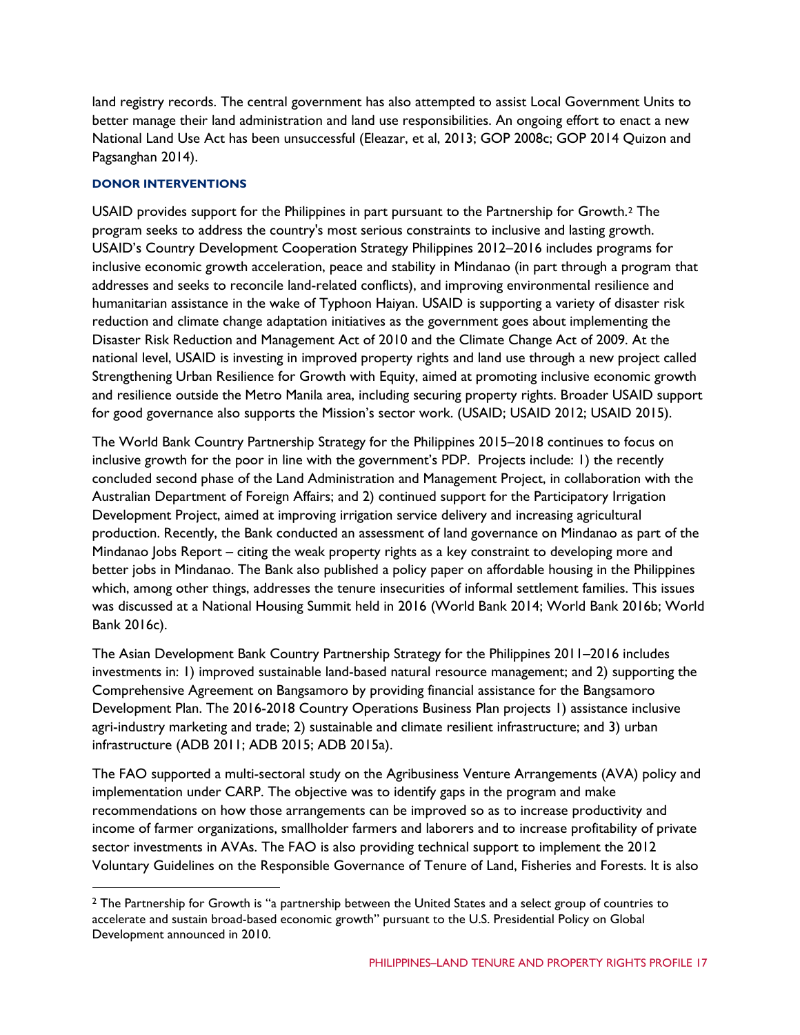land registry records. The central government has also attempted to assist Local Government Units to better manage their land administration and land use responsibilities. An ongoing effort to enact a new National Land Use Act has been unsuccessful (Eleazar, et al, 2013; GOP 2008c; GOP 2014 Quizon and Pagsanghan 2014).

#### DONOR INTERVENTIONS

USAID provides support for the Philippines in part pursuant to the Partnership for Growth.[2] The program seeks to address the country's most serious constraints to inclusive and lasting growth. USAID's Country Development Cooperation Strategy Philippines 2012–2016 includes programs for inclusive economic growth acceleration, peace and stability in Mindanao (in part through a program that addresses and seeks to reconcile land-related conflicts), and improving environmental resilience and humanitarian assistance in the wake of Typhoon Haiyan. USAID is supporting a variety of disaster risk reduction and climate change adaptation initiatives as the government goes about implementing the Disaster Risk Reduction and Management Act of 2010 and the Climate Change Act of 2009. At the national level, USAID is investing in improved property rights and land use through a new project called Strengthening Urban Resilience for Growth with Equity, aimed at promoting inclusive economic growth and resilience outside the Metro Manila area, including securing property rights. Broader USAID support for good governance also supports the Mission's sector work. (USAID; USAID 2012; USAID 2015).

The World Bank Country Partnership Strategy for the Philippines 2015–2018 continues to focus on inclusive growth for the poor in line with the government's PDP. Projects include: 1) the recently concluded second phase of the Land Administration and Management Project, in collaboration with the Australian Department of Foreign Affairs; and 2) continued support for the Participatory Irrigation Development Project, aimed at improving irrigation service delivery and increasing agricultural production. Recently, the Bank conducted an assessment of land governance on Mindanao as part of the Mindanao Jobs Report – citing the weak property rights as a key constraint to developing more and better jobs in Mindanao. The Bank also published a policy paper on affordable housing in the Philippines which, among other things, addresses the tenure insecurities of informal settlement families. This issues was discussed at a National Housing Summit held in 2016 (World Bank 2014; World Bank 2016b; World Bank 2016c).

The Asian Development Bank Country Partnership Strategy for the Philippines 2011–2016 includes investments in: 1) improved sustainable land-based natural resource management; and 2) supporting the Comprehensive Agreement on Bangsamoro by providing financial assistance for the Bangsamoro Development Plan. The 2016-2018 Country Operations Business Plan projects 1) assistance inclusive agri-industry marketing and trade; 2) sustainable and climate resilient infrastructure; and 3) urban infrastructure (ADB 2011; ADB 2015; ADB 2015a).

The FAO supported a multi-sectoral study on the Agribusiness Venture Arrangements (AVA) policy and implementation under CARP. The objective was to identify gaps in the program and make recommendations on how those arrangements can be improved so as to increase productivity and income of farmer organizations, smallholder farmers and laborers and to increase profitability of private sector investments in AVAs. The FAO is also providing technical support to implement the 2012 Voluntary Guidelines on the Responsible Governance of Tenure of Land, Fisheries and Forests. It is also

[2] The Partnership for Growth is "a partnership between the United States and a select group of countries to accelerate and sustain broad-based economic growth" pursuant to the U.S. Presidential Policy on Global Development announced in 2010.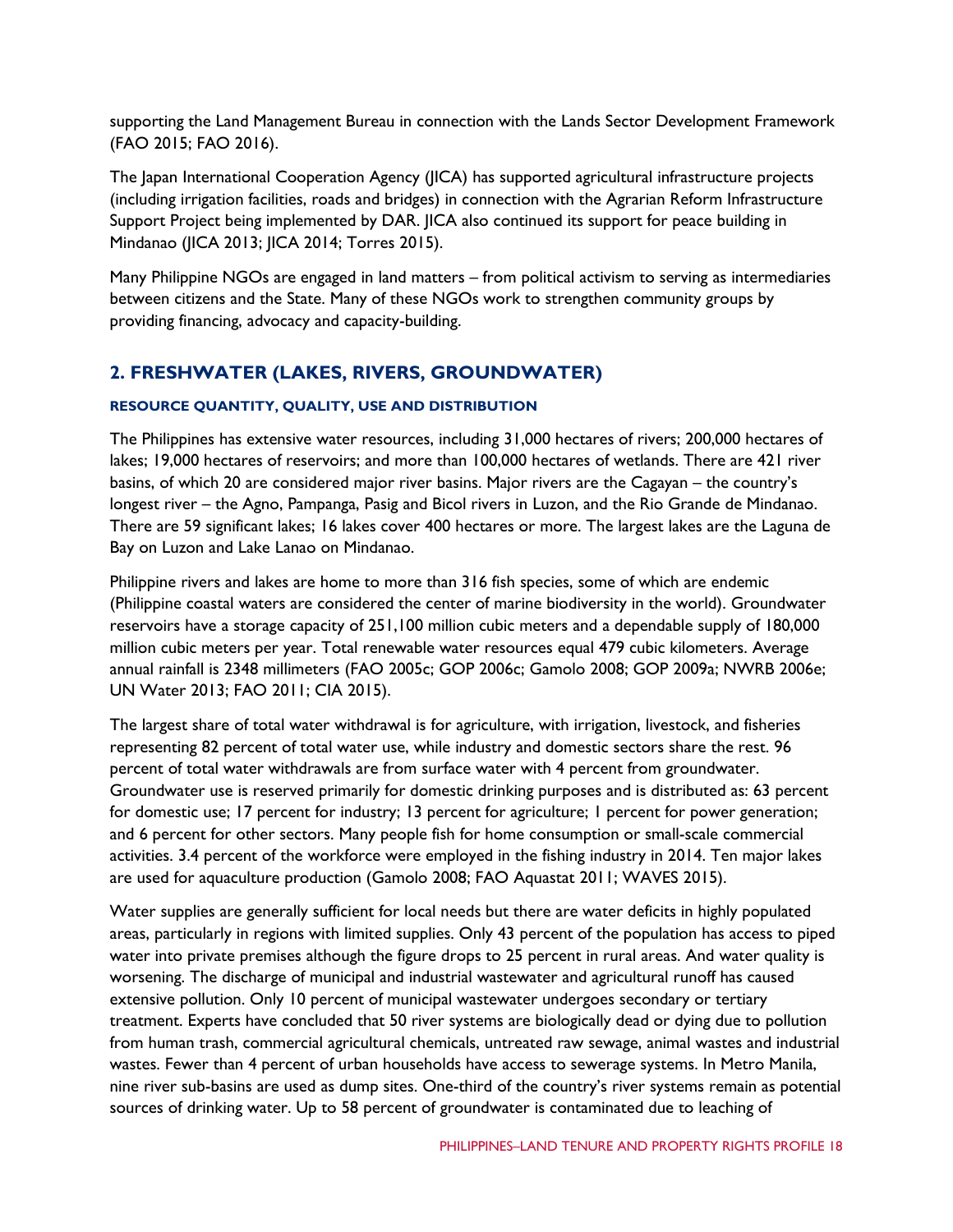supporting the Land Management Bureau in connection with the Lands Sector Development Framework (FAO 2015; FAO 2016).

The Japan International Cooperation Agency (JICA) has supported agricultural infrastructure projects (including irrigation facilities, roads and bridges) in connection with the Agrarian Reform Infrastructure Support Project being implemented by DAR. JICA also continued its support for peace building in Mindanao (JICA 2013; JICA 2014; Torres 2015).

Many Philippine NGOs are engaged in land matters – from political activism to serving as intermediaries between citizens and the State. Many of these NGOs work to strengthen community groups by providing financing, advocacy and capacity-building.

## 2. FRESHWATER (LAKES, RIVERS, GROUNDWATER)

#### RESOURCE QUANTITY, QUALITY, USE AND DISTRIBUTION

The Philippines has extensive water resources, including 31,000 hectares of rivers; 200,000 hectares of lakes; 19,000 hectares of reservoirs; and more than 100,000 hectares of wetlands. There are 421 river basins, of which 20 are considered major river basins. Major rivers are the Cagayan – the country's longest river – the Agno, Pampanga, Pasig and Bicol rivers in Luzon, and the Rio Grande de Mindanao. There are 59 significant lakes; 16 lakes cover 400 hectares or more. The largest lakes are the Laguna de Bay on Luzon and Lake Lanao on Mindanao.

Philippine rivers and lakes are home to more than 316 fish species, some of which are endemic (Philippine coastal waters are considered the center of marine biodiversity in the world). Groundwater reservoirs have a storage capacity of 251,100 million cubic meters and a dependable supply of 180,000 million cubic meters per year. Total renewable water resources equal 479 cubic kilometers. Average annual rainfall is 2348 millimeters (FAO 2005c; GOP 2006c; Gamolo 2008; GOP 2009a; NWRB 2006e; UN Water 2013; FAO 2011; CIA 2015).

The largest share of total water withdrawal is for agriculture, with irrigation, livestock, and fisheries representing 82 percent of total water use, while industry and domestic sectors share the rest. 96 percent of total water withdrawals are from surface water with 4 percent from groundwater. Groundwater use is reserved primarily for domestic drinking purposes and is distributed as: 63 percent for domestic use; 17 percent for industry; 13 percent for agriculture; 1 percent for power generation; and 6 percent for other sectors. Many people fish for home consumption or small-scale commercial activities. 3.4 percent of the workforce were employed in the fishing industry in 2014. Ten major lakes are used for aquaculture production (Gamolo 2008; FAO Aquastat 2011; WAVES 2015).

Water supplies are generally sufficient for local needs but there are water deficits in highly populated areas, particularly in regions with limited supplies. Only 43 percent of the population has access to piped water into private premises although the figure drops to 25 percent in rural areas. And water quality is worsening. The discharge of municipal and industrial wastewater and agricultural runoff has caused extensive pollution. Only 10 percent of municipal wastewater undergoes secondary or tertiary treatment. Experts have concluded that 50 river systems are biologically dead or dying due to pollution from human trash, commercial agricultural chemicals, untreated raw sewage, animal wastes and industrial wastes. Fewer than 4 percent of urban households have access to sewerage systems. In Metro Manila, nine river sub-basins are used as dump sites. One-third of the country's river systems remain as potential sources of drinking water. Up to 58 percent of groundwater is contaminated due to leaching of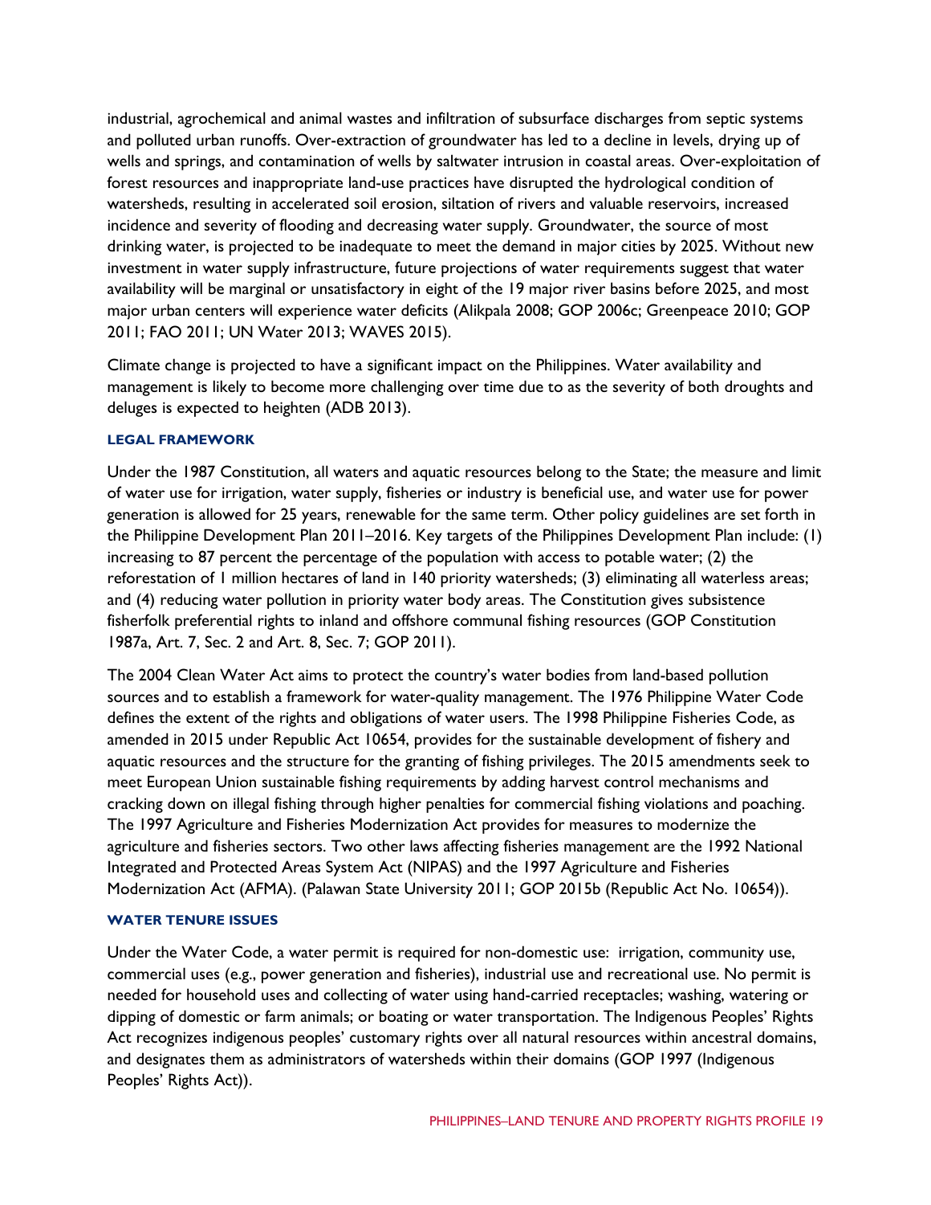industrial, agrochemical and animal wastes and infiltration of subsurface discharges from septic systems and polluted urban runoffs. Over-extraction of groundwater has led to a decline in levels, drying up of wells and springs, and contamination of wells by saltwater intrusion in coastal areas. Over-exploitation of forest resources and inappropriate land-use practices have disrupted the hydrological condition of watersheds, resulting in accelerated soil erosion, siltation of rivers and valuable reservoirs, increased incidence and severity of flooding and decreasing water supply. Groundwater, the source of most drinking water, is projected to be inadequate to meet the demand in major cities by 2025. Without new investment in water supply infrastructure, future projections of water requirements suggest that water availability will be marginal or unsatisfactory in eight of the 19 major river basins before 2025, and most major urban centers will experience water deficits (Alikpala 2008; GOP 2006c; Greenpeace 2010; GOP 2011; FAO 2011; UN Water 2013; WAVES 2015).

Climate change is projected to have a significant impact on the Philippines. Water availability and management is likely to become more challenging over time due to as the severity of both droughts and deluges is expected to heighten (ADB 2013).

#### LEGAL FRAMEWORK

Under the 1987 Constitution, all waters and aquatic resources belong to the State; the measure and limit of water use for irrigation, water supply, fisheries or industry is beneficial use, and water use for power generation is allowed for 25 years, renewable for the same term. Other policy guidelines are set forth in the Philippine Development Plan 2011–2016. Key targets of the Philippines Development Plan include: (1) increasing to 87 percent the percentage of the population with access to potable water; (2) the reforestation of 1 million hectares of land in 140 priority watersheds; (3) eliminating all waterless areas; and (4) reducing water pollution in priority water body areas. The Constitution gives subsistence fisherfolk preferential rights to inland and offshore communal fishing resources (GOP Constitution 1987a, Art. 7, Sec. 2 and Art. 8, Sec. 7; GOP 2011).

The 2004 Clean Water Act aims to protect the country's water bodies from land-based pollution sources and to establish a framework for water-quality management. The 1976 Philippine Water Code defines the extent of the rights and obligations of water users. The 1998 Philippine Fisheries Code, as amended in 2015 under Republic Act 10654, provides for the sustainable development of fishery and aquatic resources and the structure for the granting of fishing privileges. The 2015 amendments seek to meet European Union sustainable fishing requirements by adding harvest control mechanisms and cracking down on illegal fishing through higher penalties for commercial fishing violations and poaching. The 1997 Agriculture and Fisheries Modernization Act provides for measures to modernize the agriculture and fisheries sectors. Two other laws affecting fisheries management are the 1992 National Integrated and Protected Areas System Act (NIPAS) and the 1997 Agriculture and Fisheries Modernization Act (AFMA). (Palawan State University 2011; GOP 2015b (Republic Act No. 10654)).

#### WATER TENURE ISSUES

Under the Water Code, a water permit is required for non-domestic use: irrigation, community use, commercial uses (e.g., power generation and fisheries), industrial use and recreational use. No permit is needed for household uses and collecting of water using hand-carried receptacles; washing, watering or dipping of domestic or farm animals; or boating or water transportation. The Indigenous Peoples' Rights Act recognizes indigenous peoples' customary rights over all natural resources within ancestral domains, and designates them as administrators of watersheds within their domains (GOP 1997 (Indigenous Peoples' Rights Act)).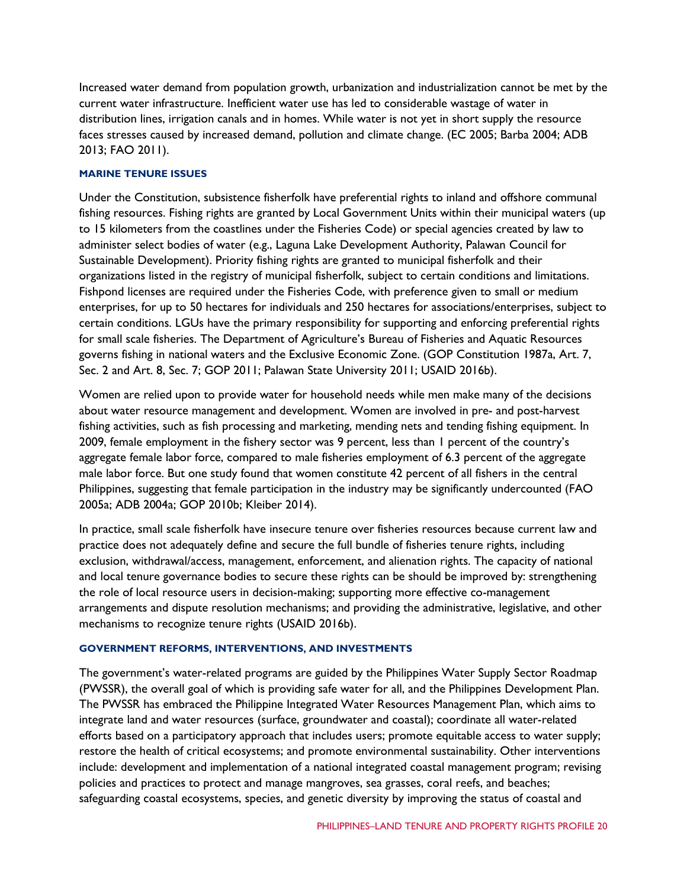Increased water demand from population growth, urbanization and industrialization cannot be met by the current water infrastructure. Inefficient water use has led to considerable wastage of water in distribution lines, irrigation canals and in homes. While water is not yet in short supply the resource faces stresses caused by increased demand, pollution and climate change. (EC 2005; Barba 2004; ADB 2013; FAO 2011).

### MARINE TENURE ISSUES

Under the Constitution, subsistence fisherfolk have preferential rights to inland and offshore communal fishing resources. Fishing rights are granted by Local Government Units within their municipal waters (up to 15 kilometers from the coastlines under the Fisheries Code) or special agencies created by law to administer select bodies of water (e.g., Laguna Lake Development Authority, Palawan Council for Sustainable Development). Priority fishing rights are granted to municipal fisherfolk and their organizations listed in the registry of municipal fisherfolk, subject to certain conditions and limitations. Fishpond licenses are required under the Fisheries Code, with preference given to small or medium enterprises, for up to 50 hectares for individuals and 250 hectares for associations/enterprises, subject to certain conditions. LGUs have the primary responsibility for supporting and enforcing preferential rights for small scale fisheries. The Department of Agriculture's Bureau of Fisheries and Aquatic Resources governs fishing in national waters and the Exclusive Economic Zone. (GOP Constitution 1987a, Art. 7, Sec. 2 and Art. 8, Sec. 7; GOP 2011; Palawan State University 2011; USAID 2016b).

Women are relied upon to provide water for household needs while men make many of the decisions about water resource management and development. Women are involved in pre- and post-harvest fishing activities, such as fish processing and marketing, mending nets and tending fishing equipment. In 2009, female employment in the fishery sector was 9 percent, less than 1 percent of the country's aggregate female labor force, compared to male fisheries employment of 6.3 percent of the aggregate male labor force. But one study found that women constitute 42 percent of all fishers in the central Philippines, suggesting that female participation in the industry may be significantly undercounted (FAO 2005a; ADB 2004a; GOP 2010b; Kleiber 2014).

In practice, small scale fisherfolk have insecure tenure over fisheries resources because current law and practice does not adequately define and secure the full bundle of fisheries tenure rights, including exclusion, withdrawal/access, management, enforcement, and alienation rights. The capacity of national and local tenure governance bodies to secure these rights can be should be improved by: strengthening the role of local resource users in decision-making; supporting more effective co-management arrangements and dispute resolution mechanisms; and providing the administrative, legislative, and other mechanisms to recognize tenure rights (USAID 2016b).

### GOVERNMENT REFORMS, INTERVENTIONS, AND INVESTMENTS

The government's water-related programs are guided by the Philippines Water Supply Sector Roadmap (PWSSR), the overall goal of which is providing safe water for all, and the Philippines Development Plan. The PWSSR has embraced the Philippine Integrated Water Resources Management Plan, which aims to integrate land and water resources (surface, groundwater and coastal); coordinate all water-related efforts based on a participatory approach that includes users; promote equitable access to water supply; restore the health of critical ecosystems; and promote environmental sustainability. Other interventions include: development and implementation of a national integrated coastal management program; revising policies and practices to protect and manage mangroves, sea grasses, coral reefs, and beaches; safeguarding coastal ecosystems, species, and genetic diversity by improving the status of coastal and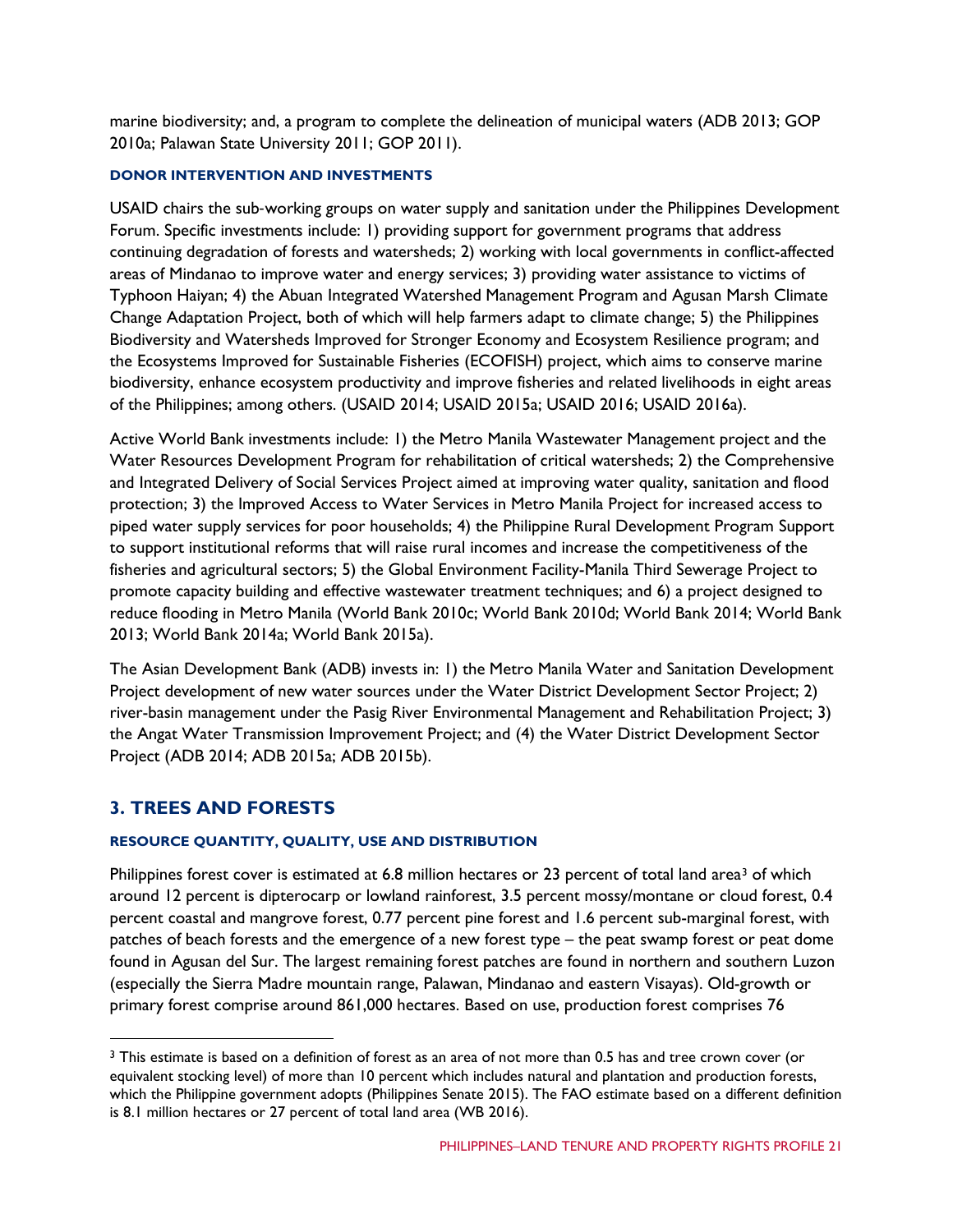marine biodiversity; and, a program to complete the delineation of municipal waters (ADB 2013; GOP 2010a; Palawan State University 2011; GOP 2011).

#### DONOR INTERVENTION AND INVESTMENTS

USAID chairs the sub-working groups on water supply and sanitation under the Philippines Development Forum. Specific investments include: 1) providing support for government programs that address continuing degradation of forests and watersheds; 2) working with local governments in conflict-affected areas of Mindanao to improve water and energy services; 3) providing water assistance to victims of Typhoon Haiyan; 4) the Abuan Integrated Watershed Management Program and Agusan Marsh Climate Change Adaptation Project, both of which will help farmers adapt to climate change; 5) the Philippines Biodiversity and Watersheds Improved for Stronger Economy and Ecosystem Resilience program; and the Ecosystems Improved for Sustainable Fisheries (ECOFISH) project, which aims to conserve marine biodiversity, enhance ecosystem productivity and improve fisheries and related livelihoods in eight areas of the Philippines; among others. (USAID 2014; USAID 2015a; USAID 2016; USAID 2016a).

Active World Bank investments include: 1) the Metro Manila Wastewater Management project and the Water Resources Development Program for rehabilitation of critical watersheds; 2) the Comprehensive and Integrated Delivery of Social Services Project aimed at improving water quality, sanitation and flood protection; 3) the Improved Access to Water Services in Metro Manila Project for increased access to piped water supply services for poor households; 4) the Philippine Rural Development Program Support to support institutional reforms that will raise rural incomes and increase the competitiveness of the fisheries and agricultural sectors; 5) the Global Environment Facility-Manila Third Sewerage Project to promote capacity building and effective wastewater treatment techniques; and 6) a project designed to reduce flooding in Metro Manila (World Bank 2010c; World Bank 2010d; World Bank 2014; World Bank 2013; World Bank 2014a; World Bank 2015a).

The Asian Development Bank (ADB) invests in: 1) the Metro Manila Water and Sanitation Development Project development of new water sources under the Water District Development Sector Project; 2) river-basin management under the Pasig River Environmental Management and Rehabilitation Project; 3) the Angat Water Transmission Improvement Project; and (4) the Water District Development Sector Project (ADB 2014; ADB 2015a; ADB 2015b).

## 3. TREES AND FORESTS

#### RESOURCE QUANTITY, QUALITY, USE AND DISTRIBUTION

Philippines forest cover is estimated at 6.8 million hectares or 23 percent of total land area[3] of which around 12 percent is dipterocarp or lowland rainforest, 3.5 percent mossy/montane or cloud forest, 0.4 percent coastal and mangrove forest, 0.77 percent pine forest and 1.6 percent sub-marginal forest, with patches of beach forests and the emergence of a new forest type – the peat swamp forest or peat dome found in Agusan del Sur. The largest remaining forest patches are found in northern and southern Luzon (especially the Sierra Madre mountain range, Palawan, Mindanao and eastern Visayas). Old-growth or primary forest comprise around 861,000 hectares. Based on use, production forest comprises 76

[3] This estimate is based on a definition of forest as an area of not more than 0.5 has and tree crown cover (or equivalent stocking level) of more than 10 percent which includes natural and plantation and production forests, which the Philippine government adopts (Philippines Senate 2015). The FAO estimate based on a different definition is 8.1 million hectares or 27 percent of total land area (WB 2016).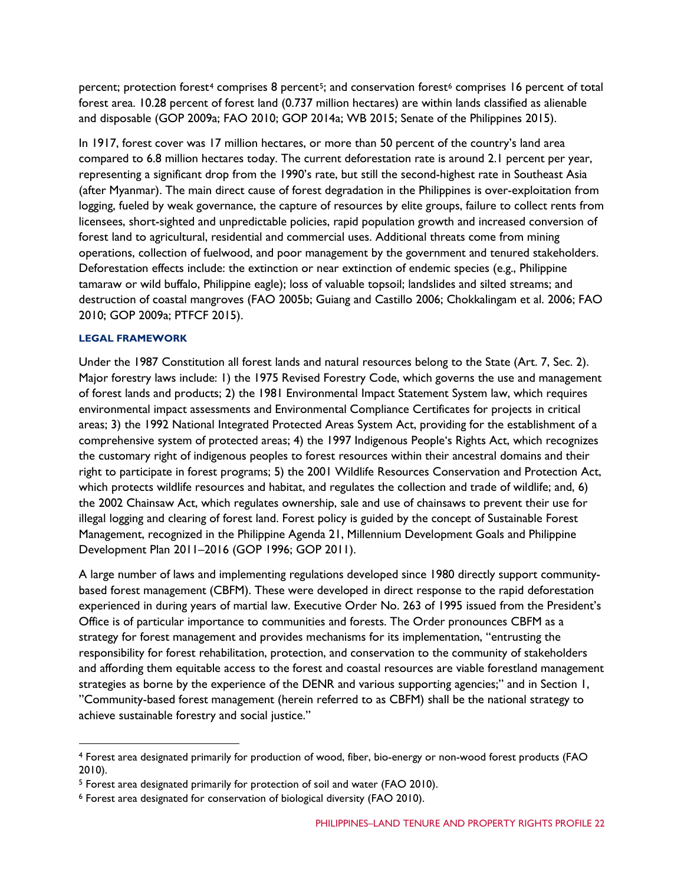percent; protection forest[4] comprises 8 percent[5]; and conservation forest[6] comprises 16 percent of total forest area. 10.28 percent of forest land (0.737 million hectares) are within lands classified as alienable and disposable (GOP 2009a; FAO 2010; GOP 2014a; WB 2015; Senate of the Philippines 2015).

In 1917, forest cover was 17 million hectares, or more than 50 percent of the country's land area compared to 6.8 million hectares today. The current deforestation rate is around 2.1 percent per year, representing a significant drop from the 1990's rate, but still the second-highest rate in Southeast Asia (after Myanmar). The main direct cause of forest degradation in the Philippines is over-exploitation from logging, fueled by weak governance, the capture of resources by elite groups, failure to collect rents from licensees, short-sighted and unpredictable policies, rapid population growth and increased conversion of forest land to agricultural, residential and commercial uses. Additional threats come from mining operations, collection of fuelwood, and poor management by the government and tenured stakeholders. Deforestation effects include: the extinction or near extinction of endemic species (e.g., Philippine tamaraw or wild buffalo, Philippine eagle); loss of valuable topsoil; landslides and silted streams; and destruction of coastal mangroves (FAO 2005b; Guiang and Castillo 2006; Chokkalingam et al. 2006; FAO 2010; GOP 2009a; PTFCF 2015).

### LEGAL FRAMEWORK

Under the 1987 Constitution all forest lands and natural resources belong to the State (Art. 7, Sec. 2). Major forestry laws include: 1) the 1975 Revised Forestry Code, which governs the use and management of forest lands and products; 2) the 1981 Environmental Impact Statement System law, which requires environmental impact assessments and Environmental Compliance Certificates for projects in critical areas; 3) the 1992 National Integrated Protected Areas System Act, providing for the establishment of a comprehensive system of protected areas; 4) the 1997 Indigenous People's Rights Act, which recognizes the customary right of indigenous peoples to forest resources within their ancestral domains and their right to participate in forest programs; 5) the 2001 Wildlife Resources Conservation and Protection Act, which protects wildlife resources and habitat, and regulates the collection and trade of wildlife; and, 6) the 2002 Chainsaw Act, which regulates ownership, sale and use of chainsaws to prevent their use for illegal logging and clearing of forest land. Forest policy is guided by the concept of Sustainable Forest Management, recognized in the Philippine Agenda 21, Millennium Development Goals and Philippine Development Plan 2011–2016 (GOP 1996; GOP 2011).

A large number of laws and implementing regulations developed since 1980 directly support community-based forest management (CBFM). These were developed in direct response to the rapid deforestation experienced in during years of martial law. Executive Order No. 263 of 1995 issued from the President's Office is of particular importance to communities and forests. The Order pronounces CBFM as a strategy for forest management and provides mechanisms for its implementation, "entrusting the responsibility for forest rehabilitation, protection, and conservation to the community of stakeholders and affording them equitable access to the forest and coastal resources are viable forestland management strategies as borne by the experience of the DENR and various supporting agencies;" and in Section 1, "Community-based forest management (herein referred to as CBFM) shall be the national strategy to achieve sustainable forestry and social justice."

---

[4] Forest area designated primarily for production of wood, fiber, bio-energy or non-wood forest products (FAO 2010).

[5] Forest area designated primarily for protection of soil and water (FAO 2010).

[6] Forest area designated for conservation of biological diversity (FAO 2010).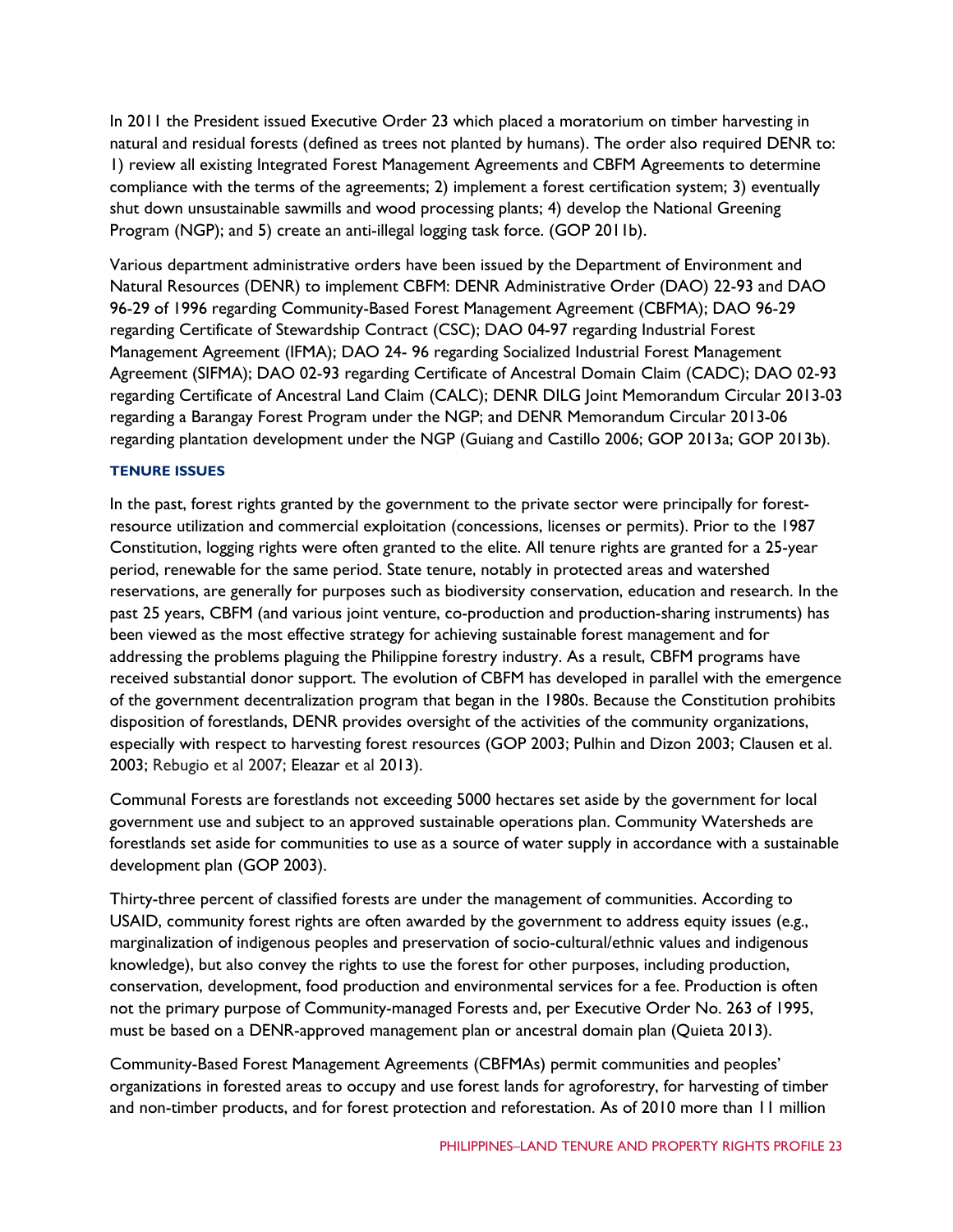In 2011 the President issued Executive Order 23 which placed a moratorium on timber harvesting in natural and residual forests (defined as trees not planted by humans). The order also required DENR to: 1) review all existing Integrated Forest Management Agreements and CBFM Agreements to determine compliance with the terms of the agreements; 2) implement a forest certification system; 3) eventually shut down unsustainable sawmills and wood processing plants; 4) develop the National Greening Program (NGP); and 5) create an anti-illegal logging task force. (GOP 2011b).

Various department administrative orders have been issued by the Department of Environment and Natural Resources (DENR) to implement CBFM: DENR Administrative Order (DAO) 22-93 and DAO 96-29 of 1996 regarding Community-Based Forest Management Agreement (CBFMA); DAO 96-29 regarding Certificate of Stewardship Contract (CSC); DAO 04-97 regarding Industrial Forest Management Agreement (IFMA); DAO 24- 96 regarding Socialized Industrial Forest Management Agreement (SIFMA); DAO 02-93 regarding Certificate of Ancestral Domain Claim (CADC); DAO 02-93 regarding Certificate of Ancestral Land Claim (CALC); DENR DILG Joint Memorandum Circular 2013-03 regarding a Barangay Forest Program under the NGP; and DENR Memorandum Circular 2013-06 regarding plantation development under the NGP (Guiang and Castillo 2006; GOP 2013a; GOP 2013b).

#### TENURE ISSUES

In the past, forest rights granted by the government to the private sector were principally for forest-resource utilization and commercial exploitation (concessions, licenses or permits). Prior to the 1987 Constitution, logging rights were often granted to the elite. All tenure rights are granted for a 25-year period, renewable for the same period. State tenure, notably in protected areas and watershed reservations, are generally for purposes such as biodiversity conservation, education and research. In the past 25 years, CBFM (and various joint venture, co-production and production-sharing instruments) has been viewed as the most effective strategy for achieving sustainable forest management and for addressing the problems plaguing the Philippine forestry industry. As a result, CBFM programs have received substantial donor support. The evolution of CBFM has developed in parallel with the emergence of the government decentralization program that began in the 1980s. Because the Constitution prohibits disposition of forestlands, DENR provides oversight of the activities of the community organizations, especially with respect to harvesting forest resources (GOP 2003; Pulhin and Dizon 2003; Clausen et al. 2003; Rebugio et al 2007; Eleazar et al 2013).

Communal Forests are forestlands not exceeding 5000 hectares set aside by the government for local government use and subject to an approved sustainable operations plan. Community Watersheds are forestlands set aside for communities to use as a source of water supply in accordance with a sustainable development plan (GOP 2003).

Thirty-three percent of classified forests are under the management of communities. According to USAID, community forest rights are often awarded by the government to address equity issues (e.g., marginalization of indigenous peoples and preservation of socio-cultural/ethnic values and indigenous knowledge), but also convey the rights to use the forest for other purposes, including production, conservation, development, food production and environmental services for a fee. Production is often not the primary purpose of Community-managed Forests and, per Executive Order No. 263 of 1995, must be based on a DENR-approved management plan or ancestral domain plan (Quieta 2013).

Community-Based Forest Management Agreements (CBFMAs) permit communities and peoples' organizations in forested areas to occupy and use forest lands for agroforestry, for harvesting of timber and non-timber products, and for forest protection and reforestation. As of 2010 more than 11 million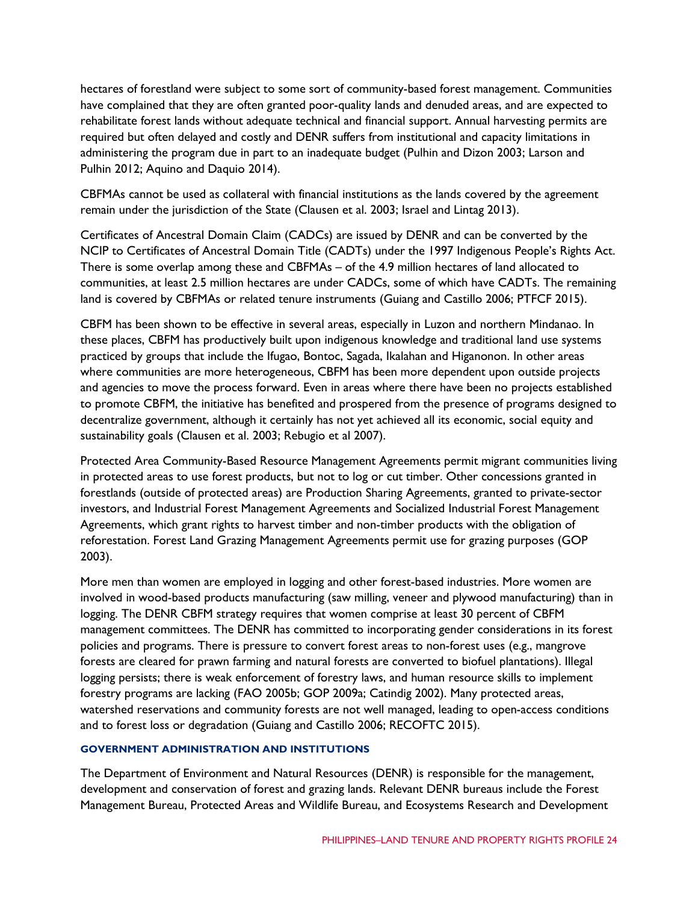hectares of forestland were subject to some sort of community-based forest management. Communities have complained that they are often granted poor-quality lands and denuded areas, and are expected to rehabilitate forest lands without adequate technical and financial support. Annual harvesting permits are required but often delayed and costly and DENR suffers from institutional and capacity limitations in administering the program due in part to an inadequate budget (Pulhin and Dizon 2003; Larson and Pulhin 2012; Aquino and Daquio 2014).

CBFMAs cannot be used as collateral with financial institutions as the lands covered by the agreement remain under the jurisdiction of the State (Clausen et al. 2003; Israel and Lintag 2013).

Certificates of Ancestral Domain Claim (CADCs) are issued by DENR and can be converted by the NCIP to Certificates of Ancestral Domain Title (CADTs) under the 1997 Indigenous People's Rights Act. There is some overlap among these and CBFMAs – of the 4.9 million hectares of land allocated to communities, at least 2.5 million hectares are under CADCs, some of which have CADTs. The remaining land is covered by CBFMAs or related tenure instruments (Guiang and Castillo 2006; PTFCF 2015).

CBFM has been shown to be effective in several areas, especially in Luzon and northern Mindanao. In these places, CBFM has productively built upon indigenous knowledge and traditional land use systems practiced by groups that include the Ifugao, Bontoc, Sagada, Ikalahan and Higanonon. In other areas where communities are more heterogeneous, CBFM has been more dependent upon outside projects and agencies to move the process forward. Even in areas where there have been no projects established to promote CBFM, the initiative has benefited and prospered from the presence of programs designed to decentralize government, although it certainly has not yet achieved all its economic, social equity and sustainability goals (Clausen et al. 2003; Rebugio et al 2007).

Protected Area Community-Based Resource Management Agreements permit migrant communities living in protected areas to use forest products, but not to log or cut timber. Other concessions granted in forestlands (outside of protected areas) are Production Sharing Agreements, granted to private-sector investors, and Industrial Forest Management Agreements and Socialized Industrial Forest Management Agreements, which grant rights to harvest timber and non-timber products with the obligation of reforestation. Forest Land Grazing Management Agreements permit use for grazing purposes (GOP 2003).

More men than women are employed in logging and other forest-based industries. More women are involved in wood-based products manufacturing (saw milling, veneer and plywood manufacturing) than in logging. The DENR CBFM strategy requires that women comprise at least 30 percent of CBFM management committees. The DENR has committed to incorporating gender considerations in its forest policies and programs. There is pressure to convert forest areas to non-forest uses (e.g., mangrove forests are cleared for prawn farming and natural forests are converted to biofuel plantations). Illegal logging persists; there is weak enforcement of forestry laws, and human resource skills to implement forestry programs are lacking (FAO 2005b; GOP 2009a; Catindig 2002). Many protected areas, watershed reservations and community forests are not well managed, leading to open-access conditions and to forest loss or degradation (Guiang and Castillo 2006; RECOFTC 2015).

### GOVERNMENT ADMINISTRATION AND INSTITUTIONS

The Department of Environment and Natural Resources (DENR) is responsible for the management, development and conservation of forest and grazing lands. Relevant DENR bureaus include the Forest Management Bureau, Protected Areas and Wildlife Bureau, and Ecosystems Research and Development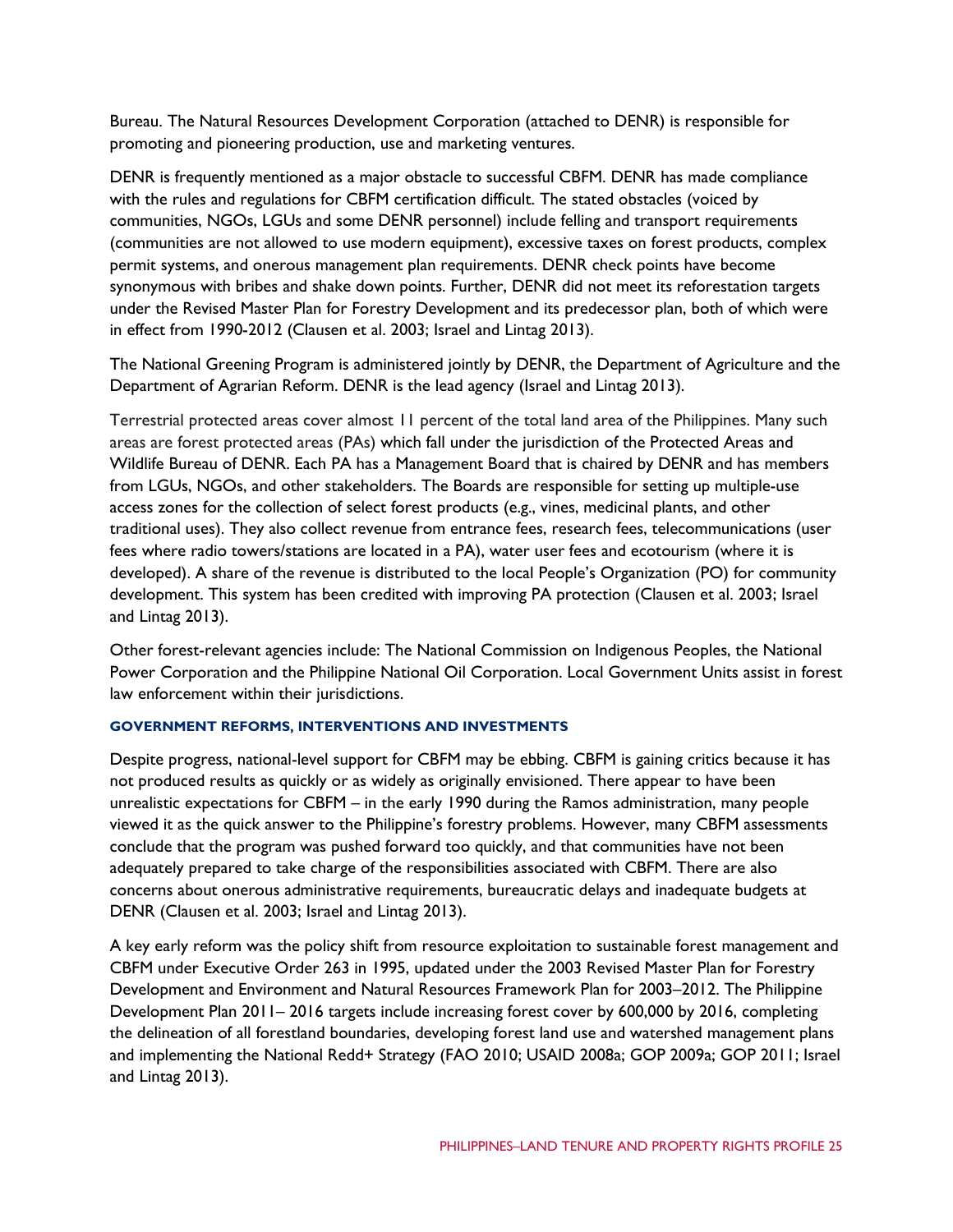Bureau. The Natural Resources Development Corporation (attached to DENR) is responsible for promoting and pioneering production, use and marketing ventures.

DENR is frequently mentioned as a major obstacle to successful CBFM. DENR has made compliance with the rules and regulations for CBFM certification difficult. The stated obstacles (voiced by communities, NGOs, LGUs and some DENR personnel) include felling and transport requirements (communities are not allowed to use modern equipment), excessive taxes on forest products, complex permit systems, and onerous management plan requirements. DENR check points have become synonymous with bribes and shake down points. Further, DENR did not meet its reforestation targets under the Revised Master Plan for Forestry Development and its predecessor plan, both of which were in effect from 1990-2012 (Clausen et al. 2003; Israel and Lintag 2013).

The National Greening Program is administered jointly by DENR, the Department of Agriculture and the Department of Agrarian Reform. DENR is the lead agency (Israel and Lintag 2013).

Terrestrial protected areas cover almost 11 percent of the total land area of the Philippines. Many such areas are forest protected areas (PAs) which fall under the jurisdiction of the Protected Areas and Wildlife Bureau of DENR. Each PA has a Management Board that is chaired by DENR and has members from LGUs, NGOs, and other stakeholders. The Boards are responsible for setting up multiple-use access zones for the collection of select forest products (e.g., vines, medicinal plants, and other traditional uses). They also collect revenue from entrance fees, research fees, telecommunications (user fees where radio towers/stations are located in a PA), water user fees and ecotourism (where it is developed). A share of the revenue is distributed to the local People's Organization (PO) for community development. This system has been credited with improving PA protection (Clausen et al. 2003; Israel and Lintag 2013).

Other forest-relevant agencies include: The National Commission on Indigenous Peoples, the National Power Corporation and the Philippine National Oil Corporation. Local Government Units assist in forest law enforcement within their jurisdictions.

### GOVERNMENT REFORMS, INTERVENTIONS AND INVESTMENTS

Despite progress, national-level support for CBFM may be ebbing. CBFM is gaining critics because it has not produced results as quickly or as widely as originally envisioned. There appear to have been unrealistic expectations for CBFM – in the early 1990 during the Ramos administration, many people viewed it as the quick answer to the Philippine's forestry problems. However, many CBFM assessments conclude that the program was pushed forward too quickly, and that communities have not been adequately prepared to take charge of the responsibilities associated with CBFM. There are also concerns about onerous administrative requirements, bureaucratic delays and inadequate budgets at DENR (Clausen et al. 2003; Israel and Lintag 2013).

A key early reform was the policy shift from resource exploitation to sustainable forest management and CBFM under Executive Order 263 in 1995, updated under the 2003 Revised Master Plan for Forestry Development and Environment and Natural Resources Framework Plan for 2003–2012. The Philippine Development Plan 2011– 2016 targets include increasing forest cover by 600,000 by 2016, completing the delineation of all forestland boundaries, developing forest land use and watershed management plans and implementing the National Redd+ Strategy (FAO 2010; USAID 2008a; GOP 2009a; GOP 2011; Israel and Lintag 2013).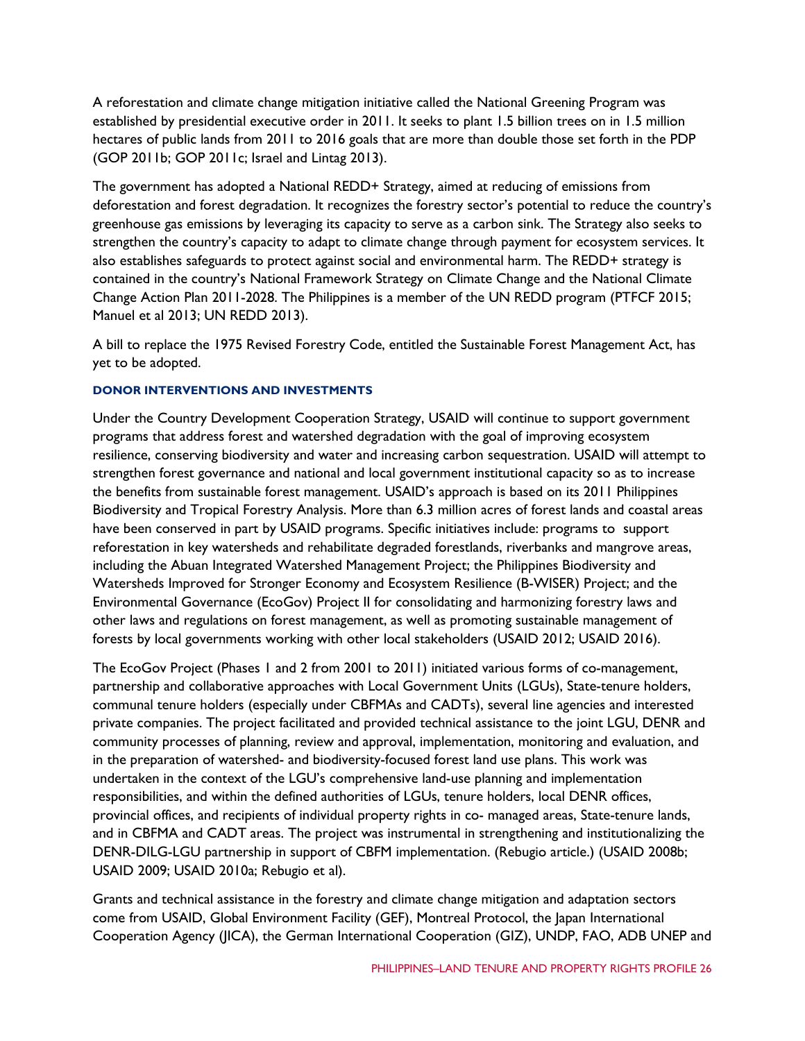A reforestation and climate change mitigation initiative called the National Greening Program was established by presidential executive order in 2011. It seeks to plant 1.5 billion trees on in 1.5 million hectares of public lands from 2011 to 2016 goals that are more than double those set forth in the PDP (GOP 2011b; GOP 2011c; Israel and Lintag 2013).

The government has adopted a National REDD+ Strategy, aimed at reducing of emissions from deforestation and forest degradation. It recognizes the forestry sector's potential to reduce the country's greenhouse gas emissions by leveraging its capacity to serve as a carbon sink. The Strategy also seeks to strengthen the country's capacity to adapt to climate change through payment for ecosystem services. It also establishes safeguards to protect against social and environmental harm. The REDD+ strategy is contained in the country's National Framework Strategy on Climate Change and the National Climate Change Action Plan 2011-2028. The Philippines is a member of the UN REDD program (PTFCF 2015; Manuel et al 2013; UN REDD 2013).

A bill to replace the 1975 Revised Forestry Code, entitled the Sustainable Forest Management Act, has yet to be adopted.

#### DONOR INTERVENTIONS AND INVESTMENTS

Under the Country Development Cooperation Strategy, USAID will continue to support government programs that address forest and watershed degradation with the goal of improving ecosystem resilience, conserving biodiversity and water and increasing carbon sequestration. USAID will attempt to strengthen forest governance and national and local government institutional capacity so as to increase the benefits from sustainable forest management. USAID's approach is based on its 2011 Philippines Biodiversity and Tropical Forestry Analysis. More than 6.3 million acres of forest lands and coastal areas have been conserved in part by USAID programs. Specific initiatives include: programs to support reforestation in key watersheds and rehabilitate degraded forestlands, riverbanks and mangrove areas, including the Abuan Integrated Watershed Management Project; the Philippines Biodiversity and Watersheds Improved for Stronger Economy and Ecosystem Resilience (B-WISER) Project; and the Environmental Governance (EcoGov) Project II for consolidating and harmonizing forestry laws and other laws and regulations on forest management, as well as promoting sustainable management of forests by local governments working with other local stakeholders (USAID 2012; USAID 2016).

The EcoGov Project (Phases 1 and 2 from 2001 to 2011) initiated various forms of co-management, partnership and collaborative approaches with Local Government Units (LGUs), State-tenure holders, communal tenure holders (especially under CBFMAs and CADTs), several line agencies and interested private companies. The project facilitated and provided technical assistance to the joint LGU, DENR and community processes of planning, review and approval, implementation, monitoring and evaluation, and in the preparation of watershed- and biodiversity-focused forest land use plans. This work was undertaken in the context of the LGU's comprehensive land-use planning and implementation responsibilities, and within the defined authorities of LGUs, tenure holders, local DENR offices, provincial offices, and recipients of individual property rights in co- managed areas, State-tenure lands, and in CBFMA and CADT areas. The project was instrumental in strengthening and institutionalizing the DENR-DILG-LGU partnership in support of CBFM implementation. (Rebugio article.) (USAID 2008b; USAID 2009; USAID 2010a; Rebugio et al).

Grants and technical assistance in the forestry and climate change mitigation and adaptation sectors come from USAID, Global Environment Facility (GEF), Montreal Protocol, the Japan International Cooperation Agency (JICA), the German International Cooperation (GIZ), UNDP, FAO, ADB UNEP and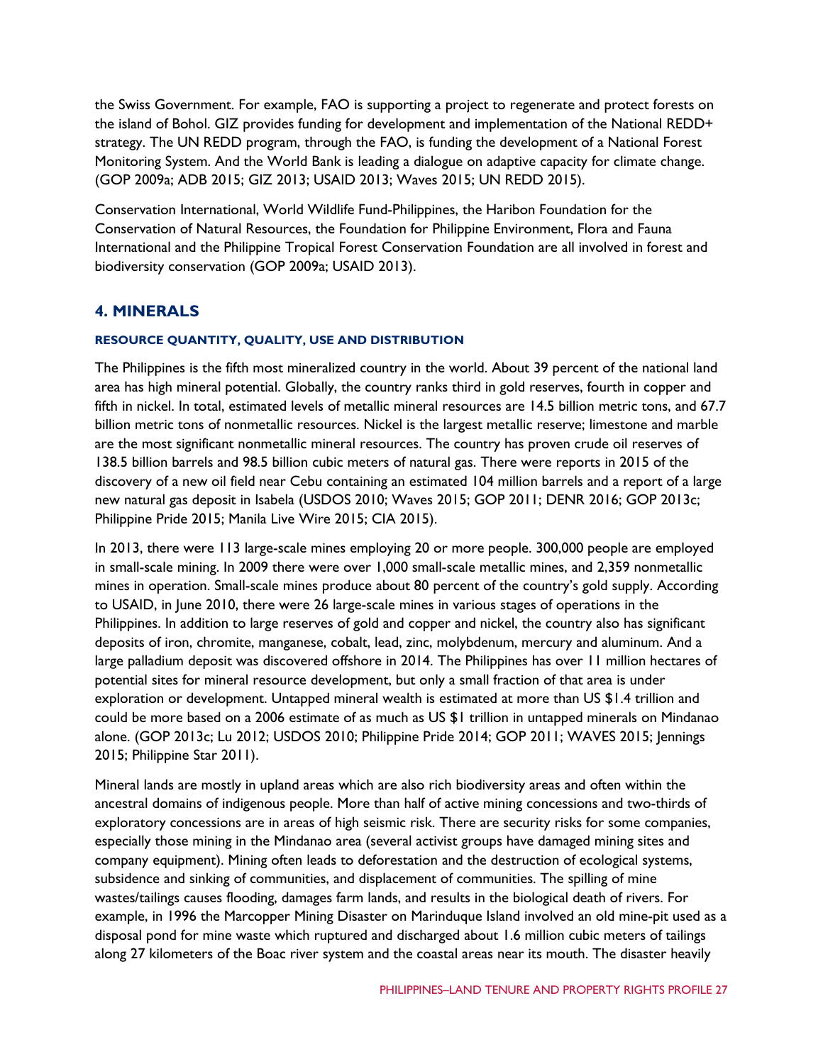the Swiss Government. For example, FAO is supporting a project to regenerate and protect forests on the island of Bohol. GIZ provides funding for development and implementation of the National REDD+ strategy. The UN REDD program, through the FAO, is funding the development of a National Forest Monitoring System. And the World Bank is leading a dialogue on adaptive capacity for climate change. (GOP 2009a; ADB 2015; GIZ 2013; USAID 2013; Waves 2015; UN REDD 2015).

Conservation International, World Wildlife Fund-Philippines, the Haribon Foundation for the Conservation of Natural Resources, the Foundation for Philippine Environment, Flora and Fauna International and the Philippine Tropical Forest Conservation Foundation are all involved in forest and biodiversity conservation (GOP 2009a; USAID 2013).

## 4. MINERALS

#### RESOURCE QUANTITY, QUALITY, USE AND DISTRIBUTION

The Philippines is the fifth most mineralized country in the world. About 39 percent of the national land area has high mineral potential. Globally, the country ranks third in gold reserves, fourth in copper and fifth in nickel. In total, estimated levels of metallic mineral resources are 14.5 billion metric tons, and 67.7 billion metric tons of nonmetallic resources. Nickel is the largest metallic reserve; limestone and marble are the most significant nonmetallic mineral resources. The country has proven crude oil reserves of 138.5 billion barrels and 98.5 billion cubic meters of natural gas. There were reports in 2015 of the discovery of a new oil field near Cebu containing an estimated 104 million barrels and a report of a large new natural gas deposit in Isabela (USDOS 2010; Waves 2015; GOP 2011; DENR 2016; GOP 2013c; Philippine Pride 2015; Manila Live Wire 2015; CIA 2015).

In 2013, there were 113 large-scale mines employing 20 or more people. 300,000 people are employed in small-scale mining. In 2009 there were over 1,000 small-scale metallic mines, and 2,359 nonmetallic mines in operation. Small-scale mines produce about 80 percent of the country's gold supply. According to USAID, in June 2010, there were 26 large-scale mines in various stages of operations in the Philippines. In addition to large reserves of gold and copper and nickel, the country also has significant deposits of iron, chromite, manganese, cobalt, lead, zinc, molybdenum, mercury and aluminum. And a large palladium deposit was discovered offshore in 2014. The Philippines has over 11 million hectares of potential sites for mineral resource development, but only a small fraction of that area is under exploration or development. Untapped mineral wealth is estimated at more than US $1.4 trillion and could be more based on a 2006 estimate of as much as US $1 trillion in untapped minerals on Mindanao alone. (GOP 2013c; Lu 2012; USDOS 2010; Philippine Pride 2014; GOP 2011; WAVES 2015; Jennings 2015; Philippine Star 2011).

Mineral lands are mostly in upland areas which are also rich biodiversity areas and often within the ancestral domains of indigenous people. More than half of active mining concessions and two-thirds of exploratory concessions are in areas of high seismic risk. There are security risks for some companies, especially those mining in the Mindanao area (several activist groups have damaged mining sites and company equipment). Mining often leads to deforestation and the destruction of ecological systems, subsidence and sinking of communities, and displacement of communities. The spilling of mine wastes/tailings causes flooding, damages farm lands, and results in the biological death of rivers. For example, in 1996 the Marcopper Mining Disaster on Marinduque Island involved an old mine-pit used as a disposal pond for mine waste which ruptured and discharged about 1.6 million cubic meters of tailings along 27 kilometers of the Boac river system and the coastal areas near its mouth. The disaster heavily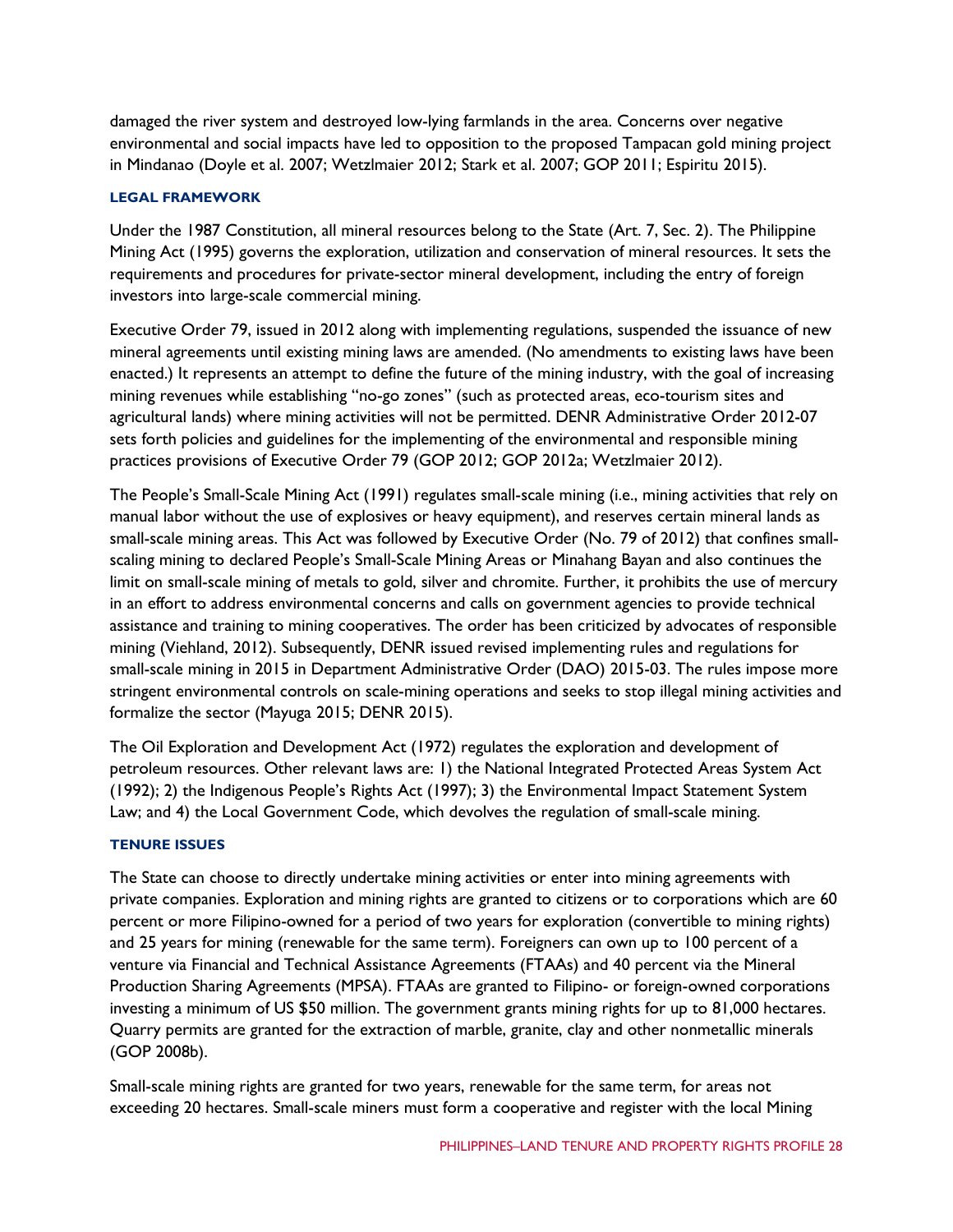damaged the river system and destroyed low-lying farmlands in the area. Concerns over negative environmental and social impacts have led to opposition to the proposed Tampacan gold mining project in Mindanao (Doyle et al. 2007; Wetzlmaier 2012; Stark et al. 2007; GOP 2011; Espiritu 2015).

### LEGAL FRAMEWORK

Under the 1987 Constitution, all mineral resources belong to the State (Art. 7, Sec. 2). The Philippine Mining Act (1995) governs the exploration, utilization and conservation of mineral resources. It sets the requirements and procedures for private-sector mineral development, including the entry of foreign investors into large-scale commercial mining.

Executive Order 79, issued in 2012 along with implementing regulations, suspended the issuance of new mineral agreements until existing mining laws are amended. (No amendments to existing laws have been enacted.) It represents an attempt to define the future of the mining industry, with the goal of increasing mining revenues while establishing "no-go zones" (such as protected areas, eco-tourism sites and agricultural lands) where mining activities will not be permitted. DENR Administrative Order 2012-07 sets forth policies and guidelines for the implementing of the environmental and responsible mining practices provisions of Executive Order 79 (GOP 2012; GOP 2012a; Wetzlmaier 2012).

The People's Small-Scale Mining Act (1991) regulates small-scale mining (i.e., mining activities that rely on manual labor without the use of explosives or heavy equipment), and reserves certain mineral lands as small-scale mining areas. This Act was followed by Executive Order (No. 79 of 2012) that confines small-scaling mining to declared People's Small-Scale Mining Areas or Minahang Bayan and also continues the limit on small-scale mining of metals to gold, silver and chromite. Further, it prohibits the use of mercury in an effort to address environmental concerns and calls on government agencies to provide technical assistance and training to mining cooperatives. The order has been criticized by advocates of responsible mining (Viehland, 2012). Subsequently, DENR issued revised implementing rules and regulations for small-scale mining in 2015 in Department Administrative Order (DAO) 2015-03. The rules impose more stringent environmental controls on scale-mining operations and seeks to stop illegal mining activities and formalize the sector (Mayuga 2015; DENR 2015).

The Oil Exploration and Development Act (1972) regulates the exploration and development of petroleum resources. Other relevant laws are: 1) the National Integrated Protected Areas System Act (1992); 2) the Indigenous People's Rights Act (1997); 3) the Environmental Impact Statement System Law; and 4) the Local Government Code, which devolves the regulation of small-scale mining.

### TENURE ISSUES

The State can choose to directly undertake mining activities or enter into mining agreements with private companies. Exploration and mining rights are granted to citizens or to corporations which are 60 percent or more Filipino-owned for a period of two years for exploration (convertible to mining rights) and 25 years for mining (renewable for the same term). Foreigners can own up to 100 percent of a venture via Financial and Technical Assistance Agreements (FTAAs) and 40 percent via the Mineral Production Sharing Agreements (MPSA). FTAAs are granted to Filipino- or foreign-owned corporations investing a minimum of US $50 million. The government grants mining rights for up to 81,000 hectares. Quarry permits are granted for the extraction of marble, granite, clay and other nonmetallic minerals (GOP 2008b).

Small-scale mining rights are granted for two years, renewable for the same term, for areas not exceeding 20 hectares. Small-scale miners must form a cooperative and register with the local Mining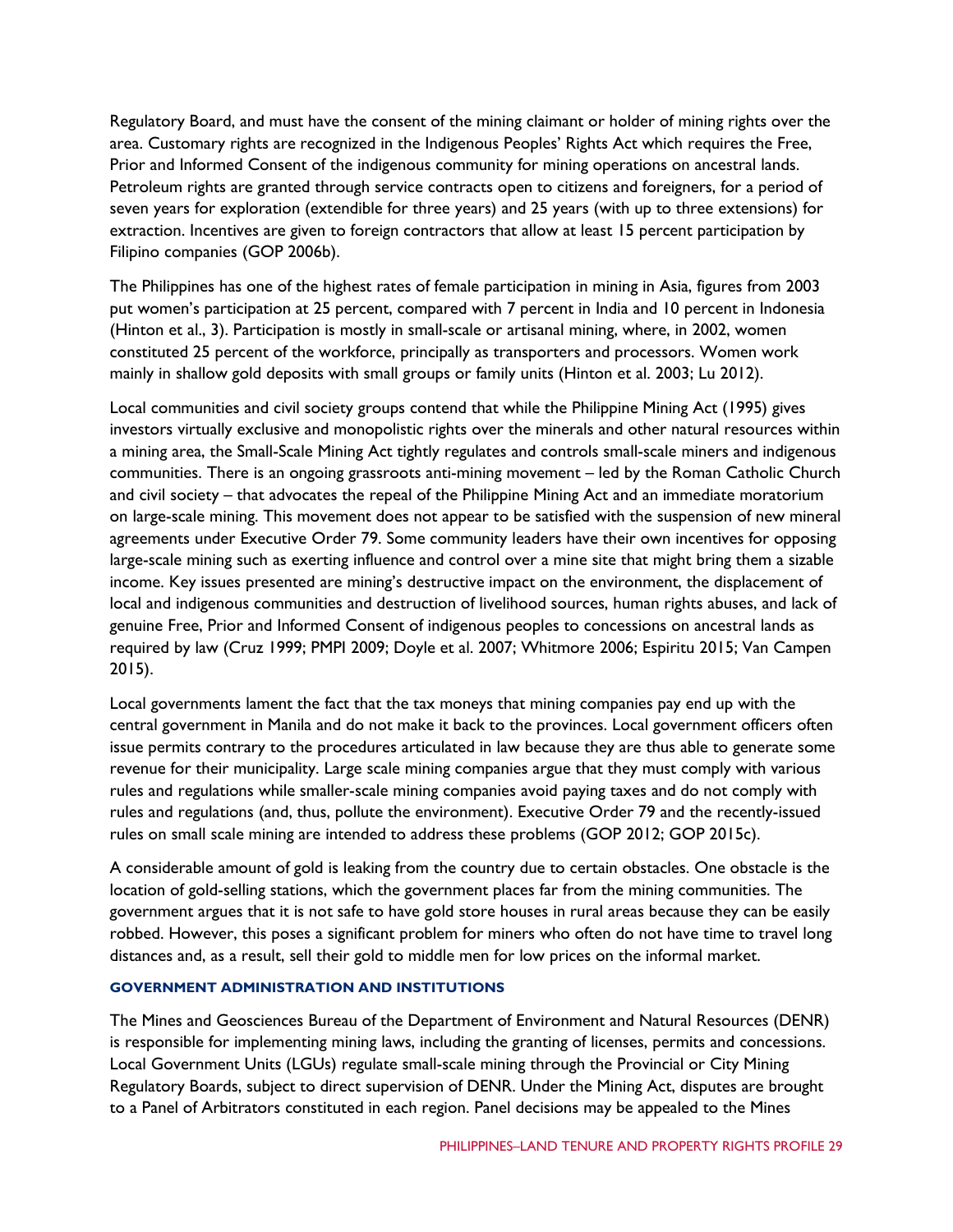Regulatory Board, and must have the consent of the mining claimant or holder of mining rights over the area. Customary rights are recognized in the Indigenous Peoples' Rights Act which requires the Free, Prior and Informed Consent of the indigenous community for mining operations on ancestral lands. Petroleum rights are granted through service contracts open to citizens and foreigners, for a period of seven years for exploration (extendible for three years) and 25 years (with up to three extensions) for extraction. Incentives are given to foreign contractors that allow at least 15 percent participation by Filipino companies (GOP 2006b).

The Philippines has one of the highest rates of female participation in mining in Asia, figures from 2003 put women's participation at 25 percent, compared with 7 percent in India and 10 percent in Indonesia (Hinton et al., 3). Participation is mostly in small-scale or artisanal mining, where, in 2002, women constituted 25 percent of the workforce, principally as transporters and processors. Women work mainly in shallow gold deposits with small groups or family units (Hinton et al. 2003; Lu 2012).

Local communities and civil society groups contend that while the Philippine Mining Act (1995) gives investors virtually exclusive and monopolistic rights over the minerals and other natural resources within a mining area, the Small-Scale Mining Act tightly regulates and controls small-scale miners and indigenous communities. There is an ongoing grassroots anti-mining movement – led by the Roman Catholic Church and civil society – that advocates the repeal of the Philippine Mining Act and an immediate moratorium on large-scale mining. This movement does not appear to be satisfied with the suspension of new mineral agreements under Executive Order 79. Some community leaders have their own incentives for opposing large-scale mining such as exerting influence and control over a mine site that might bring them a sizable income. Key issues presented are mining's destructive impact on the environment, the displacement of local and indigenous communities and destruction of livelihood sources, human rights abuses, and lack of genuine Free, Prior and Informed Consent of indigenous peoples to concessions on ancestral lands as required by law (Cruz 1999; PMPI 2009; Doyle et al. 2007; Whitmore 2006; Espiritu 2015; Van Campen 2015).

Local governments lament the fact that the tax moneys that mining companies pay end up with the central government in Manila and do not make it back to the provinces. Local government officers often issue permits contrary to the procedures articulated in law because they are thus able to generate some revenue for their municipality. Large scale mining companies argue that they must comply with various rules and regulations while smaller-scale mining companies avoid paying taxes and do not comply with rules and regulations (and, thus, pollute the environment). Executive Order 79 and the recently-issued rules on small scale mining are intended to address these problems (GOP 2012; GOP 2015c).

A considerable amount of gold is leaking from the country due to certain obstacles. One obstacle is the location of gold-selling stations, which the government places far from the mining communities. The government argues that it is not safe to have gold store houses in rural areas because they can be easily robbed. However, this poses a significant problem for miners who often do not have time to travel long distances and, as a result, sell their gold to middle men for low prices on the informal market.

### GOVERNMENT ADMINISTRATION AND INSTITUTIONS

The Mines and Geosciences Bureau of the Department of Environment and Natural Resources (DENR) is responsible for implementing mining laws, including the granting of licenses, permits and concessions. Local Government Units (LGUs) regulate small-scale mining through the Provincial or City Mining Regulatory Boards, subject to direct supervision of DENR. Under the Mining Act, disputes are brought to a Panel of Arbitrators constituted in each region. Panel decisions may be appealed to the Mines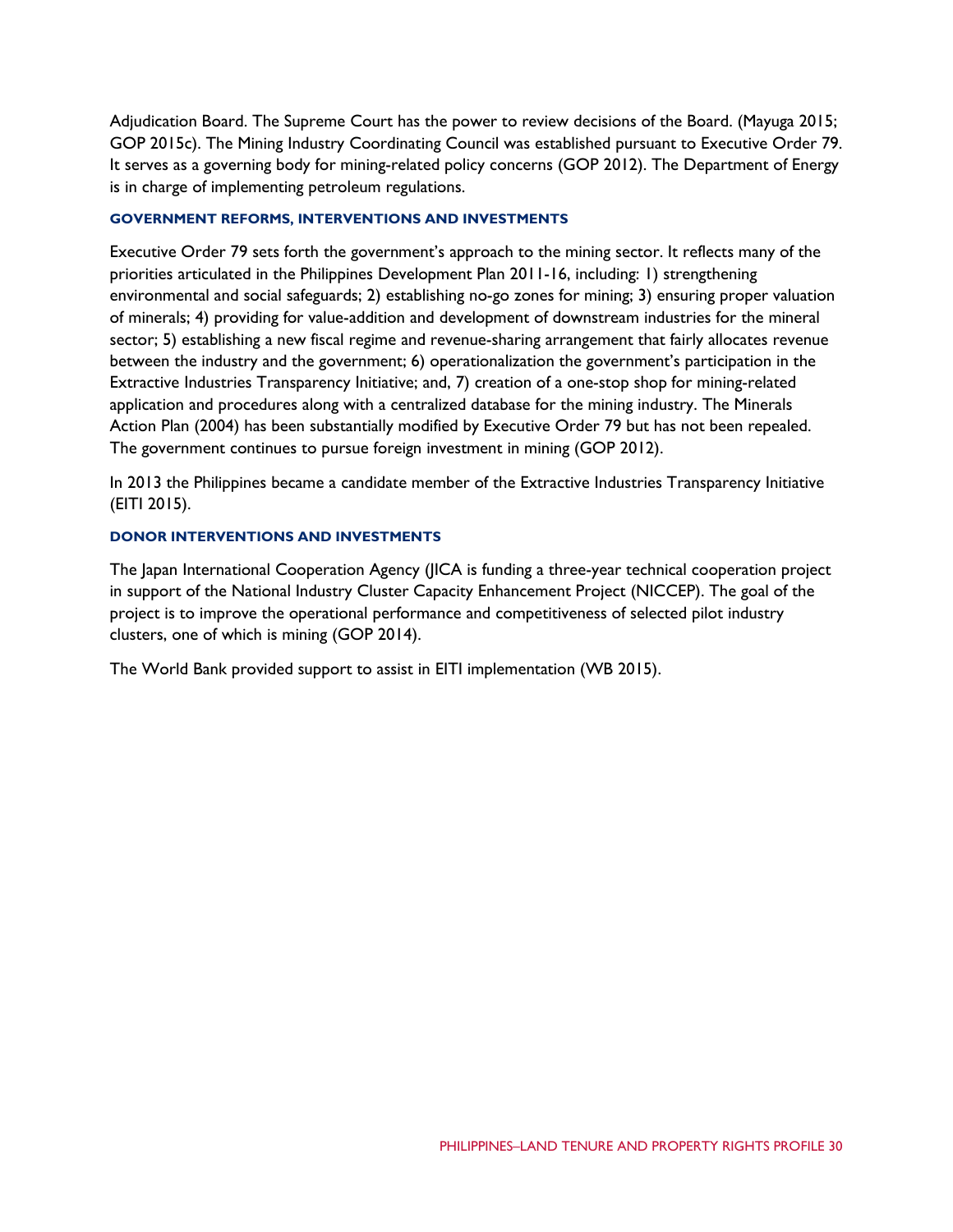Adjudication Board. The Supreme Court has the power to review decisions of the Board. (Mayuga 2015; GOP 2015c). The Mining Industry Coordinating Council was established pursuant to Executive Order 79. It serves as a governing body for mining-related policy concerns (GOP 2012). The Department of Energy is in charge of implementing petroleum regulations.

#### GOVERNMENT REFORMS, INTERVENTIONS AND INVESTMENTS

Executive Order 79 sets forth the government's approach to the mining sector. It reflects many of the priorities articulated in the Philippines Development Plan 2011-16, including: 1) strengthening environmental and social safeguards; 2) establishing no-go zones for mining; 3) ensuring proper valuation of minerals; 4) providing for value-addition and development of downstream industries for the mineral sector; 5) establishing a new fiscal regime and revenue-sharing arrangement that fairly allocates revenue between the industry and the government; 6) operationalization the government's participation in the Extractive Industries Transparency Initiative; and, 7) creation of a one-stop shop for mining-related application and procedures along with a centralized database for the mining industry. The Minerals Action Plan (2004) has been substantially modified by Executive Order 79 but has not been repealed. The government continues to pursue foreign investment in mining (GOP 2012).

In 2013 the Philippines became a candidate member of the Extractive Industries Transparency Initiative (EITI 2015).

#### DONOR INTERVENTIONS AND INVESTMENTS

The Japan International Cooperation Agency (JICA is funding a three-year technical cooperation project in support of the National Industry Cluster Capacity Enhancement Project (NICCEP). The goal of the project is to improve the operational performance and competitiveness of selected pilot industry clusters, one of which is mining (GOP 2014).

The World Bank provided support to assist in EITI implementation (WB 2015).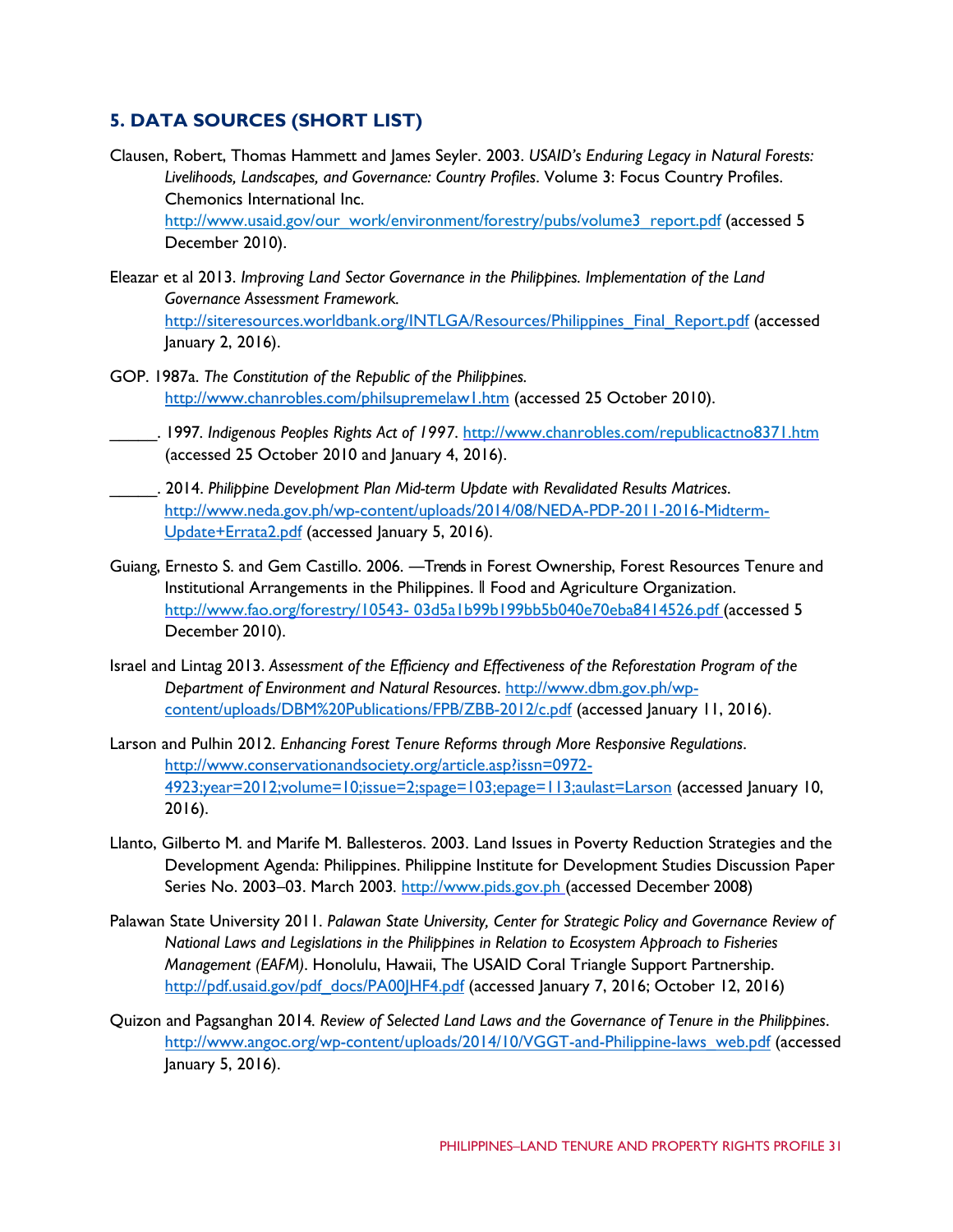## 5. DATA SOURCES (SHORT LIST)

Clausen, Robert, Thomas Hammett and James Seyler. 2003. *USAID's Enduring Legacy in Natural Forests: Livelihoods, Landscapes, and Governance: Country Profiles*. Volume 3: Focus Country Profiles. Chemonics International Inc. http://www.usaid.gov/our_work/environment/forestry/pubs/volume3_report.pdf (accessed 5 December 2010).

Eleazar et al 2013. *Improving Land Sector Governance in the Philippines. Implementation of the Land Governance Assessment Framework.* http://siteresources.worldbank.org/INTLGA/Resources/Philippines_Final_Report.pdf (accessed January 2, 2016).

GOP. 1987a. *The Constitution of the Republic of the Philippines.* http://www.chanrobles.com/philsupremelaw1.htm (accessed 25 October 2010).

_____. 1997. *Indigenous Peoples Rights Act of 1997*. http://www.chanrobles.com/republicactno8371.htm (accessed 25 October 2010 and January 4, 2016).

_____. 2014. *Philippine Development Plan Mid-term Update with Revalidated Results Matrices*. http://www.neda.gov.ph/wp-content/uploads/2014/08/NEDA-PDP-2011-2016-Midterm-Update+Errata2.pdf (accessed January 5, 2016).

Guiang, Ernesto S. and Gem Castillo. 2006. ―Trends in Forest Ownership, Forest Resources Tenure and Institutional Arrangements in the Philippines. ‖ Food and Agriculture Organization. http://www.fao.org/forestry/10543- 03d5a1b99b199bb5b040e70eba8414526.pdf (accessed 5 December 2010).

Israel and Lintag 2013. *Assessment of the Efficiency and Effectiveness of the Reforestation Program of the Department of Environment and Natural Resources*. http://www.dbm.gov.ph/wp-content/uploads/DBM%20Publications/FPB/ZBB-2012/c.pdf (accessed January 11, 2016).

Larson and Pulhin 2012. *Enhancing Forest Tenure Reforms through More Responsive Regulations*. http://www.conservationandsociety.org/article.asp?issn=0972-4923;year=2012;volume=10;issue=2;spage=103;epage=113;aulast=Larson (accessed January 10, 2016).

Llanto, Gilberto M. and Marife M. Ballesteros. 2003. Land Issues in Poverty Reduction Strategies and the Development Agenda: Philippines. Philippine Institute for Development Studies Discussion Paper Series No. 2003–03. March 2003. http://www.pids.gov.ph (accessed December 2008)

Palawan State University 2011. *Palawan State University, Center for Strategic Policy and Governance Review of National Laws and Legislations in the Philippines in Relation to Ecosystem Approach to Fisheries Management (EAFM)*. Honolulu, Hawaii, The USAID Coral Triangle Support Partnership. http://pdf.usaid.gov/pdf_docs/PA00JHF4.pdf (accessed January 7, 2016; October 12, 2016)

Quizon and Pagsanghan 2014. *Review of Selected Land Laws and the Governance of Tenure in the Philippines*. http://www.angoc.org/wp-content/uploads/2014/10/VGGT-and-Philippine-laws_web.pdf (accessed January 5, 2016).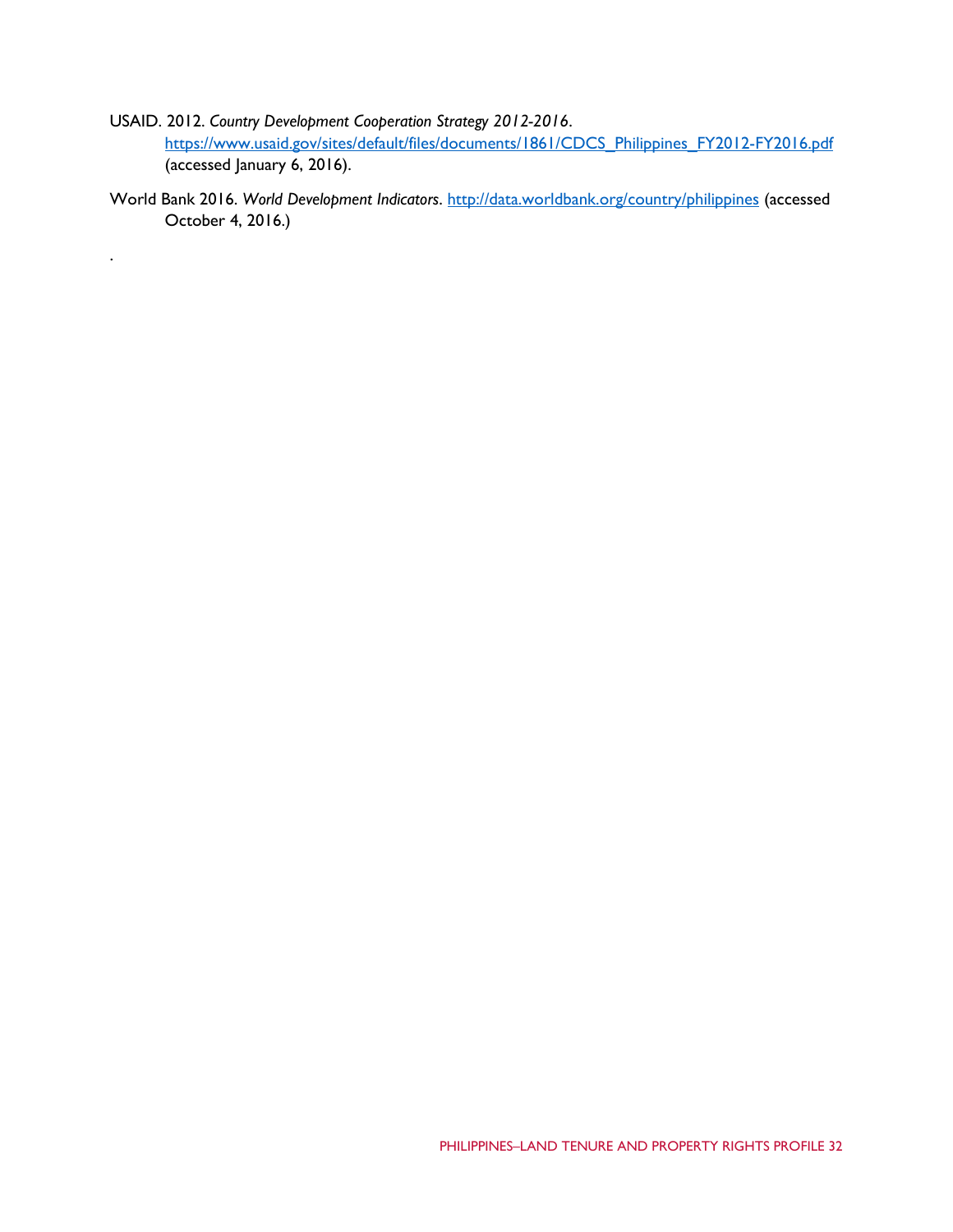USAID. 2012. *Country Development Cooperation Strategy 2012-2016*. https://www.usaid.gov/sites/default/files/documents/1861/CDCS_Philippines_FY2012-FY2016.pdf (accessed January 6, 2016).

World Bank 2016. *World Development Indicators*. http://data.worldbank.org/country/philippines (accessed October 4, 2016.)

.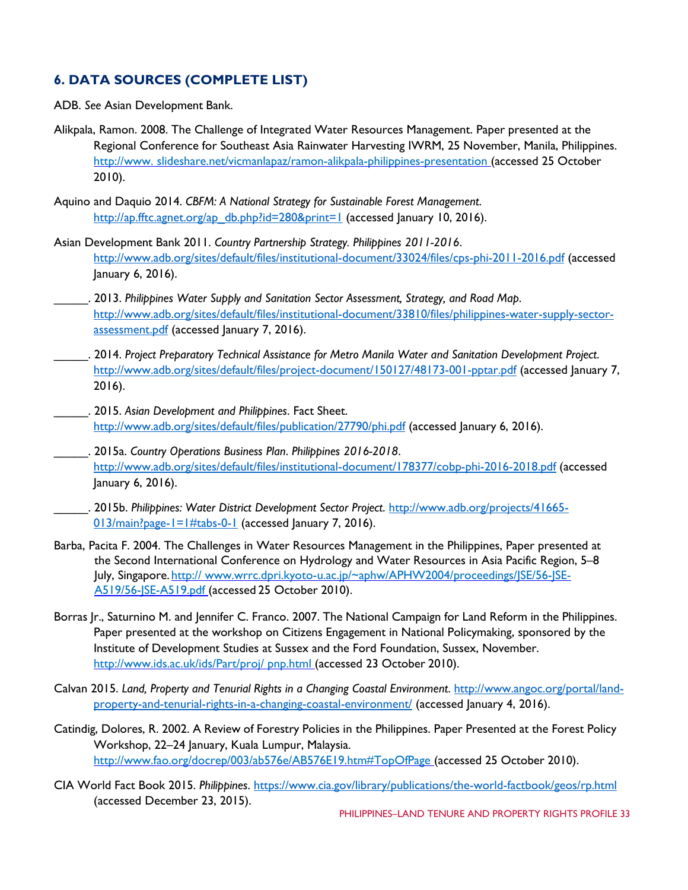## 6. DATA SOURCES (COMPLETE LIST)

ADB. *See* Asian Development Bank.

Alikpala, Ramon. 2008. The Challenge of Integrated Water Resources Management. Paper presented at the Regional Conference for Southeast Asia Rainwater Harvesting IWRM, 25 November, Manila, Philippines. http://www. slideshare.net/vicmanlapaz/ramon-alikpala-philippines-presentation (accessed 25 October 2010).

Aquino and Daquio 2014. *CBFM: A National Strategy for Sustainable Forest Management.* http://ap.fftc.agnet.org/ap_db.php?id=280&print=1 (accessed January 10, 2016).

Asian Development Bank 2011. *Country Partnership Strategy. Philippines 2011-2016*. http://www.adb.org/sites/default/files/institutional-document/33024/files/cps-phi-2011-2016.pdf (accessed January 6, 2016).

______. 2013. *Philippines Water Supply and Sanitation Sector Assessment, Strategy, and Road Map*. http://www.adb.org/sites/default/files/institutional-document/33810/files/philippines-water-supply-sector-assessment.pdf (accessed January 7, 2016).

______. 2014. *Project Preparatory Technical Assistance for Metro Manila Water and Sanitation Development Project.* http://www.adb.org/sites/default/files/project-document/150127/48173-001-pptar.pdf (accessed January 7, 2016).

______. 2015. *Asian Development and Philippines*. Fact Sheet. http://www.adb.org/sites/default/files/publication/27790/phi.pdf (accessed January 6, 2016).

______. 2015a. *Country Operations Business Plan*. *Philippines 2016-2018*. http://www.adb.org/sites/default/files/institutional-document/178377/cobp-phi-2016-2018.pdf (accessed January 6, 2016).

______. 2015b. *Philippines: Water District Development Sector Project.* http://www.adb.org/projects/41665-013/main?page-1=1#tabs-0-1 (accessed January 7, 2016).

Barba, Pacita F. 2004. The Challenges in Water Resources Management in the Philippines, Paper presented at the Second International Conference on Hydrology and Water Resources in Asia Pacific Region, 5–8 July, Singapore. http:// www.wrrc.dpri.kyoto-u.ac.jp/~aphw/APHW2004/proceedings/JSE/56-JSE-A519/56-JSE-A519.pdf (accessed 25 October 2010).

Borras Jr., Saturnino M. and Jennifer C. Franco. 2007. The National Campaign for Land Reform in the Philippines. Paper presented at the workshop on Citizens Engagement in National Policymaking, sponsored by the Institute of Development Studies at Sussex and the Ford Foundation, Sussex, November. http://www.ids.ac.uk/ids/Part/proj/ pnp.html (accessed 23 October 2010).

Calvan 2015. *Land, Property and Tenurial Rights in a Changing Coastal Environment.* http://www.angoc.org/portal/land-property-and-tenurial-rights-in-a-changing-coastal-environment/ (accessed January 4, 2016).

Catindig, Dolores, R. 2002. A Review of Forestry Policies in the Philippines. Paper Presented at the Forest Policy Workshop, 22–24 January, Kuala Lumpur, Malaysia. http://www.fao.org/docrep/003/ab576e/AB576E19.htm#TopOfPage (accessed 25 October 2010).

CIA World Fact Book 2015. *Philippines*. https://www.cia.gov/library/publications/the-world-factbook/geos/rp.html (accessed December 23, 2015).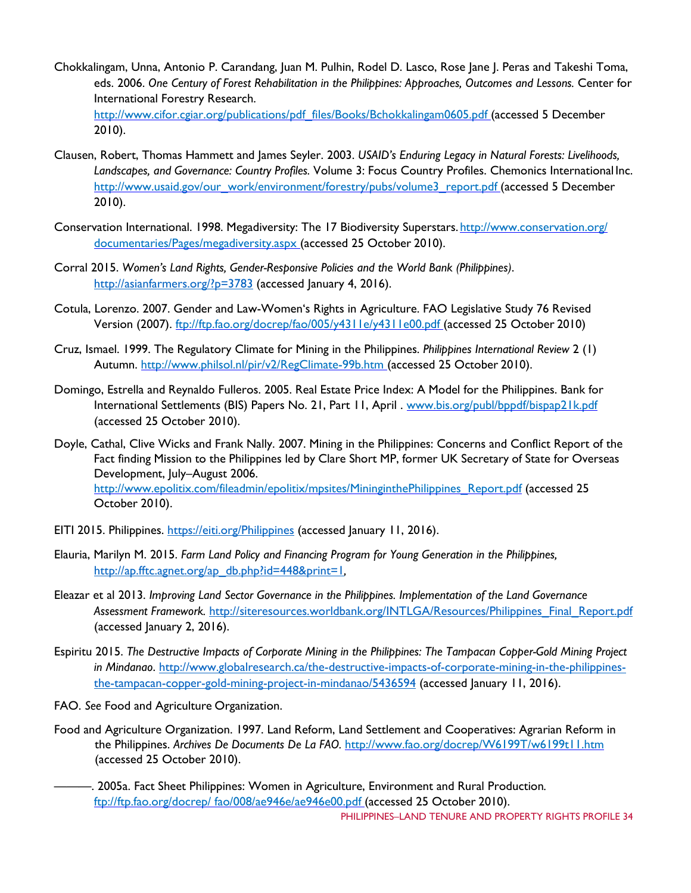Chokkalingam, Unna, Antonio P. Carandang, Juan M. Pulhin, Rodel D. Lasco, Rose Jane J. Peras and Takeshi Toma, eds. 2006. *One Century of Forest Rehabilitation in the Philippines: Approaches, Outcomes and Lessons.* Center for International Forestry Research. http://www.cifor.cgiar.org/publications/pdf_files/Books/Bchokkalingam0605.pdf (accessed 5 December 2010).

Clausen, Robert, Thomas Hammett and James Seyler. 2003. *USAID's Enduring Legacy in Natural Forests: Livelihoods, Landscapes, and Governance: Country Profiles.* Volume 3: Focus Country Profiles. Chemonics International Inc. http://www.usaid.gov/our_work/environment/forestry/pubs/volume3_report.pdf (accessed 5 December 2010).

Conservation International. 1998. Megadiversity: The 17 Biodiversity Superstars. http://www.conservation.org/documentaries/Pages/megadiversity.aspx (accessed 25 October 2010).

Corral 2015. *Women's Land Rights, Gender-Responsive Policies and the World Bank (Philippines)*. http://asianfarmers.org/?p=3783 (accessed January 4, 2016).

Cotula, Lorenzo. 2007. Gender and Law-Women's Rights in Agriculture. FAO Legislative Study 76 Revised Version (2007). ftp://ftp.fao.org/docrep/fao/005/y4311e/y4311e00.pdf (accessed 25 October 2010)

Cruz, Ismael. 1999. The Regulatory Climate for Mining in the Philippines. *Philippines International Review* 2 (1) Autumn. http://www.philsol.nl/pir/v2/RegClimate-99b.htm (accessed 25 October 2010).

Domingo, Estrella and Reynaldo Fulleros. 2005. Real Estate Price Index: A Model for the Philippines. Bank for International Settlements (BIS) Papers No. 21, Part 11, April . www.bis.org/publ/bppdf/bispap21k.pdf (accessed 25 October 2010).

Doyle, Cathal, Clive Wicks and Frank Nally. 2007. Mining in the Philippines: Concerns and Conflict Report of the Fact finding Mission to the Philippines led by Clare Short MP, former UK Secretary of State for Overseas Development, July–August 2006. http://www.epolitix.com/fileadmin/epolitix/mpsites/MininginthePhilippines_Report.pdf (accessed 25 October 2010).

EITI 2015. Philippines. https://eiti.org/Philippines (accessed January 11, 2016).

Elauria, Marilyn M. 2015. *Farm Land Policy and Financing Program for Young Generation in the Philippines,* http://ap.fftc.agnet.org/ap_db.php?id=448&print=1,

Eleazar et al 2013. *Improving Land Sector Governance in the Philippines. Implementation of the Land Governance Assessment Framework.* http://siteresources.worldbank.org/INTLGA/Resources/Philippines_Final_Report.pdf (accessed January 2, 2016).

Espiritu 2015. *The Destructive Impacts of Corporate Mining in the Philippines: The Tampacan Copper-Gold Mining Project in Mindanao*. http://www.globalresearch.ca/the-destructive-impacts-of-corporate-mining-in-the-philippines-the-tampacan-copper-gold-mining-project-in-mindanao/5436594 (accessed January 11, 2016).

FAO. *See* Food and Agriculture Organization.

Food and Agriculture Organization. 1997. Land Reform, Land Settlement and Cooperatives: Agrarian Reform in the Philippines. *Archives De Documents De La FAO*. http://www.fao.org/docrep/W6199T/w6199t11.htm (accessed 25 October 2010).

———. 2005a. Fact Sheet Philippines: Women in Agriculture, Environment and Rural Production. ftp://ftp.fao.org/docrep/ fao/008/ae946e/ae946e00.pdf (accessed 25 October 2010).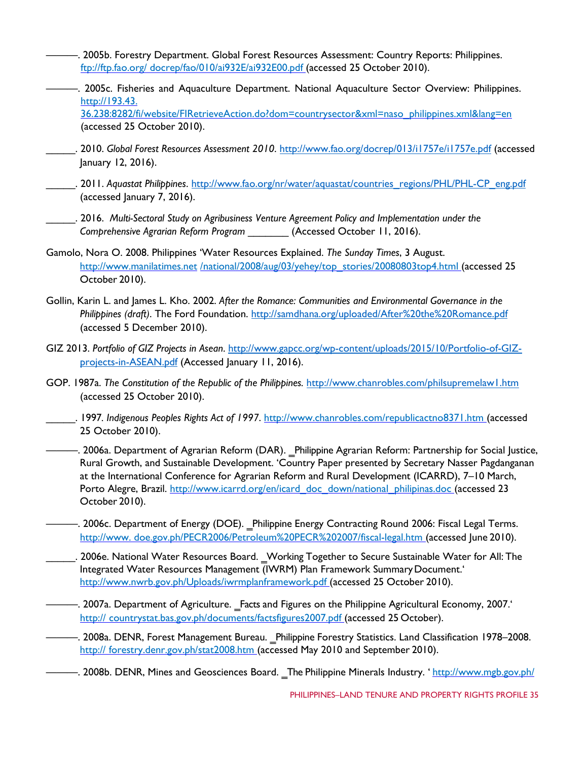———. 2005b. Forestry Department. Global Forest Resources Assessment: Country Reports: Philippines. ftp://ftp.fao.org/ docrep/fao/010/ai932E/ai932E00.pdf (accessed 25 October 2010).

———. 2005c. Fisheries and Aquaculture Department. National Aquaculture Sector Overview: Philippines. http://193.43. 36.238:8282/fi/website/FIRetrieveAction.do?dom=countrysector&xml=naso_philippines.xml&lang=en (accessed 25 October 2010).

_____. 2010. *Global Forest Resources Assessment 2010*. http://www.fao.org/docrep/013/i1757e/i1757e.pdf (accessed January 12, 2016).

_____. 2011. *Aquastat Philippines*. http://www.fao.org/nr/water/aquastat/countries_regions/PHL/PHL-CP_eng.pdf (accessed January 7, 2016).

_____. 2016. *Multi-Sectoral Study on Agribusiness Venture Agreement Policy and Implementation under the Comprehensive Agrarian Reform Program* _______ (Accessed October 11, 2016).

Gamolo, Nora O. 2008. Philippines 'Water Resources Explained. *The Sunday Times*, 3 August. http://www.manilatimes.net /national/2008/aug/03/yehey/top_stories/20080803top4.html (accessed 25 October 2010).

Gollin, Karin L. and James L. Kho. 2002. *After the Romance: Communities and Environmental Governance in the Philippines (draft)*. The Ford Foundation. http://samdhana.org/uploaded/After%20the%20Romance.pdf (accessed 5 December 2010).

GIZ 2013. *Portfolio of GIZ Projects in Asean*. http://www.gapcc.org/wp-content/uploads/2015/10/Portfolio-of-GIZ-projects-in-ASEAN.pdf (Accessed January 11, 2016).

GOP. 1987a. *The Constitution of the Republic of the Philippines.* http://www.chanrobles.com/philsupremelaw1.htm (accessed 25 October 2010).

_____. 1997. *Indigenous Peoples Rights Act of 1997*. http://www.chanrobles.com/republicactno8371.htm (accessed 25 October 2010).

———. 2006a. Department of Agrarian Reform (DAR). ‗Philippine Agrarian Reform: Partnership for Social Justice, Rural Growth, and Sustainable Development. 'Country Paper presented by Secretary Nasser Pagdanganan at the International Conference for Agrarian Reform and Rural Development (ICARRD), 7–10 March, Porto Alegre, Brazil. http://www.icarrd.org/en/icard_doc_down/national_philipinas.doc (accessed 23 October 2010).

———. 2006c. Department of Energy (DOE). ‗Philippine Energy Contracting Round 2006: Fiscal Legal Terms. http://www. doe.gov.ph/PECR2006/Petroleum%20PECR%202007/fiscal-legal.htm (accessed June 2010).

_____. 2006e. National Water Resources Board. ‗Working Together to Secure Sustainable Water for All: The Integrated Water Resources Management (IWRM) Plan Framework Summary Document.' http://www.nwrb.gov.ph/Uploads/iwrmplanframework.pdf (accessed 25 October 2010).

———. 2007a. Department of Agriculture. ‗Facts and Figures on the Philippine Agricultural Economy, 2007.' http:// countrystat.bas.gov.ph/documents/factsfigures2007.pdf (accessed 25 October).

———. 2008a. DENR, Forest Management Bureau. ‗Philippine Forestry Statistics. Land Classification 1978–2008. http:// forestry.denr.gov.ph/stat2008.htm (accessed May 2010 and September 2010).

———. 2008b. DENR, Mines and Geosciences Board. ‗The Philippine Minerals Industry. ' http://www.mgb.gov.ph/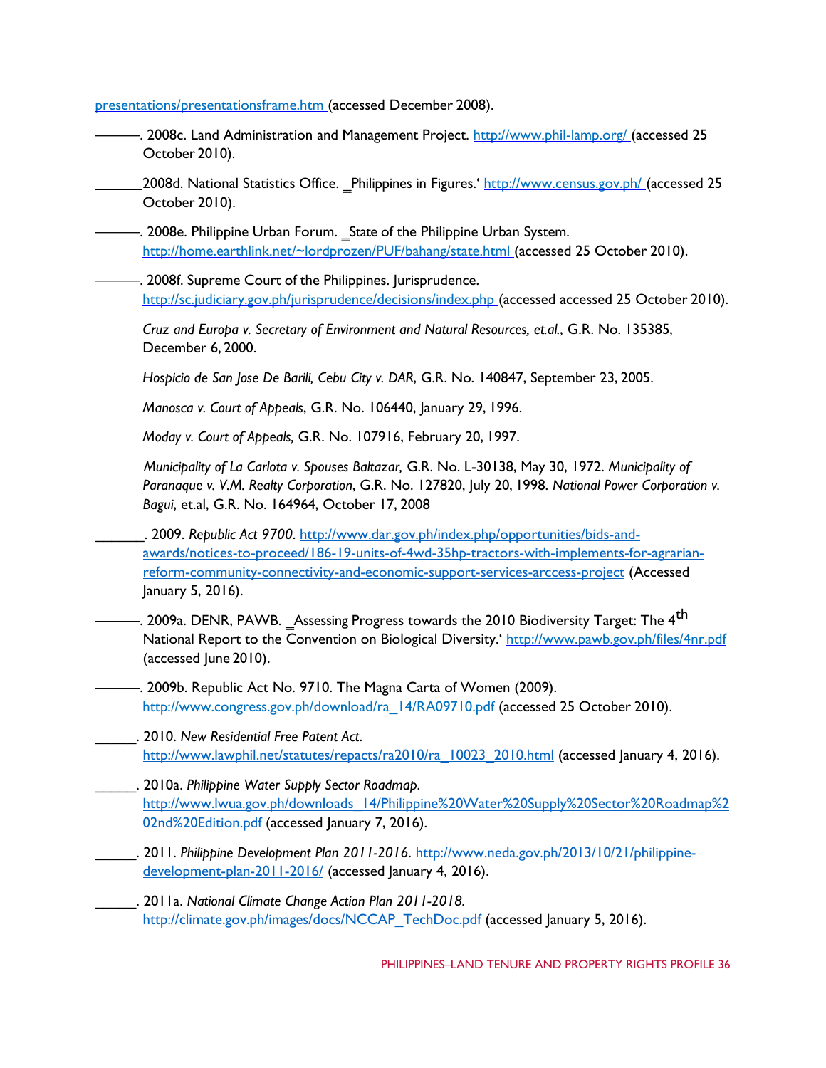presentations/presentationsframe.htm (accessed December 2008).

———. 2008c. Land Administration and Management Project. http://www.phil-lamp.org/ (accessed 25 October 2010).

______2008d. National Statistics Office. ‗Philippines in Figures.' http://www.census.gov.ph/ (accessed 25 October 2010).

———. 2008e. Philippine Urban Forum. ‗State of the Philippine Urban System. http://home.earthlink.net/~lordprozen/PUF/bahang/state.html (accessed 25 October 2010).

———. 2008f. Supreme Court of the Philippines. Jurisprudence. http://sc.judiciary.gov.ph/jurisprudence/decisions/index.php (accessed accessed 25 October 2010).

*Cruz and Europa v. Secretary of Environment and Natural Resources, et.al.*, G.R. No. 135385, December 6, 2000.

*Hospicio de San Jose De Barili, Cebu City v. DAR*, G.R. No. 140847, September 23, 2005.

*Manosca v. Court of Appeals*, G.R. No. 106440, January 29, 1996.

*Moday v. Court of Appeals,* G.R. No. 107916, February 20, 1997.

*Municipality of La Carlota v. Spouses Baltazar,* G.R. No. L-30138, May 30, 1972. *Municipality of Paranaque v. V.M. Realty Corporation*, G.R. No. 127820, July 20, 1998. *National Power Corporation v. Bagui*, et.al, G.R. No. 164964, October 17, 2008

_______. 2009. *Republic Act 9700*. http://www.dar.gov.ph/index.php/opportunities/bids-and-awards/notices-to-proceed/186-19-units-of-4wd-35hp-tractors-with-implements-for-agrarian-reform-community-connectivity-and-economic-support-services-arccess-project (Accessed January 5, 2016).

———. 2009a. DENR, PAWB. ‗Assessing Progress towards the 2010 Biodiversity Target: The 4th National Report to the Convention on Biological Diversity.' http://www.pawb.gov.ph/files/4nr.pdf (accessed June 2010).

———. 2009b. Republic Act No. 9710. The Magna Carta of Women (2009). http://www.congress.gov.ph/download/ra_14/RA09710.pdf (accessed 25 October 2010).

______. 2010. *New Residential Free Patent Act*. http://www.lawphil.net/statutes/repacts/ra2010/ra_10023_2010.html (accessed January 4, 2016).

______. 2010a. *Philippine Water Supply Sector Roadmap*. http://www.lwua.gov.ph/downloads_14/Philippine%20Water%20Supply%20Sector%20Roadmap%202nd%20Edition.pdf (accessed January 7, 2016).

______. 2011. *Philippine Development Plan 2011-2016*. http://www.neda.gov.ph/2013/10/21/philippine-development-plan-2011-2016/ (accessed January 4, 2016).

______. 2011a. *National Climate Change Action Plan 2011-2018*. http://climate.gov.ph/images/docs/NCCAP_TechDoc.pdf (accessed January 5, 2016).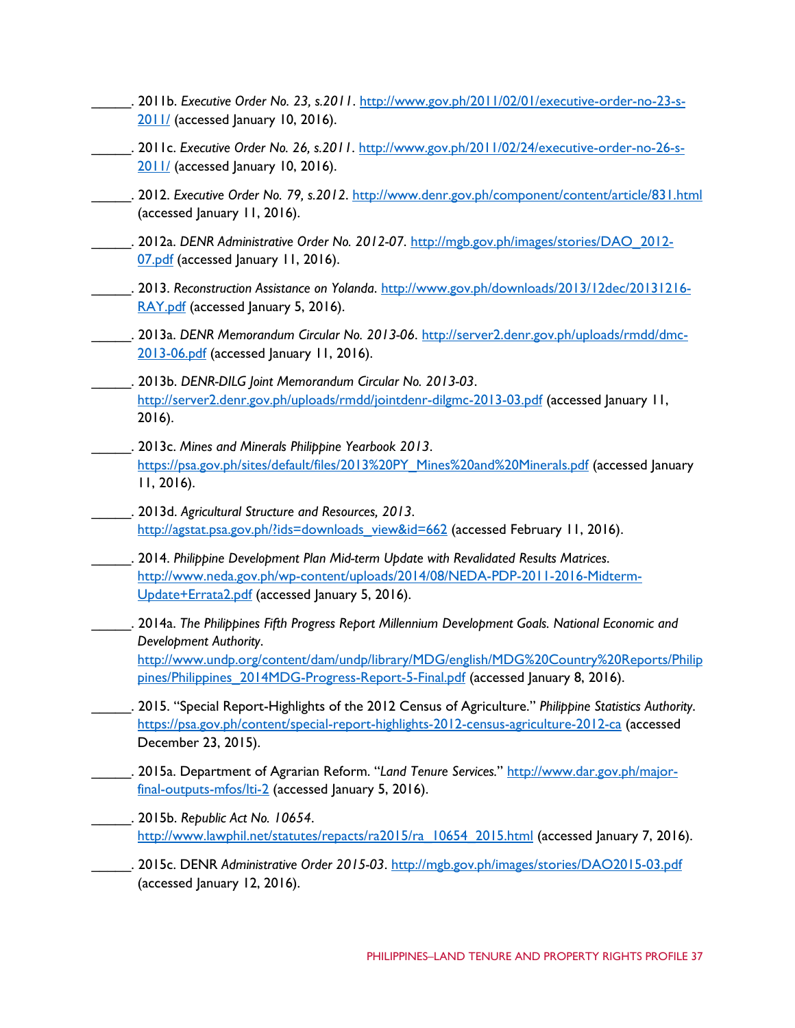\_\_\_\_\_\_. 2011b. *Executive Order No. 23, s.2011*. http://www.gov.ph/2011/02/01/executive-order-no-23-s-2011/ (accessed January 10, 2016).

\_\_\_\_\_\_. 2011c. *Executive Order No. 26, s.2011*. http://www.gov.ph/2011/02/24/executive-order-no-26-s-2011/ (accessed January 10, 2016).

\_\_\_\_\_\_. 2012. *Executive Order No. 79, s.2012*. http://www.denr.gov.ph/component/content/article/831.html (accessed January 11, 2016).

\_\_\_\_\_\_. 2012a. *DENR Administrative Order No. 2012-07*. http://mgb.gov.ph/images/stories/DAO_2012-07.pdf (accessed January 11, 2016).

\_\_\_\_\_\_. 2013. *Reconstruction Assistance on Yolanda*. http://www.gov.ph/downloads/2013/12dec/20131216-RAY.pdf (accessed January 5, 2016).

\_\_\_\_\_\_. 2013a. *DENR Memorandum Circular No. 2013-06*. http://server2.denr.gov.ph/uploads/rmdd/dmc-2013-06.pdf (accessed January 11, 2016).

\_\_\_\_\_\_. 2013b. *DENR-DILG Joint Memorandum Circular No. 2013-03*. http://server2.denr.gov.ph/uploads/rmdd/jointdenr-dilgmc-2013-03.pdf (accessed January 11, 2016).

\_\_\_\_\_\_. 2013c. *Mines and Minerals Philippine Yearbook 2013*. https://psa.gov.ph/sites/default/files/2013%20PY_Mines%20and%20Minerals.pdf (accessed January 11, 2016).

\_\_\_\_\_\_. 2013d. *Agricultural Structure and Resources, 2013*. http://agstat.psa.gov.ph/?ids=downloads_view&id=662 (accessed February 11, 2016).

\_\_\_\_\_\_. 2014. *Philippine Development Plan Mid-term Update with Revalidated Results Matrices*. http://www.neda.gov.ph/wp-content/uploads/2014/08/NEDA-PDP-2011-2016-Midterm-Update+Errata2.pdf (accessed January 5, 2016).

\_\_\_\_\_\_. 2014a. *The Philippines Fifth Progress Report Millennium Development Goals. National Economic and Development Authority*. http://www.undp.org/content/dam/undp/library/MDG/english/MDG%20Country%20Reports/Philippines/Philippines_2014MDG-Progress-Report-5-Final.pdf (accessed January 8, 2016).

\_\_\_\_\_\_. 2015. "Special Report-Highlights of the 2012 Census of Agriculture." *Philippine Statistics Authority*. https://psa.gov.ph/content/special-report-highlights-2012-census-agriculture-2012-ca (accessed December 23, 2015).

\_\_\_\_\_\_. 2015a. Department of Agrarian Reform. "*Land Tenure Services*." http://www.dar.gov.ph/major-final-outputs-mfos/lti-2 (accessed January 5, 2016).

\_\_\_\_\_\_. 2015b. *Republic Act No. 10654*. http://www.lawphil.net/statutes/repacts/ra2015/ra_10654_2015.html (accessed January 7, 2016).

\_\_\_\_\_\_. 2015c. DENR *Administrative Order 2015-03*. http://mgb.gov.ph/images/stories/DAO2015-03.pdf (accessed January 12, 2016).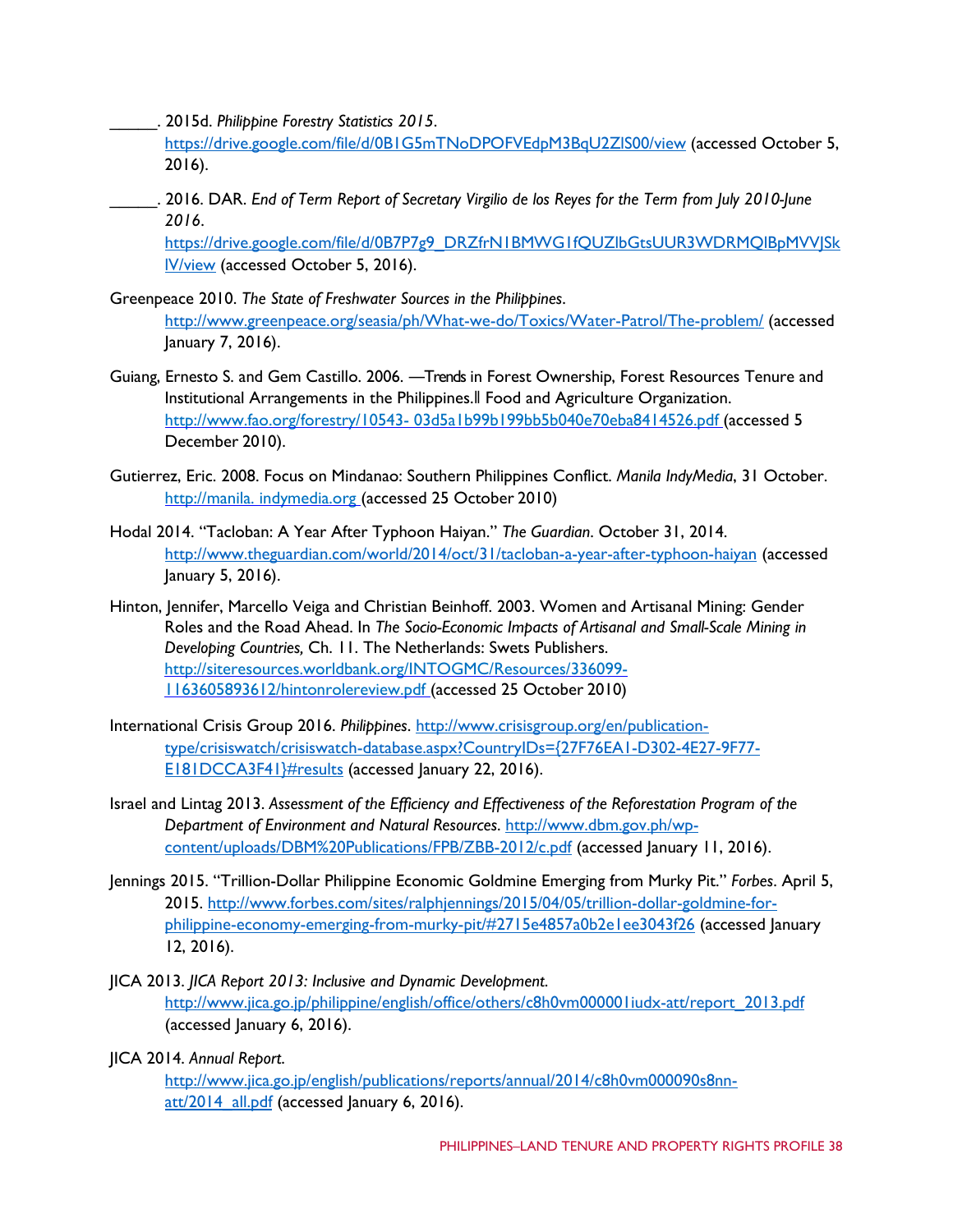\_\_\_\_\_. 2015d. *Philippine Forestry Statistics 2015*. https://drive.google.com/file/d/0B1G5mTNoDPOFVEdpM3BqU2ZlS00/view (accessed October 5, 2016).

\_\_\_\_\_. 2016. DAR. *End of Term Report of Secretary Virgilio de los Reyes for the Term from July 2010-June 2016*. https://drive.google.com/file/d/0B7P7g9_DRZfrN1BMWG1fQUZlbGtsUUR3WDRMQlBpMVVJSklV/view (accessed October 5, 2016).

Greenpeace 2010. *The State of Freshwater Sources in the Philippines*. http://www.greenpeace.org/seasia/ph/What-we-do/Toxics/Water-Patrol/The-problem/ (accessed January 7, 2016).

Guiang, Ernesto S. and Gem Castillo. 2006. ―Trends in Forest Ownership, Forest Resources Tenure and Institutional Arrangements in the Philippines.‖ Food and Agriculture Organization. http://www.fao.org/forestry/10543- 03d5a1b99b199bb5b040e70eba8414526.pdf (accessed 5 December 2010).

Gutierrez, Eric. 2008. Focus on Mindanao: Southern Philippines Conflict. *Manila IndyMedia*, 31 October. http://manila. indymedia.org (accessed 25 October 2010)

Hodal 2014. "Tacloban: A Year After Typhoon Haiyan." *The Guardian*. October 31, 2014. http://www.theguardian.com/world/2014/oct/31/tacloban-a-year-after-typhoon-haiyan (accessed January 5, 2016).

Hinton, Jennifer, Marcello Veiga and Christian Beinhoff. 2003. Women and Artisanal Mining: Gender Roles and the Road Ahead. In *The Socio-Economic Impacts of Artisanal and Small-Scale Mining in Developing Countries,* Ch. 11. The Netherlands: Swets Publishers. http://siteresources.worldbank.org/INTOGMC/Resources/336099-1163605893612/hintonrolereview.pdf (accessed 25 October 2010)

International Crisis Group 2016. *Philippines*. http://www.crisisgroup.org/en/publication-type/crisiswatch/crisiswatch-database.aspx?CountryIDs={27F76EA1-D302-4E27-9F77-E181DCCA3F41}#results (accessed January 22, 2016).

Israel and Lintag 2013. *Assessment of the Efficiency and Effectiveness of the Reforestation Program of the Department of Environment and Natural Resources*. http://www.dbm.gov.ph/wp-content/uploads/DBM%20Publications/FPB/ZBB-2012/c.pdf (accessed January 11, 2016).

Jennings 2015. "Trillion-Dollar Philippine Economic Goldmine Emerging from Murky Pit." *Forbes*. April 5, 2015. http://www.forbes.com/sites/ralphjennings/2015/04/05/trillion-dollar-goldmine-for-philippine-economy-emerging-from-murky-pit/#2715e4857a0b2e1ee3043f26 (accessed January 12, 2016).

JICA 2013. *JICA Report 2013: Inclusive and Dynamic Development*. http://www.jica.go.jp/philippine/english/office/others/c8h0vm000001iudx-att/report_2013.pdf (accessed January 6, 2016).

JICA 2014. *Annual Report*. http://www.jica.go.jp/english/publications/reports/annual/2014/c8h0vm000090s8nn-att/2014_all.pdf (accessed January 6, 2016).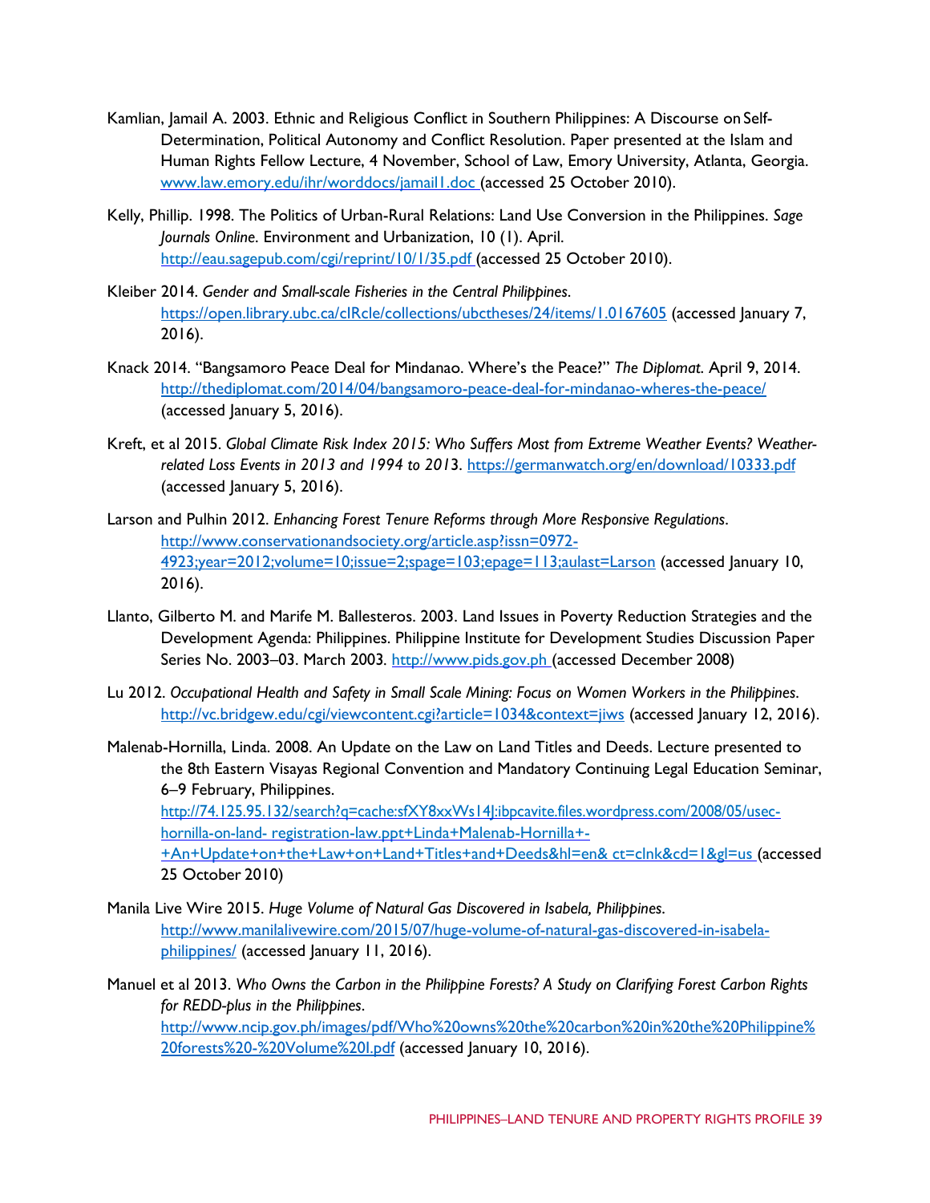Kamlian, Jamail A. 2003. Ethnic and Religious Conflict in Southern Philippines: A Discourse on Self-Determination, Political Autonomy and Conflict Resolution. Paper presented at the Islam and Human Rights Fellow Lecture, 4 November, School of Law, Emory University, Atlanta, Georgia. www.law.emory.edu/ihr/worddocs/jamail1.doc (accessed 25 October 2010).

Kelly, Phillip. 1998. The Politics of Urban-Rural Relations: Land Use Conversion in the Philippines. *Sage Journals Online*. Environment and Urbanization, 10 (1). April. http://eau.sagepub.com/cgi/reprint/10/1/35.pdf (accessed 25 October 2010).

Kleiber 2014. *Gender and Small-scale Fisheries in the Central Philippines*. https://open.library.ubc.ca/cIRcle/collections/ubctheses/24/items/1.0167605 (accessed January 7, 2016).

Knack 2014. "Bangsamoro Peace Deal for Mindanao. Where's the Peace?" *The Diplomat*. April 9, 2014. http://thediplomat.com/2014/04/bangsamoro-peace-deal-for-mindanao-wheres-the-peace/ (accessed January 5, 2016).

Kreft, et al 2015. *Global Climate Risk Index 2015: Who Suffers Most from Extreme Weather Events? Weather-related Loss Events in 2013 and 1994 to 2013*. https://germanwatch.org/en/download/10333.pdf (accessed January 5, 2016).

Larson and Pulhin 2012. *Enhancing Forest Tenure Reforms through More Responsive Regulations*. http://www.conservationandsociety.org/article.asp?issn=0972-4923;year=2012;volume=10;issue=2;spage=103;epage=113;aulast=Larson (accessed January 10, 2016).

Llanto, Gilberto M. and Marife M. Ballesteros. 2003. Land Issues in Poverty Reduction Strategies and the Development Agenda: Philippines. Philippine Institute for Development Studies Discussion Paper Series No. 2003–03. March 2003. http://www.pids.gov.ph (accessed December 2008)

Lu 2012. *Occupational Health and Safety in Small Scale Mining: Focus on Women Workers in the Philippines*. http://vc.bridgew.edu/cgi/viewcontent.cgi?article=1034&context=jiws (accessed January 12, 2016).

Malenab-Hornilla, Linda. 2008. An Update on the Law on Land Titles and Deeds. Lecture presented to the 8th Eastern Visayas Regional Convention and Mandatory Continuing Legal Education Seminar, 6–9 February, Philippines. http://74.125.95.132/search?q=cache:sfXY8xxWs14J:ibpcavite.files.wordpress.com/2008/05/usec-hornilla-on-land- registration-law.ppt+Linda+Malenab-Hornilla+-+An+Update+on+the+Law+on+Land+Titles+and+Deeds&hl=en& ct=clnk&cd=1&gl=us (accessed 25 October 2010)

Manila Live Wire 2015. *Huge Volume of Natural Gas Discovered in Isabela, Philippines*. http://www.manilalivewire.com/2015/07/huge-volume-of-natural-gas-discovered-in-isabela-philippines/ (accessed January 11, 2016).

Manuel et al 2013. *Who Owns the Carbon in the Philippine Forests? A Study on Clarifying Forest Carbon Rights for REDD-plus in the Philippines*. http://www.ncip.gov.ph/images/pdf/Who%20owns%20the%20carbon%20in%20the%20Philippine%20forests%20-%20Volume%20I.pdf (accessed January 10, 2016).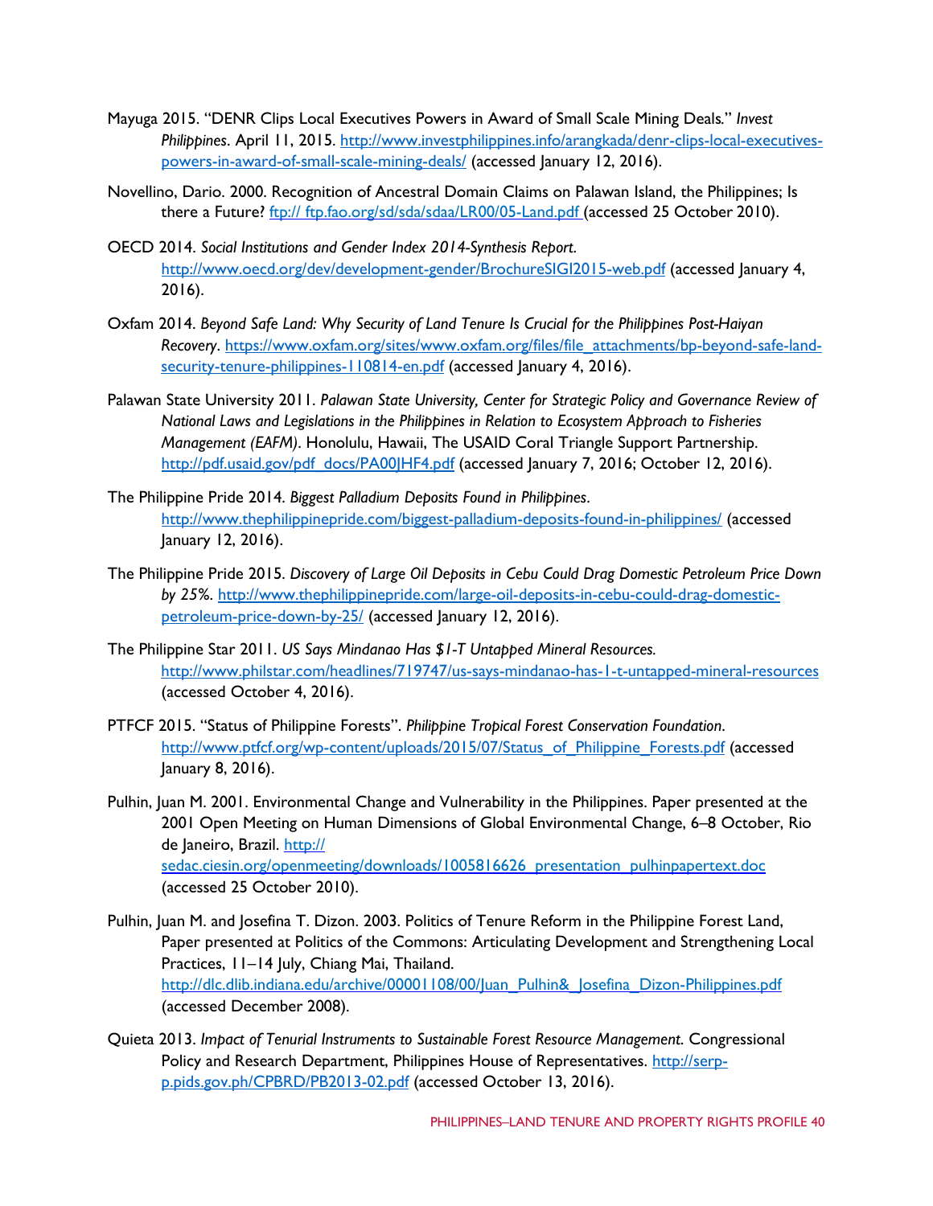Mayuga 2015. "DENR Clips Local Executives Powers in Award of Small Scale Mining Deals." *Invest Philippines*. April 11, 2015. http://www.investphilippines.info/arangkada/denr-clips-local-executives-powers-in-award-of-small-scale-mining-deals/ (accessed January 12, 2016).

Novellino, Dario. 2000. Recognition of Ancestral Domain Claims on Palawan Island, the Philippines; Is there a Future? ftp:// ftp.fao.org/sd/sda/sdaa/LR00/05-Land.pdf (accessed 25 October 2010).

OECD 2014. *Social Institutions and Gender Index 2014-Synthesis Report*. http://www.oecd.org/dev/development-gender/BrochureSIGI2015-web.pdf (accessed January 4, 2016).

Oxfam 2014. *Beyond Safe Land: Why Security of Land Tenure Is Crucial for the Philippines Post-Haiyan Recovery*. https://www.oxfam.org/sites/www.oxfam.org/files/file_attachments/bp-beyond-safe-land-security-tenure-philippines-110814-en.pdf (accessed January 4, 2016).

Palawan State University 2011. *Palawan State University, Center for Strategic Policy and Governance Review of National Laws and Legislations in the Philippines in Relation to Ecosystem Approach to Fisheries Management (EAFM)*. Honolulu, Hawaii, The USAID Coral Triangle Support Partnership. http://pdf.usaid.gov/pdf_docs/PA00JHF4.pdf (accessed January 7, 2016; October 12, 2016).

The Philippine Pride 2014. *Biggest Palladium Deposits Found in Philippines*. http://www.thephilippinepride.com/biggest-palladium-deposits-found-in-philippines/ (accessed January 12, 2016).

The Philippine Pride 2015. *Discovery of Large Oil Deposits in Cebu Could Drag Domestic Petroleum Price Down by 25%*. http://www.thephilippinepride.com/large-oil-deposits-in-cebu-could-drag-domestic-petroleum-price-down-by-25/ (accessed January 12, 2016).

The Philippine Star 2011. *US Says Mindanao Has $1-T Untapped Mineral Resources*. http://www.philstar.com/headlines/719747/us-says-mindanao-has-1-t-untapped-mineral-resources (accessed October 4, 2016).

PTFCF 2015. "Status of Philippine Forests". *Philippine Tropical Forest Conservation Foundation*. http://www.ptfcf.org/wp-content/uploads/2015/07/Status_of_Philippine_Forests.pdf (accessed January 8, 2016).

Pulhin, Juan M. 2001. Environmental Change and Vulnerability in the Philippines. Paper presented at the 2001 Open Meeting on Human Dimensions of Global Environmental Change, 6–8 October, Rio de Janeiro, Brazil. http:// sedac.ciesin.org/openmeeting/downloads/1005816626_presentation_pulhinpapertext.doc (accessed 25 October 2010).

Pulhin, Juan M. and Josefina T. Dizon. 2003. Politics of Tenure Reform in the Philippine Forest Land, Paper presented at Politics of the Commons: Articulating Development and Strengthening Local Practices, 11–14 July, Chiang Mai, Thailand. http://dlc.dlib.indiana.edu/archive/00001108/00/Juan_Pulhin&_Josefina_Dizon-Philippines.pdf (accessed December 2008).

Quieta 2013. *Impact of Tenurial Instruments to Sustainable Forest Resource Management*. Congressional Policy and Research Department, Philippines House of Representatives. http://serp-p.pids.gov.ph/CPBRD/PB2013-02.pdf (accessed October 13, 2016).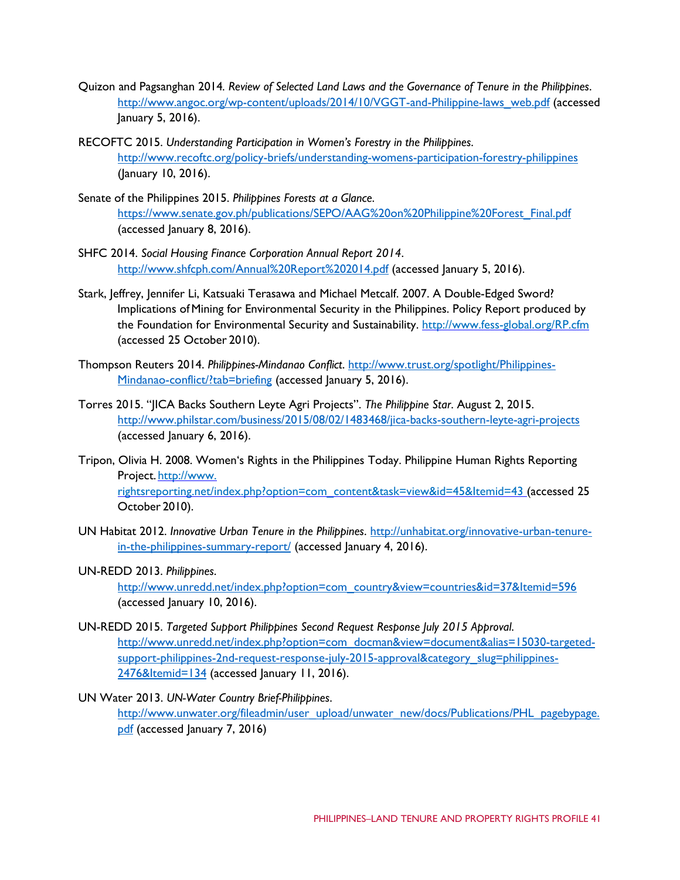Quizon and Pagsanghan 2014. *Review of Selected Land Laws and the Governance of Tenure in the Philippines*. http://www.angoc.org/wp-content/uploads/2014/10/VGGT-and-Philippine-laws_web.pdf (accessed January 5, 2016).

RECOFTC 2015. *Understanding Participation in Women's Forestry in the Philippines*. http://www.recoftc.org/policy-briefs/understanding-womens-participation-forestry-philippines (January 10, 2016).

Senate of the Philippines 2015. *Philippines Forests at a Glance*. https://www.senate.gov.ph/publications/SEPO/AAG%20on%20Philippine%20Forest_Final.pdf (accessed January 8, 2016).

SHFC 2014. *Social Housing Finance Corporation Annual Report 2014*. http://www.shfcph.com/Annual%20Report%202014.pdf (accessed January 5, 2016).

Stark, Jeffrey, Jennifer Li, Katsuaki Terasawa and Michael Metcalf. 2007. A Double-Edged Sword? Implications of Mining for Environmental Security in the Philippines. Policy Report produced by the Foundation for Environmental Security and Sustainability. http://www.fess-global.org/RP.cfm (accessed 25 October 2010).

Thompson Reuters 2014. *Philippines-Mindanao Conflict*. http://www.trust.org/spotlight/Philippines-Mindanao-conflict/?tab=briefing (accessed January 5, 2016).

Torres 2015. "JICA Backs Southern Leyte Agri Projects". *The Philippine Star*. August 2, 2015. http://www.philstar.com/business/2015/08/02/1483468/jica-backs-southern-leyte-agri-projects (accessed January 6, 2016).

Tripon, Olivia H. 2008. Women's Rights in the Philippines Today. Philippine Human Rights Reporting Project. http://www.rightsreporting.net/index.php?option=com_content&task=view&id=45&Itemid=43 (accessed 25 October 2010).

UN Habitat 2012. *Innovative Urban Tenure in the Philippines*. http://unhabitat.org/innovative-urban-tenure-in-the-philippines-summary-report/ (accessed January 4, 2016).

UN-REDD 2013. *Philippines*. http://www.unredd.net/index.php?option=com_country&view=countries&id=37&Itemid=596 (accessed January 10, 2016).

UN-REDD 2015. *Targeted Support Philippines Second Request Response July 2015 Approval*. http://www.unredd.net/index.php?option=com_docman&view=document&alias=15030-targeted-support-philippines-2nd-request-response-july-2015-approval&category_slug=philippines-2476&Itemid=134 (accessed January 11, 2016).

UN Water 2013. *UN-Water Country Brief-Philippines*. http://www.unwater.org/fileadmin/user_upload/unwater_new/docs/Publications/PHL_pagebypage.pdf (accessed January 7, 2016)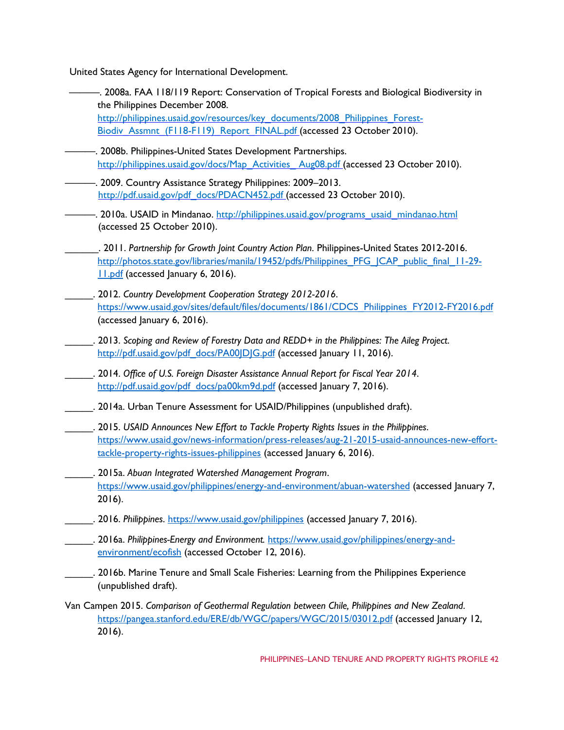United States Agency for International Development.

———. 2008a. FAA 118/119 Report: Conservation of Tropical Forests and Biological Biodiversity in the Philippines December 2008. http://philippines.usaid.gov/resources/key_documents/2008_Philippines_Forest-Biodiv_Assmnt_(F118-F119)_Report_FINAL.pdf (accessed 23 October 2010).

———. 2008b. Philippines-United States Development Partnerships. http://philippines.usaid.gov/docs/Map_Activities_Aug08.pdf (accessed 23 October 2010).

———. 2009. Country Assistance Strategy Philippines: 2009–2013. http://pdf.usaid.gov/pdf_docs/PDACN452.pdf (accessed 23 October 2010).

———. 2010a. USAID in Mindanao. http://philippines.usaid.gov/programs_usaid_mindanao.html (accessed 25 October 2010).

_______. 2011. *Partnership for Growth Joint Country Action Plan*. Philippines-United States 2012-2016. http://photos.state.gov/libraries/manila/19452/pdfs/Philippines_PFG_JCAP_public_final_11-29-11.pdf (accessed January 6, 2016).

______. 2012. *Country Development Cooperation Strategy 2012-2016*. https://www.usaid.gov/sites/default/files/documents/1861/CDCS_Philippines_FY2012-FY2016.pdf (accessed January 6, 2016).

______. 2013. *Scoping and Review of Forestry Data and REDD+ in the Philippines: The Aileg Project*. http://pdf.usaid.gov/pdf_docs/PA00JDJG.pdf (accessed January 11, 2016).

______. 2014. *Office of U.S. Foreign Disaster Assistance Annual Report for Fiscal Year 2014*. http://pdf.usaid.gov/pdf_docs/pa00km9d.pdf (accessed January 7, 2016).

______. 2014a. Urban Tenure Assessment for USAID/Philippines (unpublished draft).

______. 2015. *USAID Announces New Effort to Tackle Property Rights Issues in the Philippines*. https://www.usaid.gov/news-information/press-releases/aug-21-2015-usaid-announces-new-effort-tackle-property-rights-issues-philippines (accessed January 6, 2016).

______. 2015a. *Abuan Integrated Watershed Management Program*. https://www.usaid.gov/philippines/energy-and-environment/abuan-watershed (accessed January 7, 2016).

______. 2016. *Philippines*. https://www.usaid.gov/philippines (accessed January 7, 2016).

______. 2016a. *Philippines-Energy and Environment.* https://www.usaid.gov/philippines/energy-and-environment/ecofish (accessed October 12, 2016).

______. 2016b. Marine Tenure and Small Scale Fisheries: Learning from the Philippines Experience (unpublished draft).

Van Campen 2015. *Comparison of Geothermal Regulation between Chile, Philippines and New Zealand*. https://pangea.stanford.edu/ERE/db/WGC/papers/WGC/2015/03012.pdf (accessed January 12, 2016).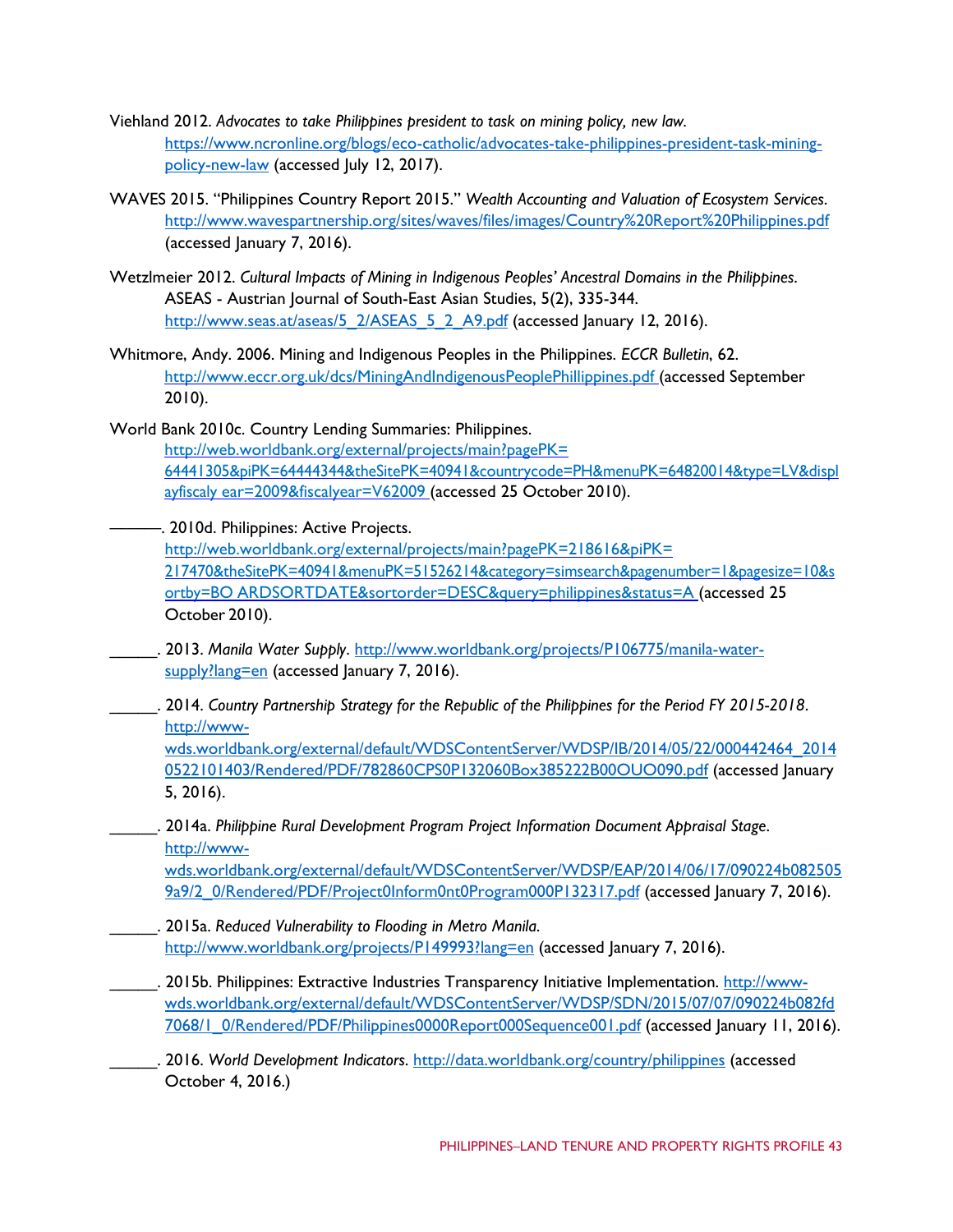Viehland 2012. *Advocates to take Philippines president to task on mining policy, new law.* https://www.ncronline.org/blogs/eco-catholic/advocates-take-philippines-president-task-mining-policy-new-law (accessed July 12, 2017).

WAVES 2015. "Philippines Country Report 2015." *Wealth Accounting and Valuation of Ecosystem Services.* http://www.wavespartnership.org/sites/waves/files/images/Country%20Report%20Philippines.pdf (accessed January 7, 2016).

Wetzlmeier 2012. *Cultural Impacts of Mining in Indigenous Peoples' Ancestral Domains in the Philippines.* ASEAS - Austrian Journal of South-East Asian Studies, 5(2), 335-344. http://www.seas.at/aseas/5_2/ASEAS_5_2_A9.pdf (accessed January 12, 2016).

Whitmore, Andy. 2006. Mining and Indigenous Peoples in the Philippines. *ECCR Bulletin*, 62. http://www.eccr.org.uk/dcs/MiningAndIndigenousPeoplePhillippines.pdf (accessed September 2010).

World Bank 2010c. Country Lending Summaries: Philippines. http://web.worldbank.org/external/projects/main?pagePK=64441305&piPK=64444344&theSitePK=40941&countrycode=PH&menuPK=64820014&type=LV&displayfiscaly ear=2009&fiscalyear=V62009 (accessed 25 October 2010).

———. 2010d. Philippines: Active Projects. http://web.worldbank.org/external/projects/main?pagePK=218616&piPK=217470&theSitePK=40941&menuPK=51526214&category=simsearch&pagenumber=1&pagesize=10&sortby=BO ARDSORTDATE&sortorder=DESC&query=philippines&status=A (accessed 25 October 2010).

\_\_\_\_\_\_. 2013. *Manila Water Supply*. http://www.worldbank.org/projects/P106775/manila-water-supply?lang=en (accessed January 7, 2016).

\_\_\_\_\_\_. 2014. *Country Partnership Strategy for the Republic of the Philippines for the Period FY 2015-2018*. http://www-wds.worldbank.org/external/default/WDSContentServer/WDSP/IB/2014/05/22/000442464_20140522101403/Rendered/PDF/782860CPS0P132060Box385222B00OUO090.pdf (accessed January 5, 2016).

\_\_\_\_\_\_. 2014a. *Philippine Rural Development Program Project Information Document Appraisal Stage*. http://www-wds.worldbank.org/external/default/WDSContentServer/WDSP/EAP/2014/06/17/090224b0825059a9/2_0/Rendered/PDF/Project0Inform0nt0Program000P132317.pdf (accessed January 7, 2016).

\_\_\_\_\_\_. 2015a. *Reduced Vulnerability to Flooding in Metro Manila*. http://www.worldbank.org/projects/P149993?lang=en (accessed January 7, 2016).

\_\_\_\_\_\_. 2015b. Philippines: Extractive Industries Transparency Initiative Implementation. http://www-wds.worldbank.org/external/default/WDSContentServer/WDSP/SDN/2015/07/07/090224b082fd7068/1_0/Rendered/PDF/Philippines0000Report000Sequence001.pdf (accessed January 11, 2016).

\_\_\_\_\_\_. 2016. *World Development Indicators*. http://data.worldbank.org/country/philippines (accessed October 4, 2016.)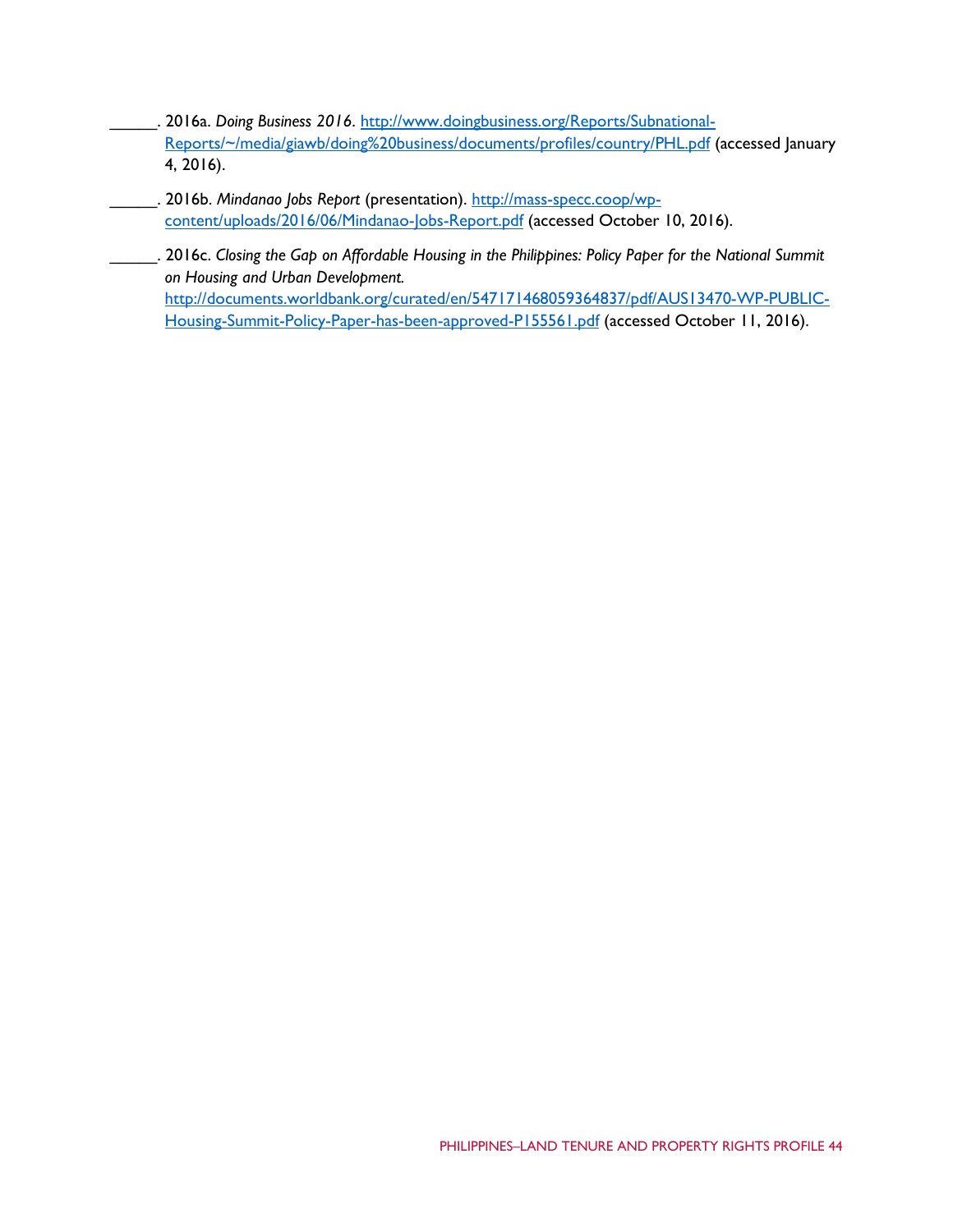______. 2016a. *Doing Business 2016*. http://www.doingbusiness.org/Reports/Subnational-Reports/~/media/giawb/doing%20business/documents/profiles/country/PHL.pdf (accessed January 4, 2016).

______. 2016b. *Mindanao Jobs Report* (presentation). http://mass-specc.coop/wp-content/uploads/2016/06/Mindanao-Jobs-Report.pdf (accessed October 10, 2016).

______. 2016c. *Closing the Gap on Affordable Housing in the Philippines: Policy Paper for the National Summit on Housing and Urban Development.* http://documents.worldbank.org/curated/en/547171468059364837/pdf/AUS13470-WP-PUBLIC-Housing-Summit-Policy-Paper-has-been-approved-P155561.pdf (accessed October 11, 2016).